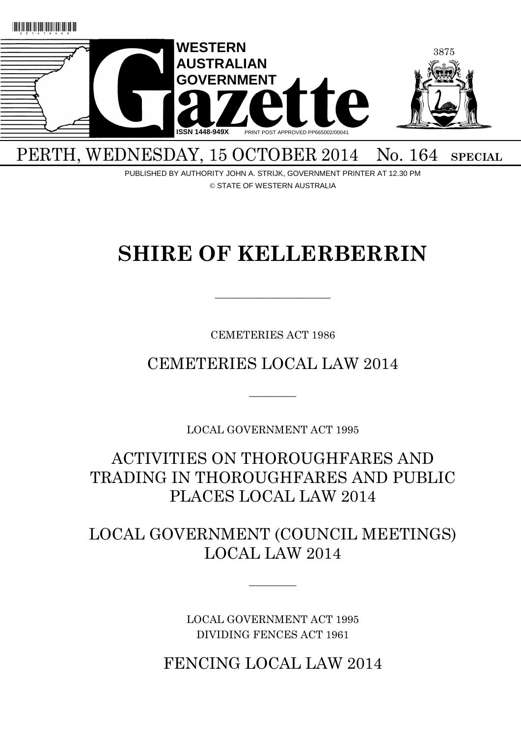# WESTERN AUSTRALIAN GOVERNMENT Gazette

ISSN 1448-949X PRINT POST APPROVED PP665002/00041

PERTH, WEDNESDAY, 15 OCTOBER 2014 No. 164 **SPECIAL**

PUBLISHED BY AUTHORITY JOHN A. STRIJK, GOVERNMENT PRINTER AT 12.30 PM

© STATE OF WESTERN AUSTRALIA

# SHIRE OF KELLERBERRIN

---

CEMETERIES ACT 1986

## CEMETERIES LOCAL LAW 2014

---

LOCAL GOVERNMENT ACT 1995

## ACTIVITIES ON THOROUGHFARES AND TRADING IN THOROUGHFARES AND PUBLIC PLACES LOCAL LAW 2014

## LOCAL GOVERNMENT (COUNCIL MEETINGS) LOCAL LAW 2014

---

LOCAL GOVERNMENT ACT 1995
DIVIDING FENCES ACT 1961

## FENCING LOCAL LAW 2014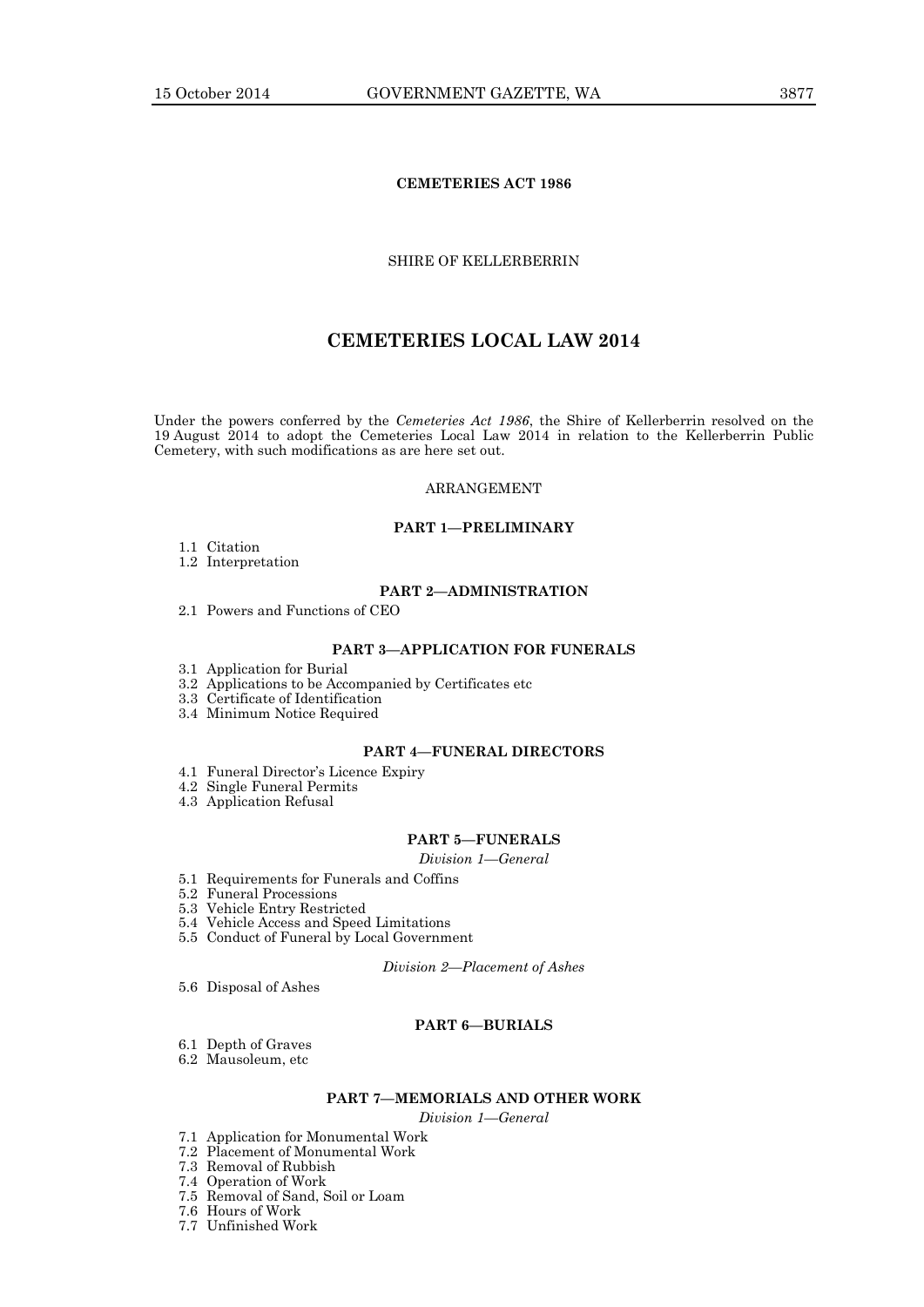**CEMETERIES ACT 1986**

SHIRE OF KELLERBERRIN

# CEMETERIES LOCAL LAW 2014

Under the powers conferred by the *Cemeteries Act 1986*, the Shire of Kellerberrin resolved on the 19 August 2014 to adopt the Cemeteries Local Law 2014 in relation to the Kellerberrin Public Cemetery, with such modifications as are here set out.

ARRANGEMENT

**PART 1—PRELIMINARY**

1.1 Citation
1.2 Interpretation

**PART 2—ADMINISTRATION**

2.1 Powers and Functions of CEO

**PART 3—APPLICATION FOR FUNERALS**

3.1 Application for Burial
3.2 Applications to be Accompanied by Certificates etc
3.3 Certificate of Identification
3.4 Minimum Notice Required

**PART 4—FUNERAL DIRECTORS**

4.1 Funeral Director's Licence Expiry
4.2 Single Funeral Permits
4.3 Application Refusal

**PART 5—FUNERALS**

*Division 1—General*

5.1 Requirements for Funerals and Coffins
5.2 Funeral Processions
5.3 Vehicle Entry Restricted
5.4 Vehicle Access and Speed Limitations
5.5 Conduct of Funeral by Local Government

*Division 2—Placement of Ashes*

5.6 Disposal of Ashes

**PART 6—BURIALS**

6.1 Depth of Graves
6.2 Mausoleum, etc

**PART 7—MEMORIALS AND OTHER WORK**

*Division 1—General*

7.1 Application for Monumental Work
7.2 Placement of Monumental Work
7.3 Removal of Rubbish
7.4 Operation of Work
7.5 Removal of Sand, Soil or Loam
7.6 Hours of Work
7.7 Unfinished Work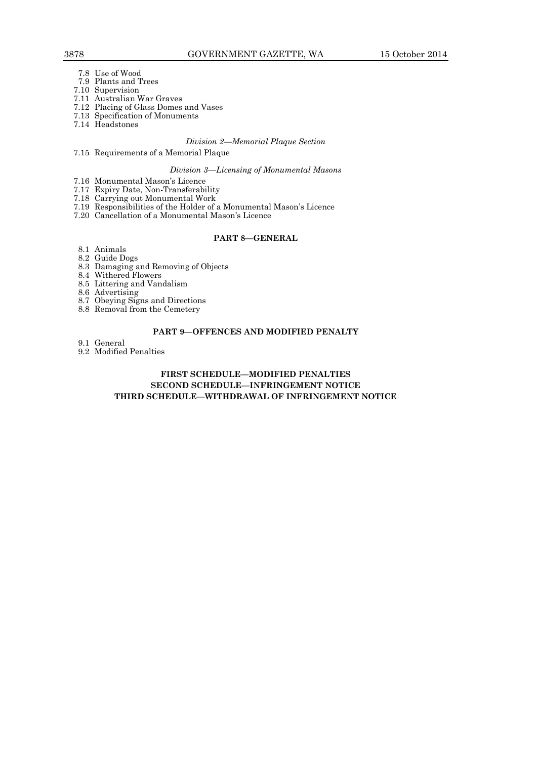7.8 Use of Wood
7.9 Plants and Trees
7.10 Supervision
7.11 Australian War Graves
7.12 Placing of Glass Domes and Vases
7.13 Specification of Monuments
7.14 Headstones

*Division 2—Memorial Plaque Section*

7.15 Requirements of a Memorial Plaque

*Division 3—Licensing of Monumental Masons*

7.16 Monumental Mason's Licence
7.17 Expiry Date, Non-Transferability
7.18 Carrying out Monumental Work
7.19 Responsibilities of the Holder of a Monumental Mason's Licence
7.20 Cancellation of a Monumental Mason's Licence

**PART 8—GENERAL**

8.1 Animals
8.2 Guide Dogs
8.3 Damaging and Removing of Objects
8.4 Withered Flowers
8.5 Littering and Vandalism
8.6 Advertising
8.7 Obeying Signs and Directions
8.8 Removal from the Cemetery

**PART 9—OFFENCES AND MODIFIED PENALTY**

9.1 General
9.2 Modified Penalties

**FIRST SCHEDULE—MODIFIED PENALTIES**
**SECOND SCHEDULE—INFRINGEMENT NOTICE**
**THIRD SCHEDULE—WITHDRAWAL OF INFRINGEMENT NOTICE**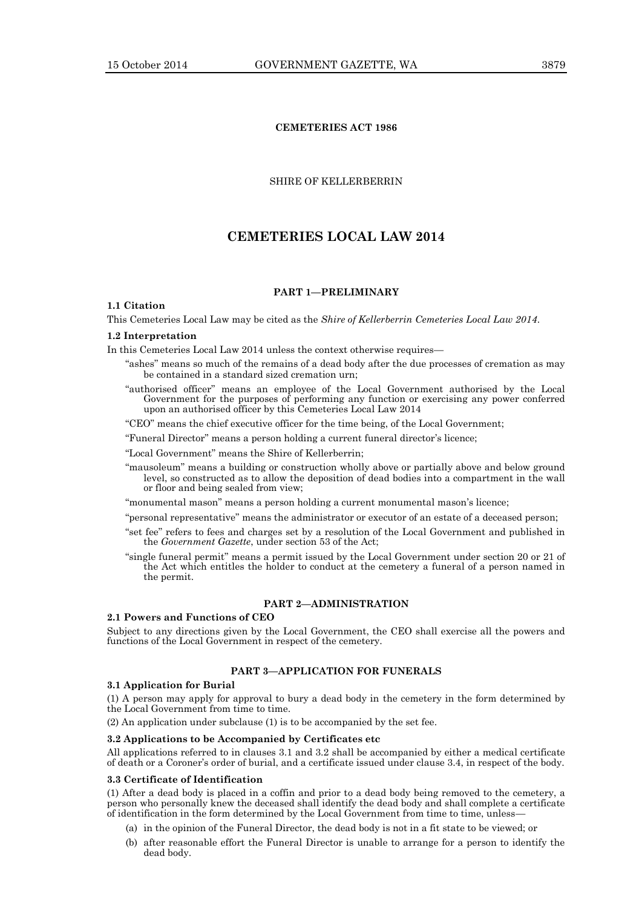**CEMETERIES ACT 1986**

SHIRE OF KELLERBERRIN

# CEMETERIES LOCAL LAW 2014

## PART 1—PRELIMINARY

**1.1 Citation**

This Cemeteries Local Law may be cited as the *Shire of Kellerberrin Cemeteries Local Law 2014*.

**1.2 Interpretation**

In this Cemeteries Local Law 2014 unless the context otherwise requires—

"ashes" means so much of the remains of a dead body after the due processes of cremation as may be contained in a standard sized cremation urn;

"authorised officer" means an employee of the Local Government authorised by the Local Government for the purposes of performing any function or exercising any power conferred upon an authorised officer by this Cemeteries Local Law 2014

"CEO" means the chief executive officer for the time being, of the Local Government;

"Funeral Director" means a person holding a current funeral director's licence;

"Local Government" means the Shire of Kellerberrin;

"mausoleum" means a building or construction wholly above or partially above and below ground level, so constructed as to allow the deposition of dead bodies into a compartment in the wall or floor and being sealed from view;

"monumental mason" means a person holding a current monumental mason's licence;

"personal representative" means the administrator or executor of an estate of a deceased person;

"set fee" refers to fees and charges set by a resolution of the Local Government and published in the *Government Gazette*, under section 53 of the Act;

"single funeral permit" means a permit issued by the Local Government under section 20 or 21 of the Act which entitles the holder to conduct at the cemetery a funeral of a person named in the permit.

## PART 2—ADMINISTRATION

**2.1 Powers and Functions of CEO**

Subject to any directions given by the Local Government, the CEO shall exercise all the powers and functions of the Local Government in respect of the cemetery.

## PART 3—APPLICATION FOR FUNERALS

**3.1 Application for Burial**

(1) A person may apply for approval to bury a dead body in the cemetery in the form determined by the Local Government from time to time.

(2) An application under subclause (1) is to be accompanied by the set fee.

**3.2 Applications to be Accompanied by Certificates etc**

All applications referred to in clauses 3.1 and 3.2 shall be accompanied by either a medical certificate of death or a Coroner's order of burial, and a certificate issued under clause 3.4, in respect of the body.

**3.3 Certificate of Identification**

(1) After a dead body is placed in a coffin and prior to a dead body being removed to the cemetery, a person who personally knew the deceased shall identify the dead body and shall complete a certificate of identification in the form determined by the Local Government from time to time, unless—

(a) in the opinion of the Funeral Director, the dead body is not in a fit state to be viewed; or

(b) after reasonable effort the Funeral Director is unable to arrange for a person to identify the dead body.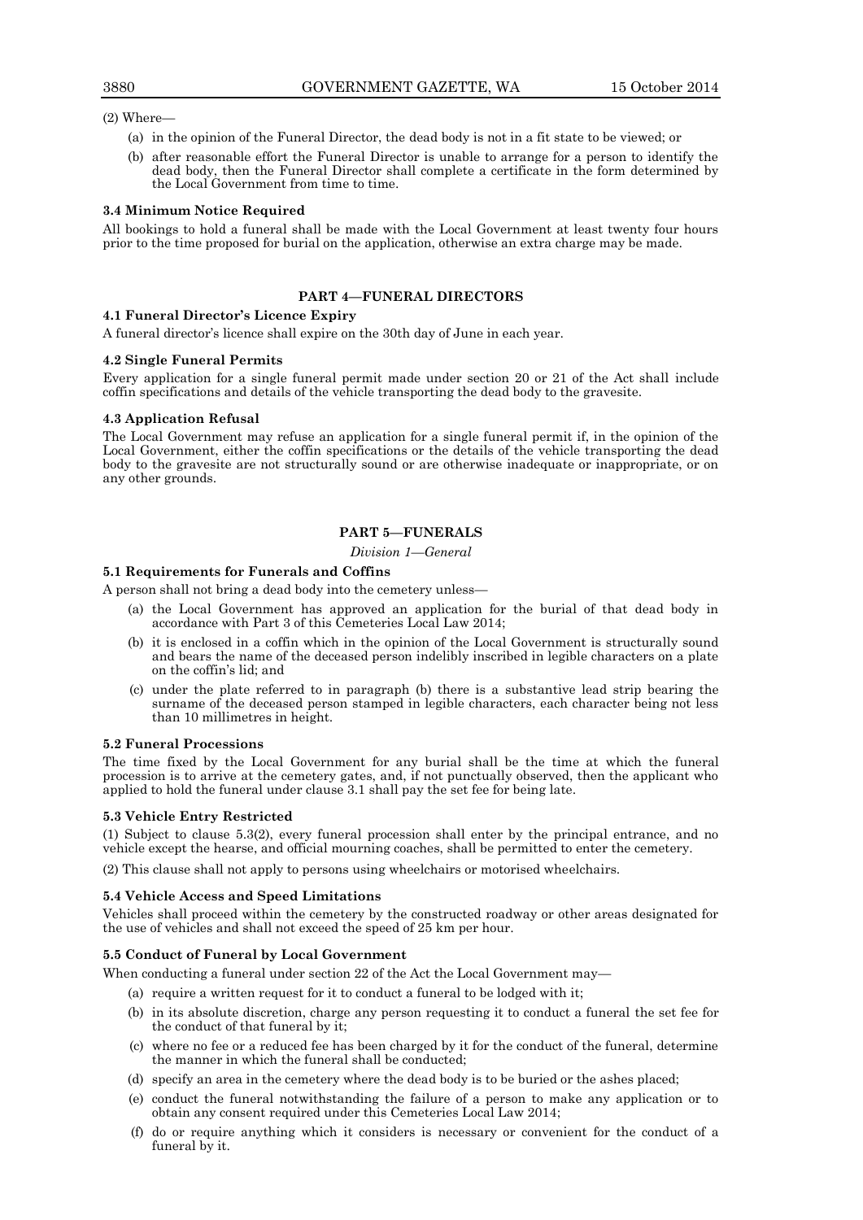(2) Where—

(a) in the opinion of the Funeral Director, the dead body is not in a fit state to be viewed; or

(b) after reasonable effort the Funeral Director is unable to arrange for a person to identify the dead body, then the Funeral Director shall complete a certificate in the form determined by the Local Government from time to time.

**3.4 Minimum Notice Required**

All bookings to hold a funeral shall be made with the Local Government at least twenty four hours prior to the time proposed for burial on the application, otherwise an extra charge may be made.

## PART 4—FUNERAL DIRECTORS

**4.1 Funeral Director's Licence Expiry**

A funeral director's licence shall expire on the 30th day of June in each year.

**4.2 Single Funeral Permits**

Every application for a single funeral permit made under section 20 or 21 of the Act shall include coffin specifications and details of the vehicle transporting the dead body to the gravesite.

**4.3 Application Refusal**

The Local Government may refuse an application for a single funeral permit if, in the opinion of the Local Government, either the coffin specifications or the details of the vehicle transporting the dead body to the gravesite are not structurally sound or are otherwise inadequate or inappropriate, or on any other grounds.

## PART 5—FUNERALS

*Division 1—General*

**5.1 Requirements for Funerals and Coffins**

A person shall not bring a dead body into the cemetery unless—

(a) the Local Government has approved an application for the burial of that dead body in accordance with Part 3 of this Cemeteries Local Law 2014;

(b) it is enclosed in a coffin which in the opinion of the Local Government is structurally sound and bears the name of the deceased person indelibly inscribed in legible characters on a plate on the coffin's lid; and

(c) under the plate referred to in paragraph (b) there is a substantive lead strip bearing the surname of the deceased person stamped in legible characters, each character being not less than 10 millimetres in height.

**5.2 Funeral Processions**

The time fixed by the Local Government for any burial shall be the time at which the funeral procession is to arrive at the cemetery gates, and, if not punctually observed, then the applicant who applied to hold the funeral under clause 3.1 shall pay the set fee for being late.

**5.3 Vehicle Entry Restricted**

(1) Subject to clause 5.3(2), every funeral procession shall enter by the principal entrance, and no vehicle except the hearse, and official mourning coaches, shall be permitted to enter the cemetery.

(2) This clause shall not apply to persons using wheelchairs or motorised wheelchairs.

**5.4 Vehicle Access and Speed Limitations**

Vehicles shall proceed within the cemetery by the constructed roadway or other areas designated for the use of vehicles and shall not exceed the speed of 25 km per hour.

**5.5 Conduct of Funeral by Local Government**

When conducting a funeral under section 22 of the Act the Local Government may—

(a) require a written request for it to conduct a funeral to be lodged with it;

(b) in its absolute discretion, charge any person requesting it to conduct a funeral the set fee for the conduct of that funeral by it;

(c) where no fee or a reduced fee has been charged by it for the conduct of the funeral, determine the manner in which the funeral shall be conducted;

(d) specify an area in the cemetery where the dead body is to be buried or the ashes placed;

(e) conduct the funeral notwithstanding the failure of a person to make any application or to obtain any consent required under this Cemeteries Local Law 2014;

(f) do or require anything which it considers is necessary or convenient for the conduct of a funeral by it.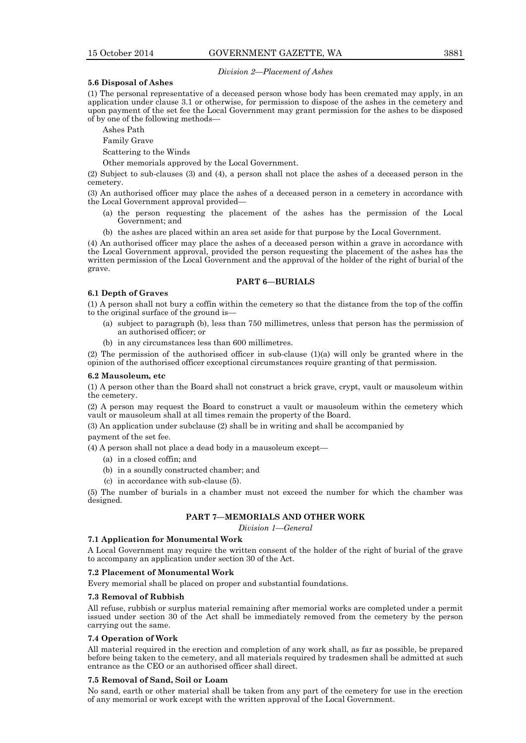*Division 2—Placement of Ashes*

**5.6 Disposal of Ashes**

(1) The personal representative of a deceased person whose body has been cremated may apply, in an application under clause 3.1 or otherwise, for permission to dispose of the ashes in the cemetery and upon payment of the set fee the Local Government may grant permission for the ashes to be disposed of by one of the following methods—

Ashes Path

Family Grave

Scattering to the Winds

Other memorials approved by the Local Government.

(2) Subject to sub-clauses (3) and (4), a person shall not place the ashes of a deceased person in the cemetery.

(3) An authorised officer may place the ashes of a deceased person in a cemetery in accordance with the Local Government approval provided—

(a) the person requesting the placement of the ashes has the permission of the Local Government; and

(b) the ashes are placed within an area set aside for that purpose by the Local Government.

(4) An authorised officer may place the ashes of a deceased person within a grave in accordance with the Local Government approval, provided the person requesting the placement of the ashes has the written permission of the Local Government and the approval of the holder of the right of burial of the grave.

## PART 6—BURIALS

**6.1 Depth of Graves**

(1) A person shall not bury a coffin within the cemetery so that the distance from the top of the coffin to the original surface of the ground is—

(a) subject to paragraph (b), less than 750 millimetres, unless that person has the permission of an authorised officer; or

(b) in any circumstances less than 600 millimetres.

(2) The permission of the authorised officer in sub-clause (1)(a) will only be granted where in the opinion of the authorised officer exceptional circumstances require granting of that permission.

**6.2 Mausoleum, etc**

(1) A person other than the Board shall not construct a brick grave, crypt, vault or mausoleum within the cemetery.

(2) A person may request the Board to construct a vault or mausoleum within the cemetery which vault or mausoleum shall at all times remain the property of the Board.

(3) An application under subclause (2) shall be in writing and shall be accompanied by

payment of the set fee.

(4) A person shall not place a dead body in a mausoleum except—

(a) in a closed coffin; and

(b) in a soundly constructed chamber; and

(c) in accordance with sub-clause (5).

(5) The number of burials in a chamber must not exceed the number for which the chamber was designed.

## PART 7—MEMORIALS AND OTHER WORK

*Division 1—General*

**7.1 Application for Monumental Work**

A Local Government may require the written consent of the holder of the right of burial of the grave to accompany an application under section 30 of the Act.

**7.2 Placement of Monumental Work**

Every memorial shall be placed on proper and substantial foundations.

**7.3 Removal of Rubbish**

All refuse, rubbish or surplus material remaining after memorial works are completed under a permit issued under section 30 of the Act shall be immediately removed from the cemetery by the person carrying out the same.

**7.4 Operation of Work**

All material required in the erection and completion of any work shall, as far as possible, be prepared before being taken to the cemetery, and all materials required by tradesmen shall be admitted at such entrance as the CEO or an authorised officer shall direct.

**7.5 Removal of Sand, Soil or Loam**

No sand, earth or other material shall be taken from any part of the cemetery for use in the erection of any memorial or work except with the written approval of the Local Government.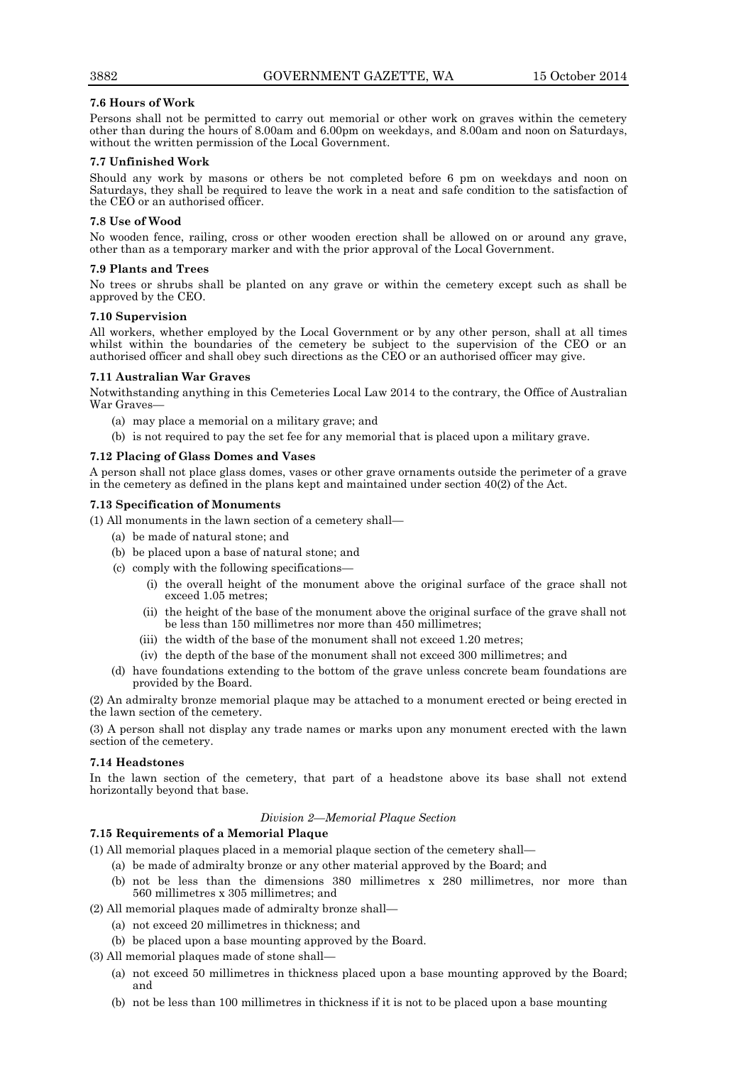**7.6 Hours of Work**

Persons shall not be permitted to carry out memorial or other work on graves within the cemetery other than during the hours of 8.00am and 6.00pm on weekdays, and 8.00am and noon on Saturdays, without the written permission of the Local Government.

**7.7 Unfinished Work**

Should any work by masons or others be not completed before 6 pm on weekdays and noon on Saturdays, they shall be required to leave the work in a neat and safe condition to the satisfaction of the CEO or an authorised officer.

**7.8 Use of Wood**

No wooden fence, railing, cross or other wooden erection shall be allowed on or around any grave, other than as a temporary marker and with the prior approval of the Local Government.

**7.9 Plants and Trees**

No trees or shrubs shall be planted on any grave or within the cemetery except such as shall be approved by the CEO.

**7.10 Supervision**

All workers, whether employed by the Local Government or by any other person, shall at all times whilst within the boundaries of the cemetery be subject to the supervision of the CEO or an authorised officer and shall obey such directions as the CEO or an authorised officer may give.

**7.11 Australian War Graves**

Notwithstanding anything in this Cemeteries Local Law 2014 to the contrary, the Office of Australian War Graves—

(a) may place a memorial on a military grave; and

(b) is not required to pay the set fee for any memorial that is placed upon a military grave.

**7.12 Placing of Glass Domes and Vases**

A person shall not place glass domes, vases or other grave ornaments outside the perimeter of a grave in the cemetery as defined in the plans kept and maintained under section 40(2) of the Act.

**7.13 Specification of Monuments**

(1) All monuments in the lawn section of a cemetery shall—

(a) be made of natural stone; and

(b) be placed upon a base of natural stone; and

(c) comply with the following specifications—

(i) the overall height of the monument above the original surface of the grace shall not exceed 1.05 metres;

(ii) the height of the base of the monument above the original surface of the grave shall not be less than 150 millimetres nor more than 450 millimetres;

(iii) the width of the base of the monument shall not exceed 1.20 metres;

(iv) the depth of the base of the monument shall not exceed 300 millimetres; and

(d) have foundations extending to the bottom of the grave unless concrete beam foundations are provided by the Board.

(2) An admiralty bronze memorial plaque may be attached to a monument erected or being erected in the lawn section of the cemetery.

(3) A person shall not display any trade names or marks upon any monument erected with the lawn section of the cemetery.

**7.14 Headstones**

In the lawn section of the cemetery, that part of a headstone above its base shall not extend horizontally beyond that base.

*Division 2—Memorial Plaque Section*

**7.15 Requirements of a Memorial Plaque**

(1) All memorial plaques placed in a memorial plaque section of the cemetery shall—

(a) be made of admiralty bronze or any other material approved by the Board; and

(b) not be less than the dimensions 380 millimetres x 280 millimetres, nor more than 560 millimetres x 305 millimetres; and

(2) All memorial plaques made of admiralty bronze shall—

(a) not exceed 20 millimetres in thickness; and

(b) be placed upon a base mounting approved by the Board.

(3) All memorial plaques made of stone shall—

(a) not exceed 50 millimetres in thickness placed upon a base mounting approved by the Board; and

(b) not be less than 100 millimetres in thickness if it is not to be placed upon a base mounting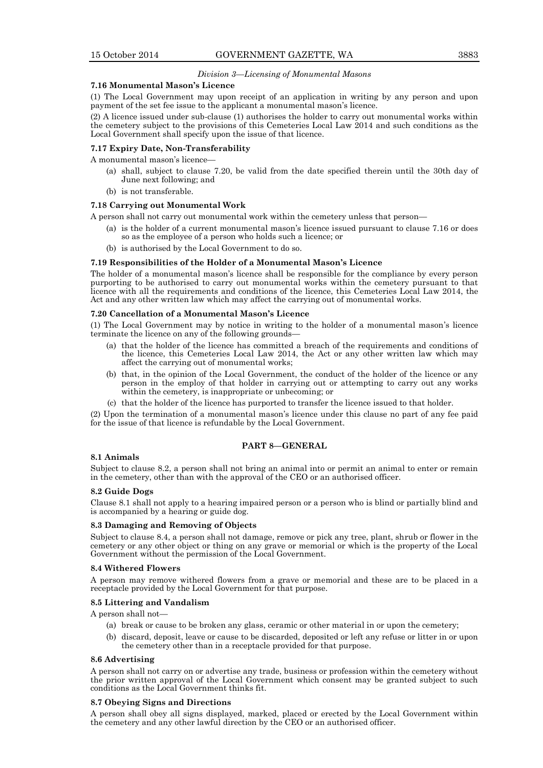*Division 3—Licensing of Monumental Masons*

**7.16 Monumental Mason's Licence**

(1) The Local Government may upon receipt of an application in writing by any person and upon payment of the set fee issue to the applicant a monumental mason's licence.

(2) A licence issued under sub-clause (1) authorises the holder to carry out monumental works within the cemetery subject to the provisions of this Cemeteries Local Law 2014 and such conditions as the Local Government shall specify upon the issue of that licence.

**7.17 Expiry Date, Non-Transferability**

A monumental mason's licence—

(a) shall, subject to clause 7.20, be valid from the date specified therein until the 30th day of June next following; and

(b) is not transferable.

**7.18 Carrying out Monumental Work**

A person shall not carry out monumental work within the cemetery unless that person—

(a) is the holder of a current monumental mason's licence issued pursuant to clause 7.16 or does so as the employee of a person who holds such a licence; or

(b) is authorised by the Local Government to do so.

**7.19 Responsibilities of the Holder of a Monumental Mason's Licence**

The holder of a monumental mason's licence shall be responsible for the compliance by every person purporting to be authorised to carry out monumental works within the cemetery pursuant to that licence with all the requirements and conditions of the licence, this Cemeteries Local Law 2014, the Act and any other written law which may affect the carrying out of monumental works.

**7.20 Cancellation of a Monumental Mason's Licence**

(1) The Local Government may by notice in writing to the holder of a monumental mason's licence terminate the licence on any of the following grounds—

(a) that the holder of the licence has committed a breach of the requirements and conditions of the licence, this Cemeteries Local Law 2014, the Act or any other written law which may affect the carrying out of monumental works;

(b) that, in the opinion of the Local Government, the conduct of the holder of the licence or any person in the employ of that holder in carrying out or attempting to carry out any works within the cemetery, is inappropriate or unbecoming; or

(c) that the holder of the licence has purported to transfer the licence issued to that holder.

(2) Upon the termination of a monumental mason's licence under this clause no part of any fee paid for the issue of that licence is refundable by the Local Government.

## PART 8—GENERAL

**8.1 Animals**

Subject to clause 8.2, a person shall not bring an animal into or permit an animal to enter or remain in the cemetery, other than with the approval of the CEO or an authorised officer.

**8.2 Guide Dogs**

Clause 8.1 shall not apply to a hearing impaired person or a person who is blind or partially blind and is accompanied by a hearing or guide dog.

**8.3 Damaging and Removing of Objects**

Subject to clause 8.4, a person shall not damage, remove or pick any tree, plant, shrub or flower in the cemetery or any other object or thing on any grave or memorial or which is the property of the Local Government without the permission of the Local Government.

**8.4 Withered Flowers**

A person may remove withered flowers from a grave or memorial and these are to be placed in a receptacle provided by the Local Government for that purpose.

**8.5 Littering and Vandalism**

A person shall not—

(a) break or cause to be broken any glass, ceramic or other material in or upon the cemetery;

(b) discard, deposit, leave or cause to be discarded, deposited or left any refuse or litter in or upon the cemetery other than in a receptacle provided for that purpose.

**8.6 Advertising**

A person shall not carry on or advertise any trade, business or profession within the cemetery without the prior written approval of the Local Government which consent may be granted subject to such conditions as the Local Government thinks fit.

**8.7 Obeying Signs and Directions**

A person shall obey all signs displayed, marked, placed or erected by the Local Government within the cemetery and any other lawful direction by the CEO or an authorised officer.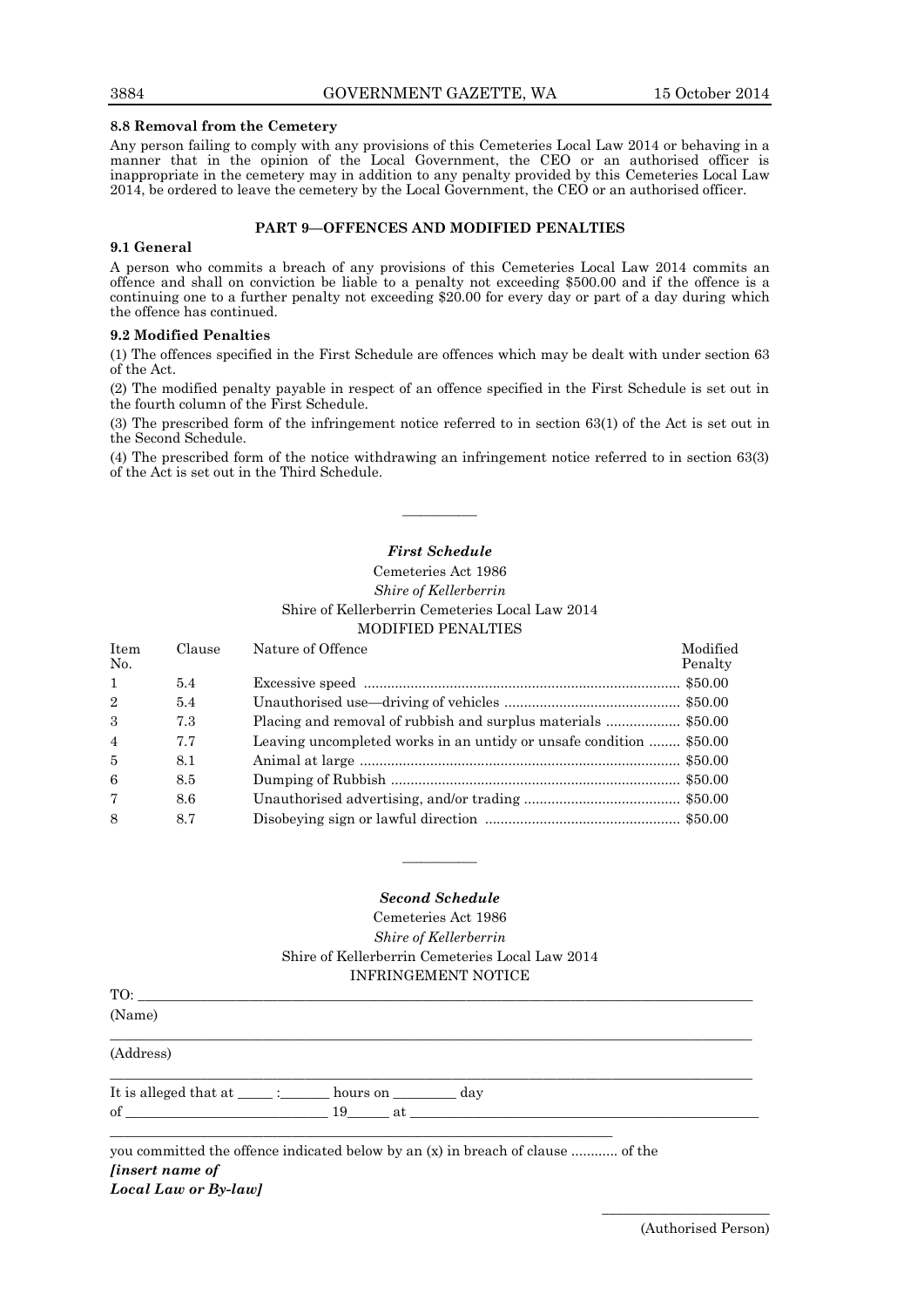**8.8 Removal from the Cemetery**

Any person failing to comply with any provisions of this Cemeteries Local Law 2014 or behaving in a manner that in the opinion of the Local Government, the CEO or an authorised officer is inappropriate in the cemetery may in addition to any penalty provided by this Cemeteries Local Law 2014, be ordered to leave the cemetery by the Local Government, the CEO or an authorised officer.

## PART 9—OFFENCES AND MODIFIED PENALTIES

**9.1 General**

A person who commits a breach of any provisions of this Cemeteries Local Law 2014 commits an offence and shall on conviction be liable to a penalty not exceeding $500.00 and if the offence is a continuing one to a further penalty not exceeding $20.00 for every day or part of a day during which the offence has continued.

**9.2 Modified Penalties**

(1) The offences specified in the First Schedule are offences which may be dealt with under section 63 of the Act.

(2) The modified penalty payable in respect of an offence specified in the First Schedule is set out in the fourth column of the First Schedule.

(3) The prescribed form of the infringement notice referred to in section 63(1) of the Act is set out in the Second Schedule.

(4) The prescribed form of the notice withdrawing an infringement notice referred to in section 63(3) of the Act is set out in the Third Schedule.

———————

***First Schedule***

Cemeteries Act 1986

*Shire of Kellerberrin*

Shire of Kellerberrin Cemeteries Local Law 2014

MODIFIED PENALTIES

| Item No. | Clause | Nature of Offence | Modified Penalty |
|---|---|---|---|
| 1 | 5.4 | Excessive speed | $50.00 |
| 2 | 5.4 | Unauthorised use—driving of vehicles | $50.00 |
| 3 | 7.3 | Placing and removal of rubbish and surplus materials | $50.00 |
| 4 | 7.7 | Leaving uncompleted works in an untidy or unsafe condition | $50.00 |
| 5 | 8.1 | Animal at large | $50.00 |
| 6 | 8.5 | Dumping of Rubbish | $50.00 |
| 7 | 8.6 | Unauthorised advertising, and/or trading | $50.00 |
| 8 | 8.7 | Disobeying sign or lawful direction | $50.00 |

———————

***Second Schedule***

Cemeteries Act 1986

*Shire of Kellerberrin*

Shire of Kellerberrin Cemeteries Local Law 2014

INFRINGEMENT NOTICE

TO: ____________________________________________________________

(Name)

________________________________________________________________

(Address)

________________________________________________________________

It is alleged that at _____ :_______ hours on _________ day

of ____________________________ 19______ at ______________________________

________________________________________________________________

you committed the offence indicated below by an (x) in breach of clause ............ of the ***[insert name of Local Law or By-law]***

______________________

(Authorised Person)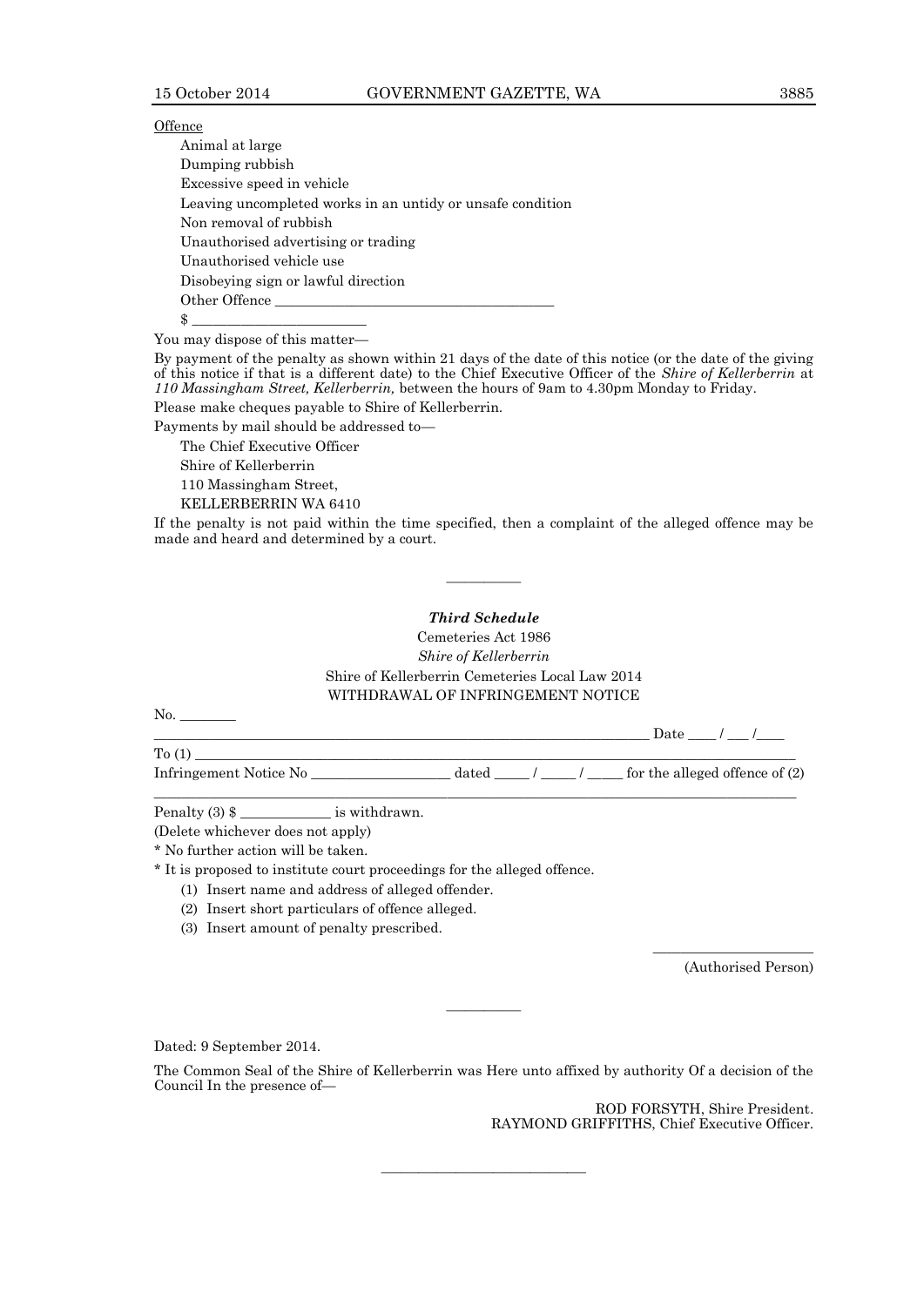Offence

Animal at large

Dumping rubbish

Excessive speed in vehicle

Leaving uncompleted works in an untidy or unsafe condition

Non removal of rubbish

Unauthorised advertising or trading

Unauthorised vehicle use

Disobeying sign or lawful direction

Other Offence ________________________________________

$ _________________________

You may dispose of this matter—

By payment of the penalty as shown within 21 days of the date of this notice (or the date of the giving of this notice if that is a different date) to the Chief Executive Officer of the *Shire of Kellerberrin* at *110 Massingham Street, Kellerberrin,* between the hours of 9am to 4.30pm Monday to Friday.

Please make cheques payable to Shire of Kellerberrin.

Payments by mail should be addressed to—

The Chief Executive Officer
Shire of Kellerberrin
110 Massingham Street,
KELLERBERRIN WA 6410

If the penalty is not paid within the time specified, then a complaint of the alleged offence may be made and heard and determined by a court.

———————

***Third Schedule***

Cemeteries Act 1986

*Shire of Kellerberrin*

Shire of Kellerberrin Cemeteries Local Law 2014

WITHDRAWAL OF INFRINGEMENT NOTICE

No. ________

_______________________________________________________________________ Date ____ / ___ /____

To (1) ______________________________________________________________________________________

Infringement Notice No ____________________ dated _____ / _____ / _____ for the alleged offence of (2)

_____________________________________________________________________________________________

Penalty (3) $ _____________ is withdrawn.

(Delete whichever does not apply)

* No further action will be taken.

* It is proposed to institute court proceedings for the alleged offence.

(1) Insert name and address of alleged offender.

(2) Insert short particulars of offence alleged.

(3) Insert amount of penalty prescribed.

_______________________

(Authorised Person)

———————

Dated: 9 September 2014.

The Common Seal of the Shire of Kellerberrin was Here unto affixed by authority Of a decision of the Council In the presence of—

ROD FORSYTH, Shire President.
RAYMOND GRIFFITHS, Chief Executive Officer.

———————————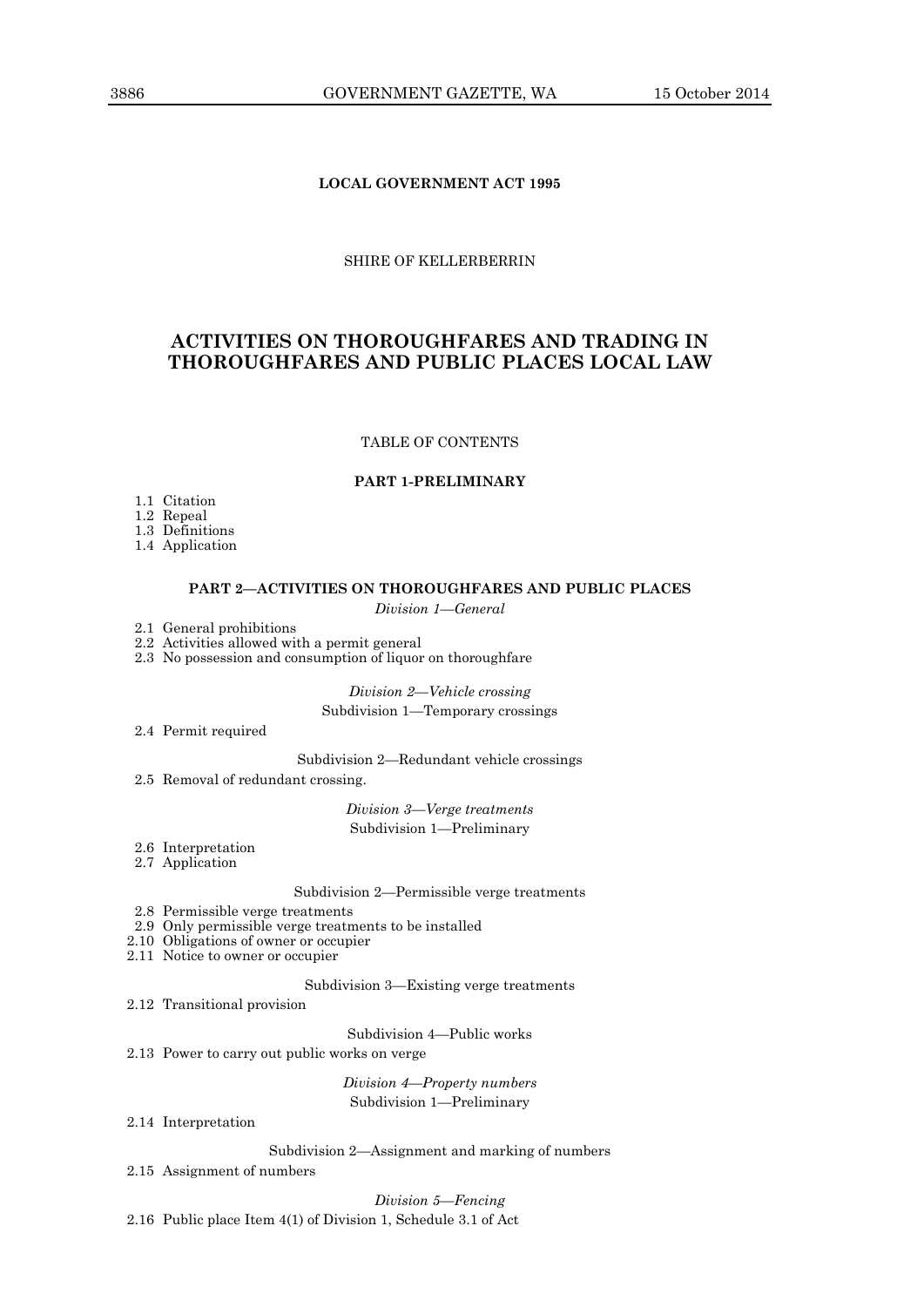**LOCAL GOVERNMENT ACT 1995**

SHIRE OF KELLERBERRIN

# ACTIVITIES ON THOROUGHFARES AND TRADING IN THOROUGHFARES AND PUBLIC PLACES LOCAL LAW

TABLE OF CONTENTS

**PART 1-PRELIMINARY**

1.1 Citation
1.2 Repeal
1.3 Definitions
1.4 Application

**PART 2—ACTIVITIES ON THOROUGHFARES AND PUBLIC PLACES**

*Division 1—General*

2.1 General prohibitions
2.2 Activities allowed with a permit general
2.3 No possession and consumption of liquor on thoroughfare

*Division 2—Vehicle crossing*

Subdivision 1—Temporary crossings

2.4 Permit required

Subdivision 2—Redundant vehicle crossings

2.5 Removal of redundant crossing.

*Division 3—Verge treatments*

Subdivision 1—Preliminary

2.6 Interpretation
2.7 Application

Subdivision 2—Permissible verge treatments

2.8 Permissible verge treatments
2.9 Only permissible verge treatments to be installed
2.10 Obligations of owner or occupier
2.11 Notice to owner or occupier

Subdivision 3—Existing verge treatments

2.12 Transitional provision

Subdivision 4—Public works

2.13 Power to carry out public works on verge

*Division 4—Property numbers*

Subdivision 1—Preliminary

2.14 Interpretation

Subdivision 2—Assignment and marking of numbers

2.15 Assignment of numbers

*Division 5—Fencing*

2.16 Public place Item 4(1) of Division 1, Schedule 3.1 of Act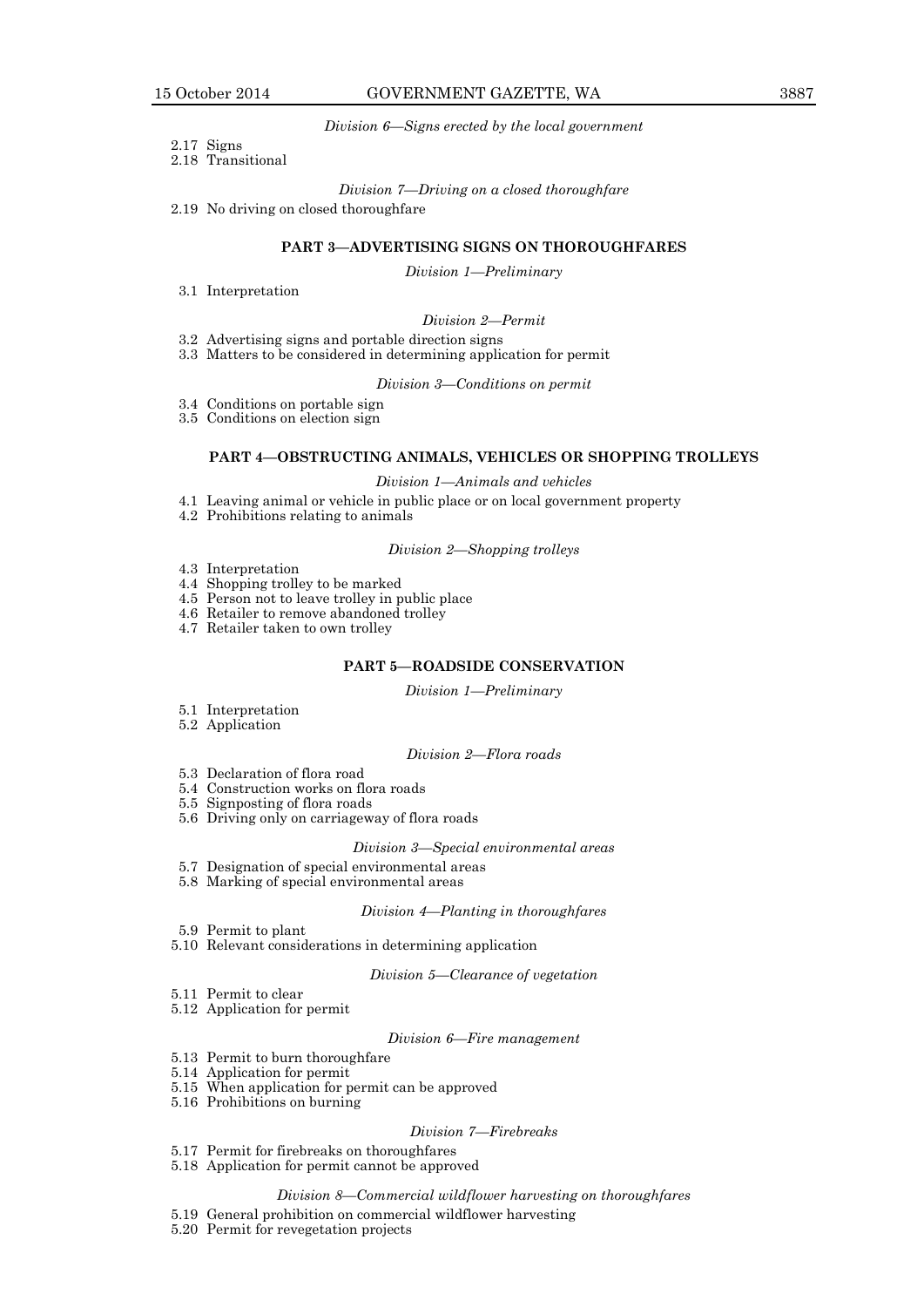*Division 6—Signs erected by the local government*

2.17 Signs
2.18 Transitional

*Division 7—Driving on a closed thoroughfare*

2.19 No driving on closed thoroughfare

## PART 3—ADVERTISING SIGNS ON THOROUGHFARES

*Division 1—Preliminary*

3.1 Interpretation

*Division 2—Permit*

3.2 Advertising signs and portable direction signs
3.3 Matters to be considered in determining application for permit

*Division 3—Conditions on permit*

3.4 Conditions on portable sign
3.5 Conditions on election sign

## PART 4—OBSTRUCTING ANIMALS, VEHICLES OR SHOPPING TROLLEYS

*Division 1—Animals and vehicles*

4.1 Leaving animal or vehicle in public place or on local government property
4.2 Prohibitions relating to animals

*Division 2—Shopping trolleys*

4.3 Interpretation
4.4 Shopping trolley to be marked
4.5 Person not to leave trolley in public place
4.6 Retailer to remove abandoned trolley
4.7 Retailer taken to own trolley

## PART 5—ROADSIDE CONSERVATION

*Division 1—Preliminary*

5.1 Interpretation
5.2 Application

*Division 2—Flora roads*

5.3 Declaration of flora road
5.4 Construction works on flora roads
5.5 Signposting of flora roads
5.6 Driving only on carriageway of flora roads

*Division 3—Special environmental areas*

5.7 Designation of special environmental areas
5.8 Marking of special environmental areas

*Division 4—Planting in thoroughfares*

5.9 Permit to plant
5.10 Relevant considerations in determining application

*Division 5—Clearance of vegetation*

5.11 Permit to clear
5.12 Application for permit

*Division 6—Fire management*

5.13 Permit to burn thoroughfare
5.14 Application for permit
5.15 When application for permit can be approved
5.16 Prohibitions on burning

*Division 7—Firebreaks*

5.17 Permit for firebreaks on thoroughfares
5.18 Application for permit cannot be approved

*Division 8—Commercial wildflower harvesting on thoroughfares*

5.19 General prohibition on commercial wildflower harvesting
5.20 Permit for revegetation projects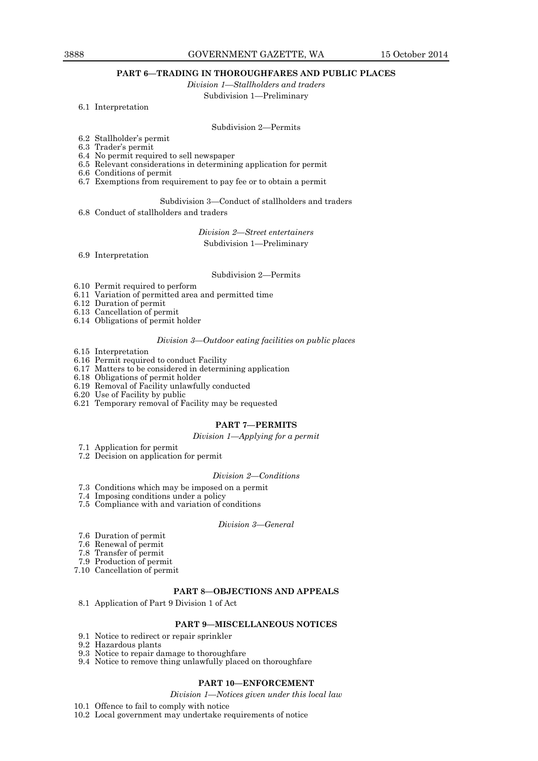**PART 6—TRADING IN THOROUGHFARES AND PUBLIC PLACES**

*Division 1—Stallholders and traders*

Subdivision 1—Preliminary

6.1 Interpretation

Subdivision 2—Permits

6.2 Stallholder's permit
6.3 Trader's permit
6.4 No permit required to sell newspaper
6.5 Relevant considerations in determining application for permit
6.6 Conditions of permit
6.7 Exemptions from requirement to pay fee or to obtain a permit

Subdivision 3—Conduct of stallholders and traders

6.8 Conduct of stallholders and traders

*Division 2—Street entertainers*

Subdivision 1—Preliminary

6.9 Interpretation

Subdivision 2—Permits

6.10 Permit required to perform
6.11 Variation of permitted area and permitted time
6.12 Duration of permit
6.13 Cancellation of permit
6.14 Obligations of permit holder

*Division 3—Outdoor eating facilities on public places*

6.15 Interpretation
6.16 Permit required to conduct Facility
6.17 Matters to be considered in determining application
6.18 Obligations of permit holder
6.19 Removal of Facility unlawfully conducted
6.20 Use of Facility by public
6.21 Temporary removal of Facility may be requested

**PART 7—PERMITS**

*Division 1—Applying for a permit*

7.1 Application for permit
7.2 Decision on application for permit

*Division 2—Conditions*

7.3 Conditions which may be imposed on a permit
7.4 Imposing conditions under a policy
7.5 Compliance with and variation of conditions

*Division 3—General*

7.6 Duration of permit
7.6 Renewal of permit
7.8 Transfer of permit
7.9 Production of permit
7.10 Cancellation of permit

**PART 8—OBJECTIONS AND APPEALS**

8.1 Application of Part 9 Division 1 of Act

**PART 9—MISCELLANEOUS NOTICES**

9.1 Notice to redirect or repair sprinkler
9.2 Hazardous plants
9.3 Notice to repair damage to thoroughfare
9.4 Notice to remove thing unlawfully placed on thoroughfare

**PART 10—ENFORCEMENT**

*Division 1—Notices given under this local law*

10.1 Offence to fail to comply with notice
10.2 Local government may undertake requirements of notice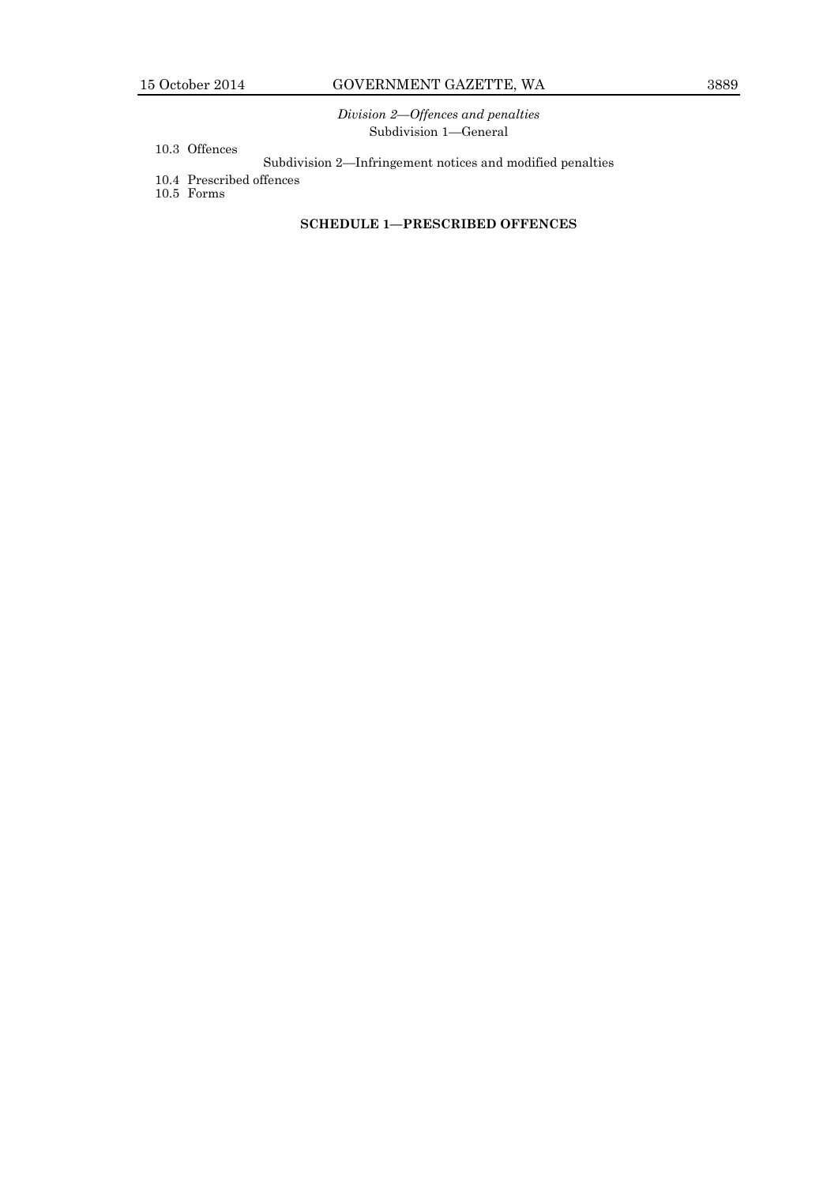*Division 2—Offences and penalties*

Subdivision 1—General

10.3 Offences

Subdivision 2—Infringement notices and modified penalties

10.4 Prescribed offences

10.5 Forms

**SCHEDULE 1—PRESCRIBED OFFENCES**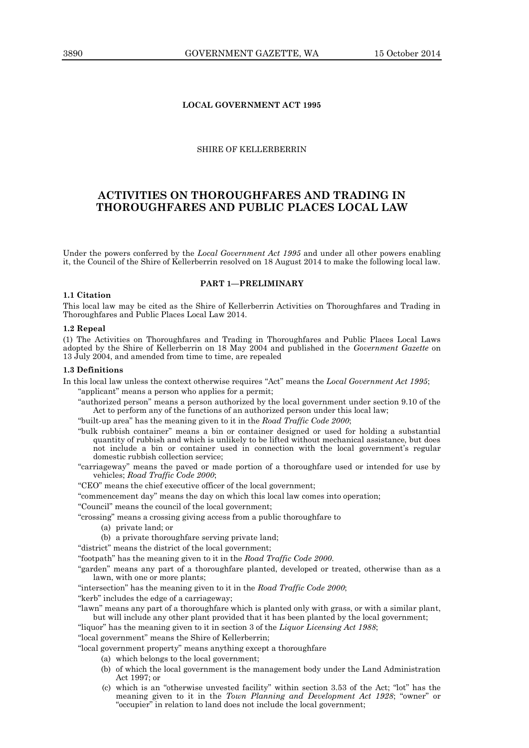**LOCAL GOVERNMENT ACT 1995**

SHIRE OF KELLERBERRIN

# ACTIVITIES ON THOROUGHFARES AND TRADING IN THOROUGHFARES AND PUBLIC PLACES LOCAL LAW

Under the powers conferred by the *Local Government Act 1995* and under all other powers enabling it, the Council of the Shire of Kellerberrin resolved on 18 August 2014 to make the following local law.

## PART 1—PRELIMINARY

**1.1 Citation**

This local law may be cited as the Shire of Kellerberrin Activities on Thoroughfares and Trading in Thoroughfares and Public Places Local Law 2014.

**1.2 Repeal**

(1) The Activities on Thoroughfares and Trading in Thoroughfares and Public Places Local Laws adopted by the Shire of Kellerberrin on 18 May 2004 and published in the *Government Gazette* on 13 July 2004, and amended from time to time, are repealed

**1.3 Definitions**

In this local law unless the context otherwise requires "Act" means the *Local Government Act 1995*;

"applicant" means a person who applies for a permit;

"authorized person" means a person authorized by the local government under section 9.10 of the Act to perform any of the functions of an authorized person under this local law;

"built-up area" has the meaning given to it in the *Road Traffic Code 2000*;

"bulk rubbish container" means a bin or container designed or used for holding a substantial quantity of rubbish and which is unlikely to be lifted without mechanical assistance, but does not include a bin or container used in connection with the local government's regular domestic rubbish collection service;

"carriageway" means the paved or made portion of a thoroughfare used or intended for use by vehicles; *Road Traffic Code 2000*;

"CEO" means the chief executive officer of the local government;

"commencement day" means the day on which this local law comes into operation;

"Council" means the council of the local government;

"crossing" means a crossing giving access from a public thoroughfare to

(a) private land; or

(b) a private thoroughfare serving private land;

"district" means the district of the local government;

"footpath" has the meaning given to it in the *Road Traffic Code 2000*.

"garden" means any part of a thoroughfare planted, developed or treated, otherwise than as a lawn, with one or more plants;

"intersection" has the meaning given to it in the *Road Traffic Code 2000*;

"kerb" includes the edge of a carriageway;

"lawn" means any part of a thoroughfare which is planted only with grass, or with a similar plant, but will include any other plant provided that it has been planted by the local government;

"liquor" has the meaning given to it in section 3 of the *Liquor Licensing Act 1988*;

"local government" means the Shire of Kellerberrin;

"local government property" means anything except a thoroughfare

(a) which belongs to the local government;

(b) of which the local government is the management body under the Land Administration Act 1997; or

(c) which is an "otherwise unvested facility" within section 3.53 of the Act; "lot" has the meaning given to it in the *Town Planning and Development Act 1928*; "owner" or "occupier" in relation to land does not include the local government;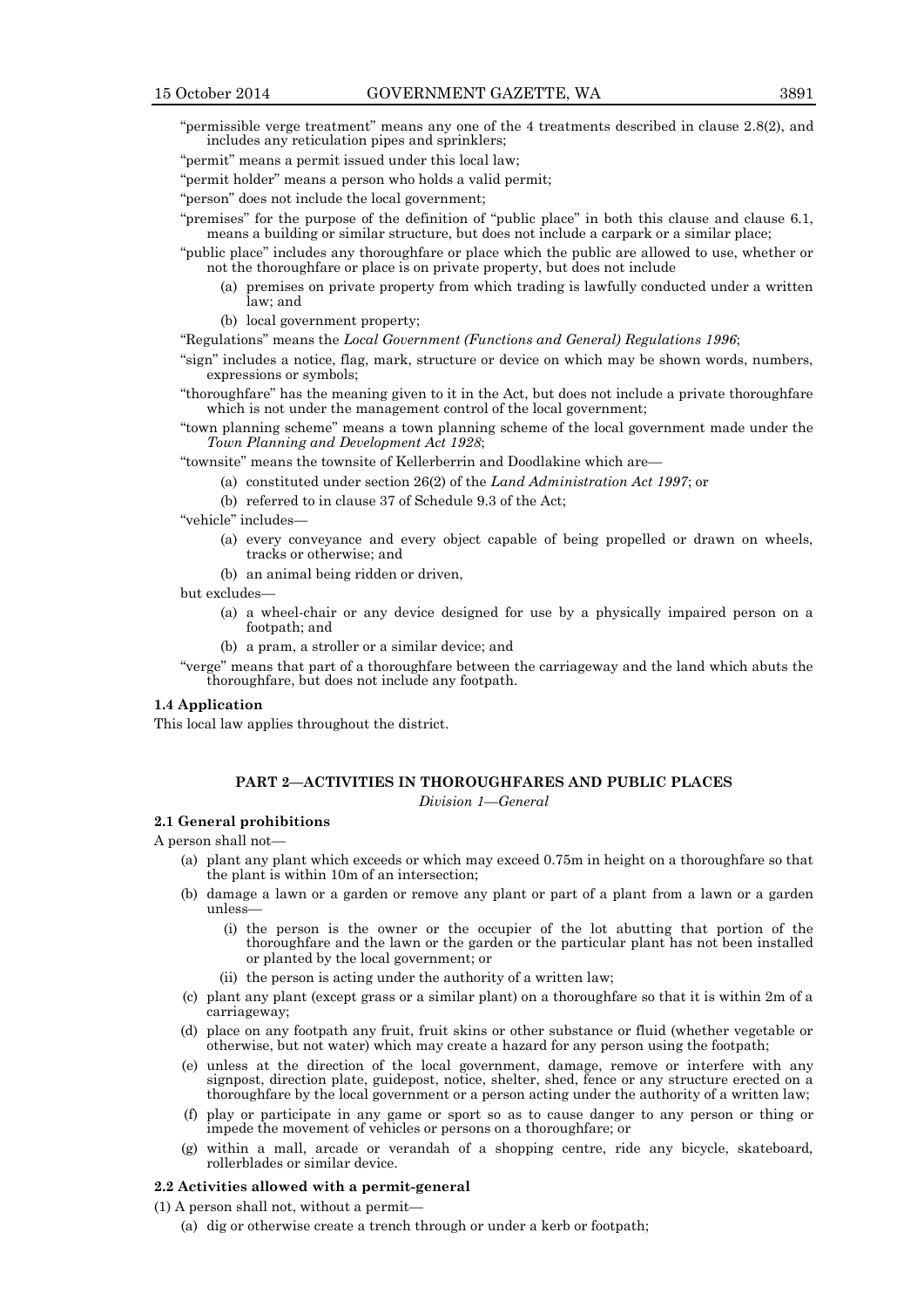"permissible verge treatment" means any one of the 4 treatments described in clause 2.8(2), and includes any reticulation pipes and sprinklers;

"permit" means a permit issued under this local law;

"permit holder" means a person who holds a valid permit;

"person" does not include the local government;

"premises" for the purpose of the definition of "public place" in both this clause and clause 6.1, means a building or similar structure, but does not include a carpark or a similar place;

"public place" includes any thoroughfare or place which the public are allowed to use, whether or not the thoroughfare or place is on private property, but does not include

- (a) premises on private property from which trading is lawfully conducted under a written law; and
- (b) local government property;

"Regulations" means the *Local Government (Functions and General) Regulations 1996*;

"sign" includes a notice, flag, mark, structure or device on which may be shown words, numbers, expressions or symbols;

"thoroughfare" has the meaning given to it in the Act, but does not include a private thoroughfare which is not under the management control of the local government;

"town planning scheme" means a town planning scheme of the local government made under the *Town Planning and Development Act 1928*;

"townsite" means the townsite of Kellerberrin and Doodlakine which are—

- (a) constituted under section 26(2) of the *Land Administration Act 1997*; or
- (b) referred to in clause 37 of Schedule 9.3 of the Act;

"vehicle" includes—

- (a) every conveyance and every object capable of being propelled or drawn on wheels, tracks or otherwise; and
- (b) an animal being ridden or driven,

but excludes—

- (a) a wheel-chair or any device designed for use by a physically impaired person on a footpath; and
- (b) a pram, a stroller or a similar device; and

"verge" means that part of a thoroughfare between the carriageway and the land which abuts the thoroughfare, but does not include any footpath.

**1.4 Application**

This local law applies throughout the district.

## PART 2—ACTIVITIES IN THOROUGHFARES AND PUBLIC PLACES

*Division 1—General*

**2.1 General prohibitions**

A person shall not—

- (a) plant any plant which exceeds or which may exceed 0.75m in height on a thoroughfare so that the plant is within 10m of an intersection;
- (b) damage a lawn or a garden or remove any plant or part of a plant from a lawn or a garden unless—
  - (i) the person is the owner or the occupier of the lot abutting that portion of the thoroughfare and the lawn or the garden or the particular plant has not been installed or planted by the local government; or
  - (ii) the person is acting under the authority of a written law;
- (c) plant any plant (except grass or a similar plant) on a thoroughfare so that it is within 2m of a carriageway;
- (d) place on any footpath any fruit, fruit skins or other substance or fluid (whether vegetable or otherwise, but not water) which may create a hazard for any person using the footpath;
- (e) unless at the direction of the local government, damage, remove or interfere with any signpost, direction plate, guidepost, notice, shelter, shed, fence or any structure erected on a thoroughfare by the local government or a person acting under the authority of a written law;
- (f) play or participate in any game or sport so as to cause danger to any person or thing or impede the movement of vehicles or persons on a thoroughfare; or
- (g) within a mall, arcade or verandah of a shopping centre, ride any bicycle, skateboard, rollerblades or similar device.

**2.2 Activities allowed with a permit-general**

(1) A person shall not, without a permit—

- (a) dig or otherwise create a trench through or under a kerb or footpath;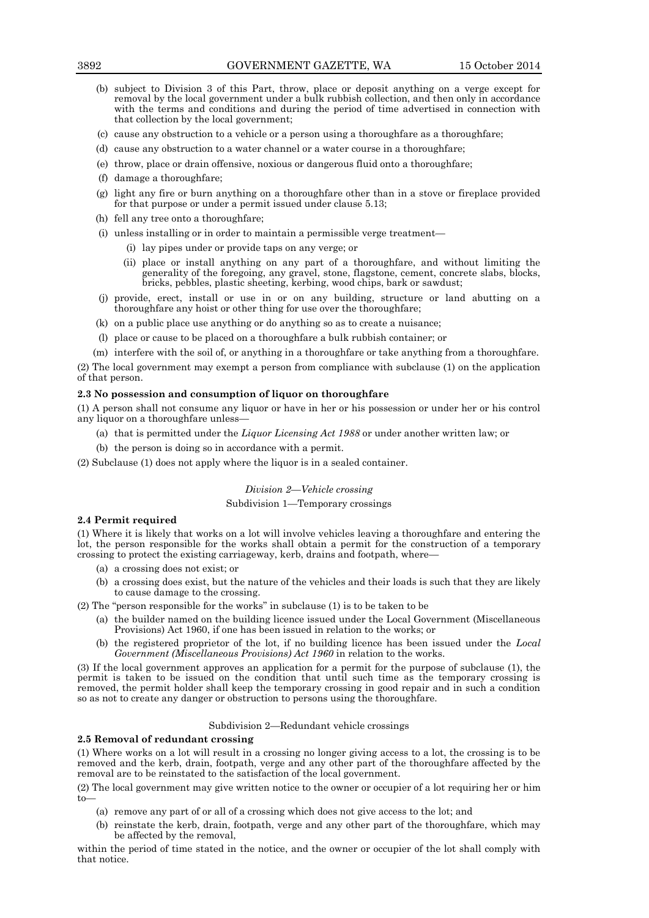(b) subject to Division 3 of this Part, throw, place or deposit anything on a verge except for removal by the local government under a bulk rubbish collection, and then only in accordance with the terms and conditions and during the period of time advertised in connection with that collection by the local government;

(c) cause any obstruction to a vehicle or a person using a thoroughfare as a thoroughfare;

(d) cause any obstruction to a water channel or a water course in a thoroughfare;

(e) throw, place or drain offensive, noxious or dangerous fluid onto a thoroughfare;

(f) damage a thoroughfare;

(g) light any fire or burn anything on a thoroughfare other than in a stove or fireplace provided for that purpose or under a permit issued under clause 5.13;

(h) fell any tree onto a thoroughfare;

(i) unless installing or in order to maintain a permissible verge treatment—

(i) lay pipes under or provide taps on any verge; or

(ii) place or install anything on any part of a thoroughfare, and without limiting the generality of the foregoing, any gravel, stone, flagstone, cement, concrete slabs, blocks, bricks, pebbles, plastic sheeting, kerbing, wood chips, bark or sawdust;

(j) provide, erect, install or use in or on any building, structure or land abutting on a thoroughfare any hoist or other thing for use over the thoroughfare;

(k) on a public place use anything or do anything so as to create a nuisance;

(l) place or cause to be placed on a thoroughfare a bulk rubbish container; or

(m) interfere with the soil of, or anything in a thoroughfare or take anything from a thoroughfare.

(2) The local government may exempt a person from compliance with subclause (1) on the application of that person.

**2.3 No possession and consumption of liquor on thoroughfare**

(1) A person shall not consume any liquor or have in her or his possession or under her or his control any liquor on a thoroughfare unless—

(a) that is permitted under the *Liquor Licensing Act 1988* or under another written law; or

(b) the person is doing so in accordance with a permit.

(2) Subclause (1) does not apply where the liquor is in a sealed container.

*Division 2—Vehicle crossing*

Subdivision 1—Temporary crossings

**2.4 Permit required**

(1) Where it is likely that works on a lot will involve vehicles leaving a thoroughfare and entering the lot, the person responsible for the works shall obtain a permit for the construction of a temporary crossing to protect the existing carriageway, kerb, drains and footpath, where—

(a) a crossing does not exist; or

(b) a crossing does exist, but the nature of the vehicles and their loads is such that they are likely to cause damage to the crossing.

(2) The "person responsible for the works" in subclause (1) is to be taken to be

(a) the builder named on the building licence issued under the Local Government (Miscellaneous Provisions) Act 1960, if one has been issued in relation to the works; or

(b) the registered proprietor of the lot, if no building licence has been issued under the *Local Government (Miscellaneous Provisions) Act 1960* in relation to the works.

(3) If the local government approves an application for a permit for the purpose of subclause (1), the permit is taken to be issued on the condition that until such time as the temporary crossing is removed, the permit holder shall keep the temporary crossing in good repair and in such a condition so as not to create any danger or obstruction to persons using the thoroughfare.

Subdivision 2—Redundant vehicle crossings

**2.5 Removal of redundant crossing**

(1) Where works on a lot will result in a crossing no longer giving access to a lot, the crossing is to be removed and the kerb, drain, footpath, verge and any other part of the thoroughfare affected by the removal are to be reinstated to the satisfaction of the local government.

(2) The local government may give written notice to the owner or occupier of a lot requiring her or him to—

(a) remove any part of or all of a crossing which does not give access to the lot; and

(b) reinstate the kerb, drain, footpath, verge and any other part of the thoroughfare, which may be affected by the removal,

within the period of time stated in the notice, and the owner or occupier of the lot shall comply with that notice.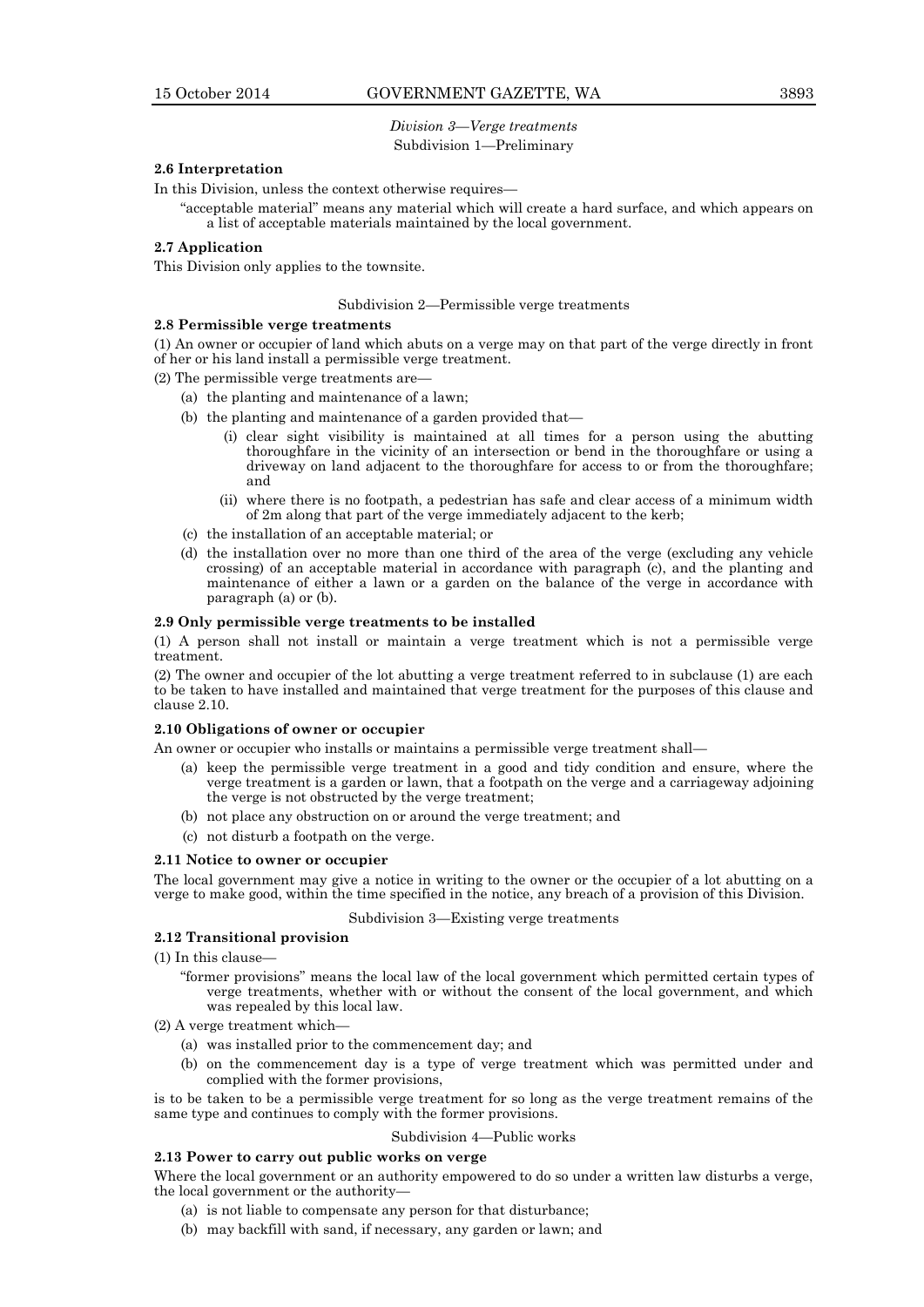*Division 3—Verge treatments*

Subdivision 1—Preliminary

**2.6 Interpretation**

In this Division, unless the context otherwise requires—

"acceptable material" means any material which will create a hard surface, and which appears on a list of acceptable materials maintained by the local government.

**2.7 Application**

This Division only applies to the townsite.

Subdivision 2—Permissible verge treatments

**2.8 Permissible verge treatments**

(1) An owner or occupier of land which abuts on a verge may on that part of the verge directly in front of her or his land install a permissible verge treatment.

(2) The permissible verge treatments are—

- (a) the planting and maintenance of a lawn;
- (b) the planting and maintenance of a garden provided that—
  - (i) clear sight visibility is maintained at all times for a person using the abutting thoroughfare in the vicinity of an intersection or bend in the thoroughfare or using a driveway on land adjacent to the thoroughfare for access to or from the thoroughfare; and
  - (ii) where there is no footpath, a pedestrian has safe and clear access of a minimum width of 2m along that part of the verge immediately adjacent to the kerb;
- (c) the installation of an acceptable material; or
- (d) the installation over no more than one third of the area of the verge (excluding any vehicle crossing) of an acceptable material in accordance with paragraph (c), and the planting and maintenance of either a lawn or a garden on the balance of the verge in accordance with paragraph (a) or (b).

**2.9 Only permissible verge treatments to be installed**

(1) A person shall not install or maintain a verge treatment which is not a permissible verge treatment.

(2) The owner and occupier of the lot abutting a verge treatment referred to in subclause (1) are each to be taken to have installed and maintained that verge treatment for the purposes of this clause and clause 2.10.

**2.10 Obligations of owner or occupier**

An owner or occupier who installs or maintains a permissible verge treatment shall—

- (a) keep the permissible verge treatment in a good and tidy condition and ensure, where the verge treatment is a garden or lawn, that a footpath on the verge and a carriageway adjoining the verge is not obstructed by the verge treatment;
- (b) not place any obstruction on or around the verge treatment; and
- (c) not disturb a footpath on the verge.

**2.11 Notice to owner or occupier**

The local government may give a notice in writing to the owner or the occupier of a lot abutting on a verge to make good, within the time specified in the notice, any breach of a provision of this Division.

Subdivision 3—Existing verge treatments

**2.12 Transitional provision**

(1) In this clause—

"former provisions" means the local law of the local government which permitted certain types of verge treatments, whether with or without the consent of the local government, and which was repealed by this local law.

(2) A verge treatment which—

- (a) was installed prior to the commencement day; and
- (b) on the commencement day is a type of verge treatment which was permitted under and complied with the former provisions,

is to be taken to be a permissible verge treatment for so long as the verge treatment remains of the same type and continues to comply with the former provisions.

Subdivision 4—Public works

**2.13 Power to carry out public works on verge**

Where the local government or an authority empowered to do so under a written law disturbs a verge, the local government or the authority—

- (a) is not liable to compensate any person for that disturbance;
- (b) may backfill with sand, if necessary, any garden or lawn; and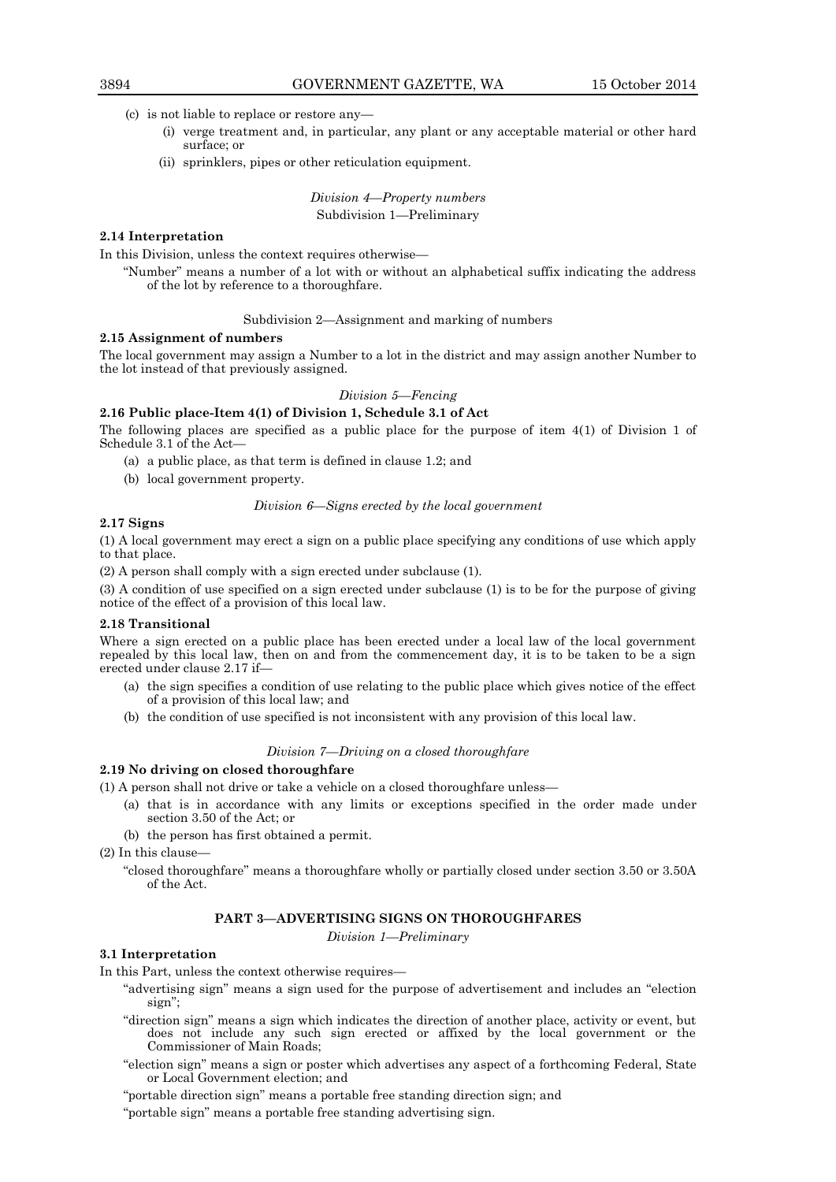(c) is not liable to replace or restore any—

(i) verge treatment and, in particular, any plant or any acceptable material or other hard surface; or

(ii) sprinklers, pipes or other reticulation equipment.

*Division 4—Property numbers*

Subdivision 1—Preliminary

**2.14 Interpretation**

In this Division, unless the context requires otherwise—

"Number" means a number of a lot with or without an alphabetical suffix indicating the address of the lot by reference to a thoroughfare.

Subdivision 2—Assignment and marking of numbers

**2.15 Assignment of numbers**

The local government may assign a Number to a lot in the district and may assign another Number to the lot instead of that previously assigned.

*Division 5—Fencing*

**2.16 Public place-Item 4(1) of Division 1, Schedule 3.1 of Act**

The following places are specified as a public place for the purpose of item 4(1) of Division 1 of Schedule 3.1 of the Act—

(a) a public place, as that term is defined in clause 1.2; and

(b) local government property.

*Division 6—Signs erected by the local government*

**2.17 Signs**

(1) A local government may erect a sign on a public place specifying any conditions of use which apply to that place.

(2) A person shall comply with a sign erected under subclause (1).

(3) A condition of use specified on a sign erected under subclause (1) is to be for the purpose of giving notice of the effect of a provision of this local law.

**2.18 Transitional**

Where a sign erected on a public place has been erected under a local law of the local government repealed by this local law, then on and from the commencement day, it is to be taken to be a sign erected under clause 2.17 if—

(a) the sign specifies a condition of use relating to the public place which gives notice of the effect of a provision of this local law; and

(b) the condition of use specified is not inconsistent with any provision of this local law.

*Division 7—Driving on a closed thoroughfare*

**2.19 No driving on closed thoroughfare**

(1) A person shall not drive or take a vehicle on a closed thoroughfare unless—

(a) that is in accordance with any limits or exceptions specified in the order made under section 3.50 of the Act; or

(b) the person has first obtained a permit.

(2) In this clause—

"closed thoroughfare" means a thoroughfare wholly or partially closed under section 3.50 or 3.50A of the Act.

## PART 3—ADVERTISING SIGNS ON THOROUGHFARES

*Division 1—Preliminary*

**3.1 Interpretation**

In this Part, unless the context otherwise requires—

"advertising sign" means a sign used for the purpose of advertisement and includes an "election sign";

"direction sign" means a sign which indicates the direction of another place, activity or event, but does not include any such sign erected or affixed by the local government or the Commissioner of Main Roads;

"election sign" means a sign or poster which advertises any aspect of a forthcoming Federal, State or Local Government election; and

"portable direction sign" means a portable free standing direction sign; and

"portable sign" means a portable free standing advertising sign.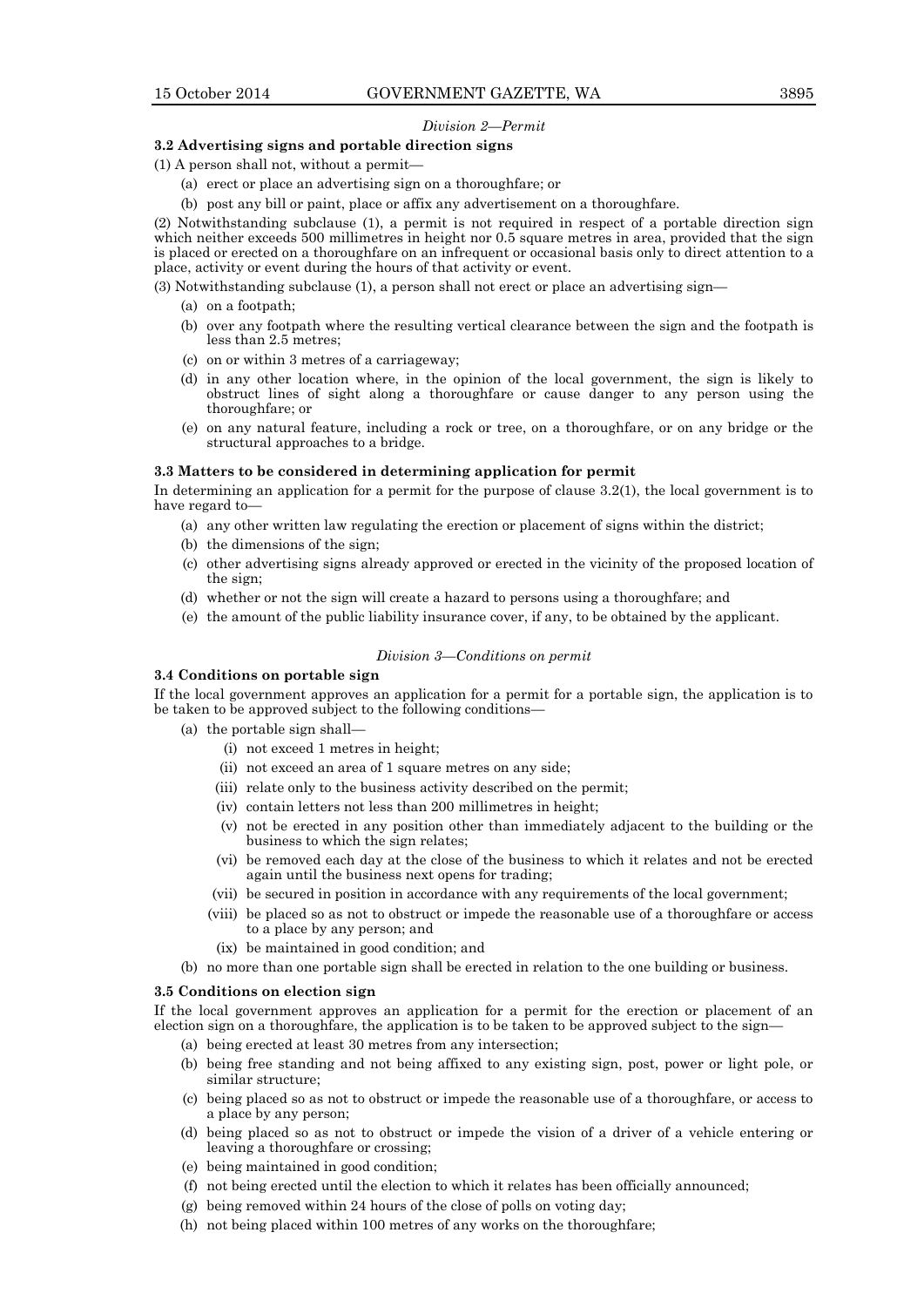*Division 2—Permit*

**3.2 Advertising signs and portable direction signs**

(1) A person shall not, without a permit—

- (a) erect or place an advertising sign on a thoroughfare; or
- (b) post any bill or paint, place or affix any advertisement on a thoroughfare.

(2) Notwithstanding subclause (1), a permit is not required in respect of a portable direction sign which neither exceeds 500 millimetres in height nor 0.5 square metres in area, provided that the sign is placed or erected on a thoroughfare on an infrequent or occasional basis only to direct attention to a place, activity or event during the hours of that activity or event.

(3) Notwithstanding subclause (1), a person shall not erect or place an advertising sign—

- (a) on a footpath;
- (b) over any footpath where the resulting vertical clearance between the sign and the footpath is less than 2.5 metres;
- (c) on or within 3 metres of a carriageway;
- (d) in any other location where, in the opinion of the local government, the sign is likely to obstruct lines of sight along a thoroughfare or cause danger to any person using the thoroughfare; or
- (e) on any natural feature, including a rock or tree, on a thoroughfare, or on any bridge or the structural approaches to a bridge.

**3.3 Matters to be considered in determining application for permit**

In determining an application for a permit for the purpose of clause 3.2(1), the local government is to have regard to—

- (a) any other written law regulating the erection or placement of signs within the district;
- (b) the dimensions of the sign;
- (c) other advertising signs already approved or erected in the vicinity of the proposed location of the sign;
- (d) whether or not the sign will create a hazard to persons using a thoroughfare; and
- (e) the amount of the public liability insurance cover, if any, to be obtained by the applicant.

*Division 3—Conditions on permit*

**3.4 Conditions on portable sign**

If the local government approves an application for a permit for a portable sign, the application is to be taken to be approved subject to the following conditions—

- (a) the portable sign shall—
  - (i) not exceed 1 metres in height;
  - (ii) not exceed an area of 1 square metres on any side;
  - (iii) relate only to the business activity described on the permit;
  - (iv) contain letters not less than 200 millimetres in height;
  - (v) not be erected in any position other than immediately adjacent to the building or the business to which the sign relates;
  - (vi) be removed each day at the close of the business to which it relates and not be erected again until the business next opens for trading;
  - (vii) be secured in position in accordance with any requirements of the local government;
  - (viii) be placed so as not to obstruct or impede the reasonable use of a thoroughfare or access to a place by any person; and
  - (ix) be maintained in good condition; and
- (b) no more than one portable sign shall be erected in relation to the one building or business.

**3.5 Conditions on election sign**

If the local government approves an application for a permit for the erection or placement of an election sign on a thoroughfare, the application is to be taken to be approved subject to the sign—

- (a) being erected at least 30 metres from any intersection;
- (b) being free standing and not being affixed to any existing sign, post, power or light pole, or similar structure;
- (c) being placed so as not to obstruct or impede the reasonable use of a thoroughfare, or access to a place by any person;
- (d) being placed so as not to obstruct or impede the vision of a driver of a vehicle entering or leaving a thoroughfare or crossing;
- (e) being maintained in good condition;
- (f) not being erected until the election to which it relates has been officially announced;
- (g) being removed within 24 hours of the close of polls on voting day;
- (h) not being placed within 100 metres of any works on the thoroughfare;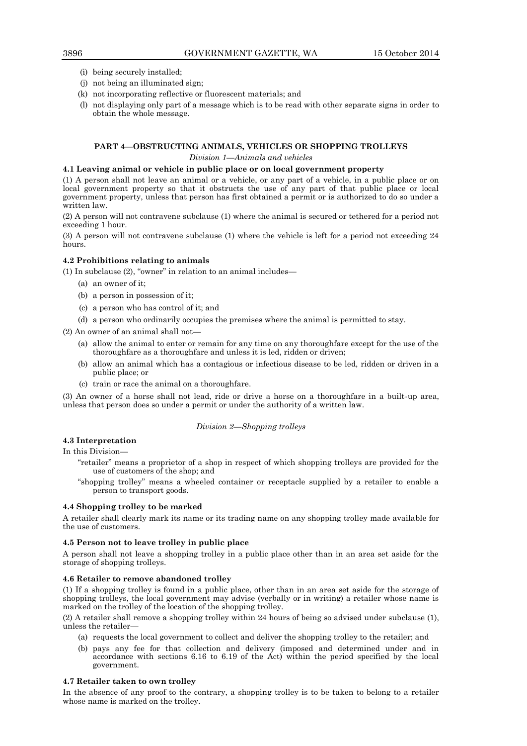(i) being securely installed;

(j) not being an illuminated sign;

(k) not incorporating reflective or fluorescent materials; and

(l) not displaying only part of a message which is to be read with other separate signs in order to obtain the whole message.

## PART 4—OBSTRUCTING ANIMALS, VEHICLES OR SHOPPING TROLLEYS

*Division 1—Animals and vehicles*

### 4.1 Leaving animal or vehicle in public place or on local government property

(1) A person shall not leave an animal or a vehicle, or any part of a vehicle, in a public place or on local government property so that it obstructs the use of any part of that public place or local government property, unless that person has first obtained a permit or is authorized to do so under a written law.

(2) A person will not contravene subclause (1) where the animal is secured or tethered for a period not exceeding 1 hour.

(3) A person will not contravene subclause (1) where the vehicle is left for a period not exceeding 24 hours.

### 4.2 Prohibitions relating to animals

(1) In subclause (2), "owner" in relation to an animal includes—

(a) an owner of it;

(b) a person in possession of it;

(c) a person who has control of it; and

(d) a person who ordinarily occupies the premises where the animal is permitted to stay.

(2) An owner of an animal shall not—

(a) allow the animal to enter or remain for any time on any thoroughfare except for the use of the thoroughfare as a thoroughfare and unless it is led, ridden or driven;

(b) allow an animal which has a contagious or infectious disease to be led, ridden or driven in a public place; or

(c) train or race the animal on a thoroughfare.

(3) An owner of a horse shall not lead, ride or drive a horse on a thoroughfare in a built-up area, unless that person does so under a permit or under the authority of a written law.

*Division 2—Shopping trolleys*

### 4.3 Interpretation

In this Division—

"retailer" means a proprietor of a shop in respect of which shopping trolleys are provided for the use of customers of the shop; and

"shopping trolley" means a wheeled container or receptacle supplied by a retailer to enable a person to transport goods.

### 4.4 Shopping trolley to be marked

A retailer shall clearly mark its name or its trading name on any shopping trolley made available for the use of customers.

### 4.5 Person not to leave trolley in public place

A person shall not leave a shopping trolley in a public place other than in an area set aside for the storage of shopping trolleys.

### 4.6 Retailer to remove abandoned trolley

(1) If a shopping trolley is found in a public place, other than in an area set aside for the storage of shopping trolleys, the local government may advise (verbally or in writing) a retailer whose name is marked on the trolley of the location of the shopping trolley.

(2) A retailer shall remove a shopping trolley within 24 hours of being so advised under subclause (1), unless the retailer—

(a) requests the local government to collect and deliver the shopping trolley to the retailer; and

(b) pays any fee for that collection and delivery (imposed and determined under and in accordance with sections 6.16 to 6.19 of the Act) within the period specified by the local government.

### 4.7 Retailer taken to own trolley

In the absence of any proof to the contrary, a shopping trolley is to be taken to belong to a retailer whose name is marked on the trolley.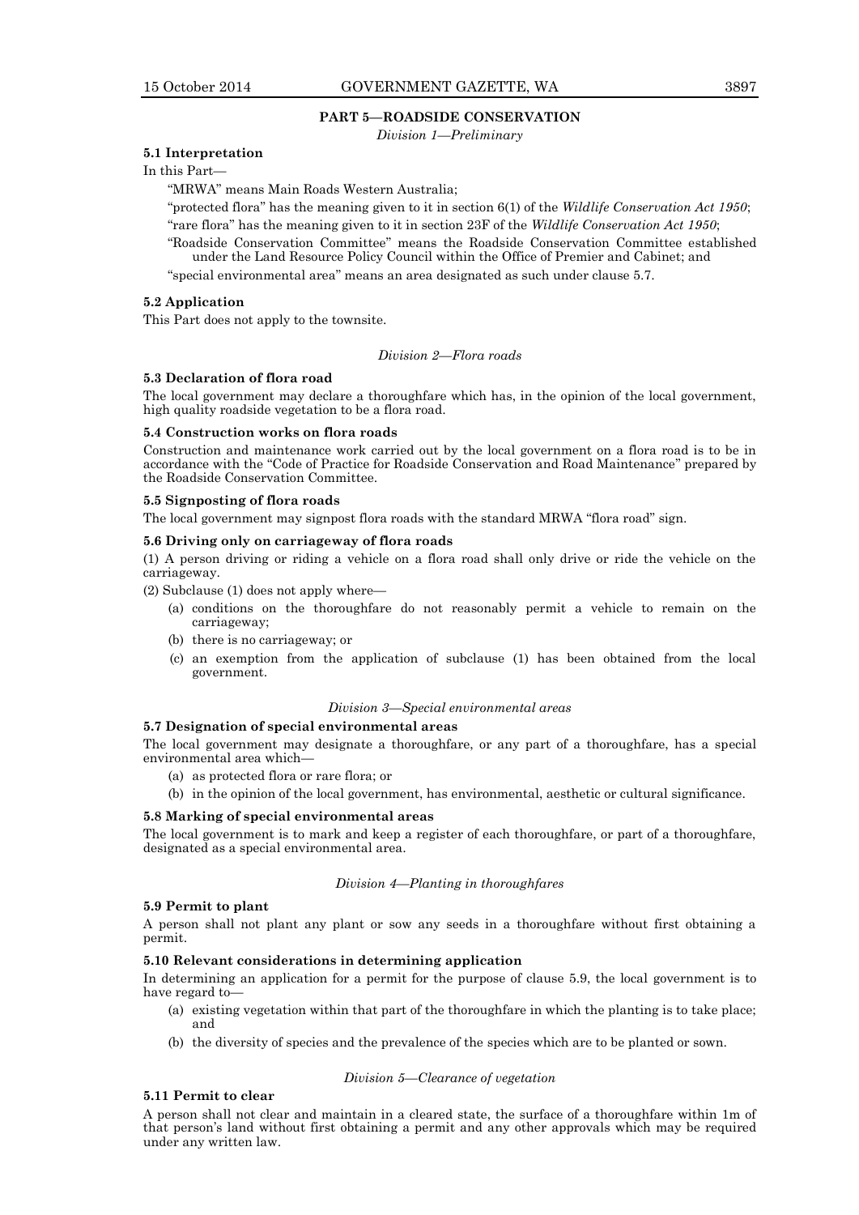## PART 5—ROADSIDE CONSERVATION

*Division 1—Preliminary*

**5.1 Interpretation**

In this Part—

"MRWA" means Main Roads Western Australia;

"protected flora" has the meaning given to it in section 6(1) of the *Wildlife Conservation Act 1950*;

"rare flora" has the meaning given to it in section 23F of the *Wildlife Conservation Act 1950*;

"Roadside Conservation Committee" means the Roadside Conservation Committee established under the Land Resource Policy Council within the Office of Premier and Cabinet; and

"special environmental area" means an area designated as such under clause 5.7.

**5.2 Application**

This Part does not apply to the townsite.

*Division 2—Flora roads*

**5.3 Declaration of flora road**

The local government may declare a thoroughfare which has, in the opinion of the local government, high quality roadside vegetation to be a flora road.

**5.4 Construction works on flora roads**

Construction and maintenance work carried out by the local government on a flora road is to be in accordance with the "Code of Practice for Roadside Conservation and Road Maintenance" prepared by the Roadside Conservation Committee.

**5.5 Signposting of flora roads**

The local government may signpost flora roads with the standard MRWA "flora road" sign.

**5.6 Driving only on carriageway of flora roads**

(1) A person driving or riding a vehicle on a flora road shall only drive or ride the vehicle on the carriageway.

(2) Subclause (1) does not apply where—

- (a) conditions on the thoroughfare do not reasonably permit a vehicle to remain on the carriageway;
- (b) there is no carriageway; or
- (c) an exemption from the application of subclause (1) has been obtained from the local government.

*Division 3—Special environmental areas*

**5.7 Designation of special environmental areas**

The local government may designate a thoroughfare, or any part of a thoroughfare, has a special environmental area which—

- (a) as protected flora or rare flora; or
- (b) in the opinion of the local government, has environmental, aesthetic or cultural significance.

**5.8 Marking of special environmental areas**

The local government is to mark and keep a register of each thoroughfare, or part of a thoroughfare, designated as a special environmental area.

*Division 4—Planting in thoroughfares*

**5.9 Permit to plant**

A person shall not plant any plant or sow any seeds in a thoroughfare without first obtaining a permit.

**5.10 Relevant considerations in determining application**

In determining an application for a permit for the purpose of clause 5.9, the local government is to have regard to—

- (a) existing vegetation within that part of the thoroughfare in which the planting is to take place; and
- (b) the diversity of species and the prevalence of the species which are to be planted or sown.

*Division 5—Clearance of vegetation*

**5.11 Permit to clear**

A person shall not clear and maintain in a cleared state, the surface of a thoroughfare within 1m of that person's land without first obtaining a permit and any other approvals which may be required under any written law.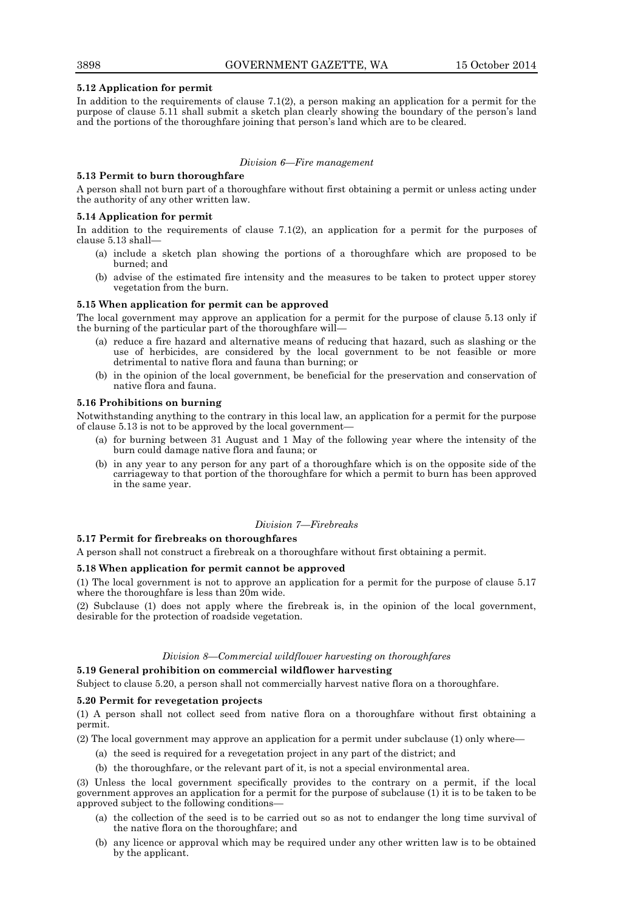**5.12 Application for permit**

In addition to the requirements of clause 7.1(2), a person making an application for a permit for the purpose of clause 5.11 shall submit a sketch plan clearly showing the boundary of the person's land and the portions of the thoroughfare joining that person's land which are to be cleared.

*Division 6—Fire management*

**5.13 Permit to burn thoroughfare**

A person shall not burn part of a thoroughfare without first obtaining a permit or unless acting under the authority of any other written law.

**5.14 Application for permit**

In addition to the requirements of clause 7.1(2), an application for a permit for the purposes of clause 5.13 shall—

- (a) include a sketch plan showing the portions of a thoroughfare which are proposed to be burned; and
- (b) advise of the estimated fire intensity and the measures to be taken to protect upper storey vegetation from the burn.

**5.15 When application for permit can be approved**

The local government may approve an application for a permit for the purpose of clause 5.13 only if the burning of the particular part of the thoroughfare will—

- (a) reduce a fire hazard and alternative means of reducing that hazard, such as slashing or the use of herbicides, are considered by the local government to be not feasible or more detrimental to native flora and fauna than burning; or
- (b) in the opinion of the local government, be beneficial for the preservation and conservation of native flora and fauna.

**5.16 Prohibitions on burning**

Notwithstanding anything to the contrary in this local law, an application for a permit for the purpose of clause 5.13 is not to be approved by the local government—

- (a) for burning between 31 August and 1 May of the following year where the intensity of the burn could damage native flora and fauna; or
- (b) in any year to any person for any part of a thoroughfare which is on the opposite side of the carriageway to that portion of the thoroughfare for which a permit to burn has been approved in the same year.

*Division 7—Firebreaks*

**5.17 Permit for firebreaks on thoroughfares**

A person shall not construct a firebreak on a thoroughfare without first obtaining a permit.

**5.18 When application for permit cannot be approved**

(1) The local government is not to approve an application for a permit for the purpose of clause 5.17 where the thoroughfare is less than 20m wide.

(2) Subclause (1) does not apply where the firebreak is, in the opinion of the local government, desirable for the protection of roadside vegetation.

*Division 8—Commercial wildflower harvesting on thoroughfares*

**5.19 General prohibition on commercial wildflower harvesting**

Subject to clause 5.20, a person shall not commercially harvest native flora on a thoroughfare.

**5.20 Permit for revegetation projects**

(1) A person shall not collect seed from native flora on a thoroughfare without first obtaining a permit.

(2) The local government may approve an application for a permit under subclause (1) only where—

- (a) the seed is required for a revegetation project in any part of the district; and
- (b) the thoroughfare, or the relevant part of it, is not a special environmental area.

(3) Unless the local government specifically provides to the contrary on a permit, if the local government approves an application for a permit for the purpose of subclause (1) it is to be taken to be approved subject to the following conditions—

- (a) the collection of the seed is to be carried out so as not to endanger the long time survival of the native flora on the thoroughfare; and
- (b) any licence or approval which may be required under any other written law is to be obtained by the applicant.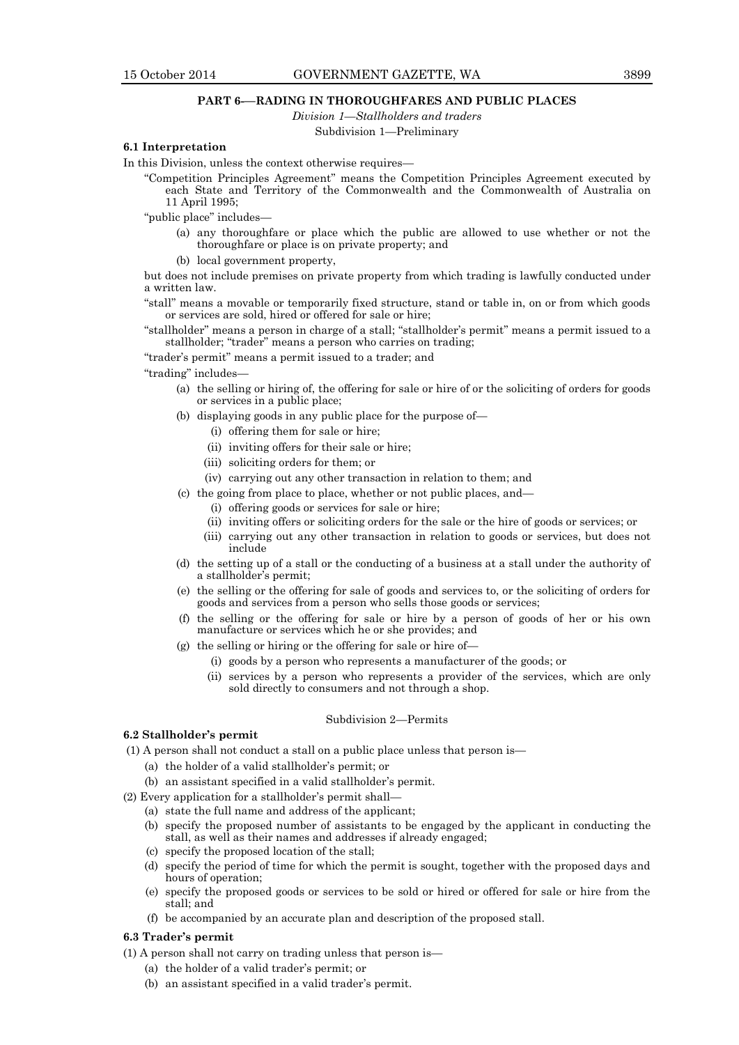## PART 6—RADING IN THOROUGHFARES AND PUBLIC PLACES

*Division 1—Stallholders and traders*

Subdivision 1—Preliminary

### 6.1 Interpretation

In this Division, unless the context otherwise requires—

"Competition Principles Agreement" means the Competition Principles Agreement executed by each State and Territory of the Commonwealth and the Commonwealth of Australia on 11 April 1995;

"public place" includes—

- (a) any thoroughfare or place which the public are allowed to use whether or not the thoroughfare or place is on private property; and
- (b) local government property,

but does not include premises on private property from which trading is lawfully conducted under a written law.

"stall" means a movable or temporarily fixed structure, stand or table in, on or from which goods or services are sold, hired or offered for sale or hire;

"stallholder" means a person in charge of a stall; "stallholder's permit" means a permit issued to a stallholder; "trader" means a person who carries on trading;

"trader's permit" means a permit issued to a trader; and

"trading" includes—

- (a) the selling or hiring of, the offering for sale or hire of or the soliciting of orders for goods or services in a public place;
- (b) displaying goods in any public place for the purpose of—
  - (i) offering them for sale or hire;
  - (ii) inviting offers for their sale or hire;
  - (iii) soliciting orders for them; or
  - (iv) carrying out any other transaction in relation to them; and
- (c) the going from place to place, whether or not public places, and—
  - (i) offering goods or services for sale or hire;
  - (ii) inviting offers or soliciting orders for the sale or the hire of goods or services; or
  - (iii) carrying out any other transaction in relation to goods or services, but does not include
- (d) the setting up of a stall or the conducting of a business at a stall under the authority of a stallholder's permit;
- (e) the selling or the offering for sale of goods and services to, or the soliciting of orders for goods and services from a person who sells those goods or services;
- (f) the selling or the offering for sale or hire by a person of goods of her or his own manufacture or services which he or she provides; and
- (g) the selling or hiring or the offering for sale or hire of—
  - (i) goods by a person who represents a manufacturer of the goods; or
  - (ii) services by a person who represents a provider of the services, which are only sold directly to consumers and not through a shop.

Subdivision 2—Permits

### 6.2 Stallholder's permit

(1) A person shall not conduct a stall on a public place unless that person is—

- (a) the holder of a valid stallholder's permit; or
- (b) an assistant specified in a valid stallholder's permit.

(2) Every application for a stallholder's permit shall—

- (a) state the full name and address of the applicant;
- (b) specify the proposed number of assistants to be engaged by the applicant in conducting the stall, as well as their names and addresses if already engaged;
- (c) specify the proposed location of the stall;
- (d) specify the period of time for which the permit is sought, together with the proposed days and hours of operation;
- (e) specify the proposed goods or services to be sold or hired or offered for sale or hire from the stall; and
- (f) be accompanied by an accurate plan and description of the proposed stall.

### 6.3 Trader's permit

(1) A person shall not carry on trading unless that person is—

- (a) the holder of a valid trader's permit; or
- (b) an assistant specified in a valid trader's permit.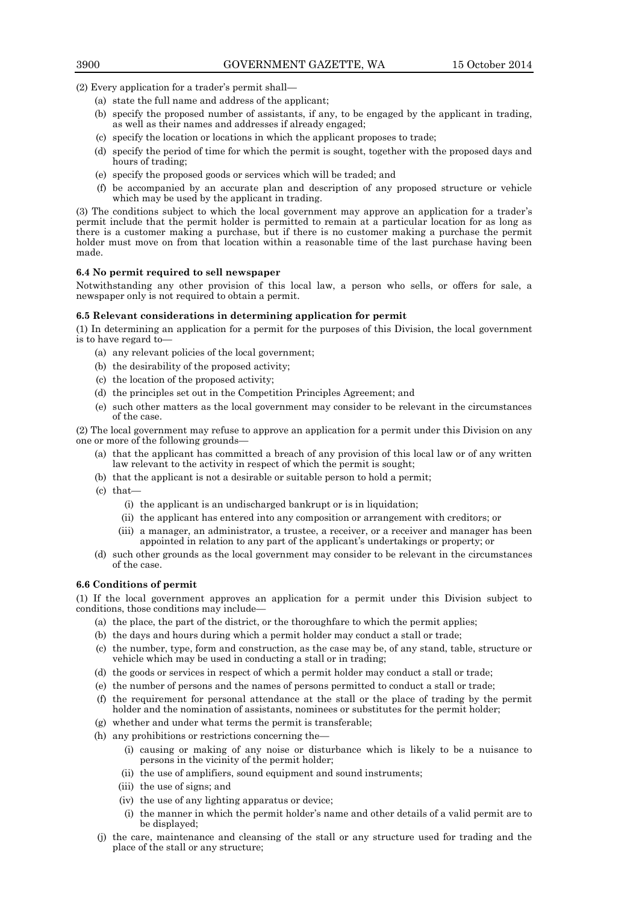(2) Every application for a trader's permit shall—

(a) state the full name and address of the applicant;

(b) specify the proposed number of assistants, if any, to be engaged by the applicant in trading, as well as their names and addresses if already engaged;

(c) specify the location or locations in which the applicant proposes to trade;

(d) specify the period of time for which the permit is sought, together with the proposed days and hours of trading;

(e) specify the proposed goods or services which will be traded; and

(f) be accompanied by an accurate plan and description of any proposed structure or vehicle which may be used by the applicant in trading.

(3) The conditions subject to which the local government may approve an application for a trader's permit include that the permit holder is permitted to remain at a particular location for as long as there is a customer making a purchase, but if there is no customer making a purchase the permit holder must move on from that location within a reasonable time of the last purchase having been made.

**6.4 No permit required to sell newspaper**

Notwithstanding any other provision of this local law, a person who sells, or offers for sale, a newspaper only is not required to obtain a permit.

**6.5 Relevant considerations in determining application for permit**

(1) In determining an application for a permit for the purposes of this Division, the local government is to have regard to—

(a) any relevant policies of the local government;

(b) the desirability of the proposed activity;

(c) the location of the proposed activity;

(d) the principles set out in the Competition Principles Agreement; and

(e) such other matters as the local government may consider to be relevant in the circumstances of the case.

(2) The local government may refuse to approve an application for a permit under this Division on any one or more of the following grounds—

(a) that the applicant has committed a breach of any provision of this local law or of any written law relevant to the activity in respect of which the permit is sought;

(b) that the applicant is not a desirable or suitable person to hold a permit;

(c) that—

  (i) the applicant is an undischarged bankrupt or is in liquidation;

  (ii) the applicant has entered into any composition or arrangement with creditors; or

  (iii) a manager, an administrator, a trustee, a receiver, or a receiver and manager has been appointed in relation to any part of the applicant's undertakings or property; or

(d) such other grounds as the local government may consider to be relevant in the circumstances of the case.

**6.6 Conditions of permit**

(1) If the local government approves an application for a permit under this Division subject to conditions, those conditions may include—

(a) the place, the part of the district, or the thoroughfare to which the permit applies;

(b) the days and hours during which a permit holder may conduct a stall or trade;

(c) the number, type, form and construction, as the case may be, of any stand, table, structure or vehicle which may be used in conducting a stall or in trading;

(d) the goods or services in respect of which a permit holder may conduct a stall or trade;

(e) the number of persons and the names of persons permitted to conduct a stall or trade;

(f) the requirement for personal attendance at the stall or the place of trading by the permit holder and the nomination of assistants, nominees or substitutes for the permit holder;

(g) whether and under what terms the permit is transferable;

(h) any prohibitions or restrictions concerning the—

  (i) causing or making of any noise or disturbance which is likely to be a nuisance to persons in the vicinity of the permit holder;

  (ii) the use of amplifiers, sound equipment and sound instruments;

  (iii) the use of signs; and

  (iv) the use of any lighting apparatus or device;

(i) the manner in which the permit holder's name and other details of a valid permit are to be displayed;

(j) the care, maintenance and cleansing of the stall or any structure used for trading and the place of the stall or any structure;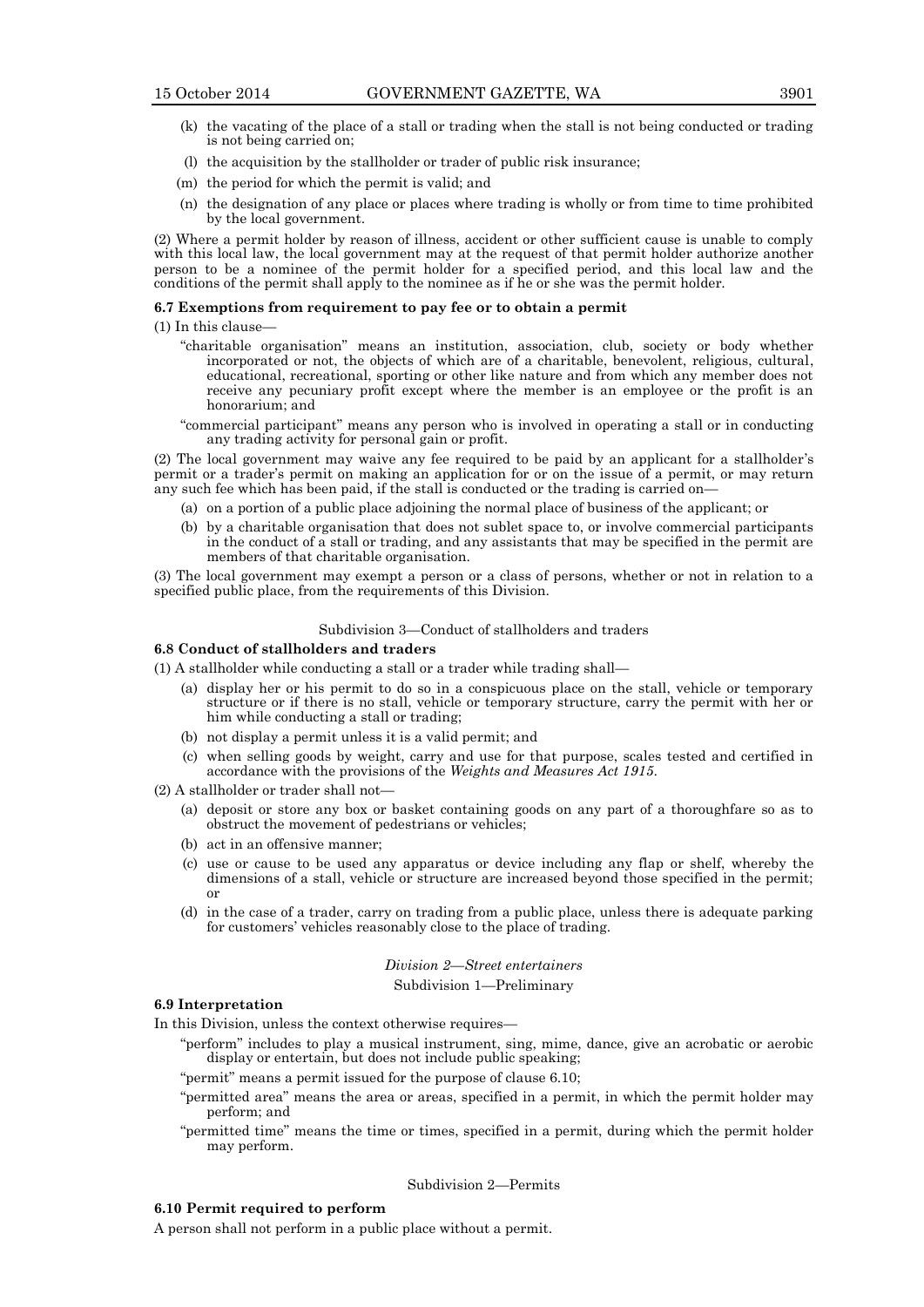(k) the vacating of the place of a stall or trading when the stall is not being conducted or trading is not being carried on;

(l) the acquisition by the stallholder or trader of public risk insurance;

(m) the period for which the permit is valid; and

(n) the designation of any place or places where trading is wholly or from time to time prohibited by the local government.

(2) Where a permit holder by reason of illness, accident or other sufficient cause is unable to comply with this local law, the local government may at the request of that permit holder authorize another person to be a nominee of the permit holder for a specified period, and this local law and the conditions of the permit shall apply to the nominee as if he or she was the permit holder.

**6.7 Exemptions from requirement to pay fee or to obtain a permit**

(1) In this clause—

"charitable organisation" means an institution, association, club, society or body whether incorporated or not, the objects of which are of a charitable, benevolent, religious, cultural, educational, recreational, sporting or other like nature and from which any member does not receive any pecuniary profit except where the member is an employee or the profit is an honorarium; and

"commercial participant" means any person who is involved in operating a stall or in conducting any trading activity for personal gain or profit.

(2) The local government may waive any fee required to be paid by an applicant for a stallholder's permit or a trader's permit on making an application for or on the issue of a permit, or may return any such fee which has been paid, if the stall is conducted or the trading is carried on—

(a) on a portion of a public place adjoining the normal place of business of the applicant; or

(b) by a charitable organisation that does not sublet space to, or involve commercial participants in the conduct of a stall or trading, and any assistants that may be specified in the permit are members of that charitable organisation.

(3) The local government may exempt a person or a class of persons, whether or not in relation to a specified public place, from the requirements of this Division.

Subdivision 3—Conduct of stallholders and traders

**6.8 Conduct of stallholders and traders**

(1) A stallholder while conducting a stall or a trader while trading shall—

(a) display her or his permit to do so in a conspicuous place on the stall, vehicle or temporary structure or if there is no stall, vehicle or temporary structure, carry the permit with her or him while conducting a stall or trading;

(b) not display a permit unless it is a valid permit; and

(c) when selling goods by weight, carry and use for that purpose, scales tested and certified in accordance with the provisions of the *Weights and Measures Act 1915*.

(2) A stallholder or trader shall not—

(a) deposit or store any box or basket containing goods on any part of a thoroughfare so as to obstruct the movement of pedestrians or vehicles;

(b) act in an offensive manner;

(c) use or cause to be used any apparatus or device including any flap or shelf, whereby the dimensions of a stall, vehicle or structure are increased beyond those specified in the permit; or

(d) in the case of a trader, carry on trading from a public place, unless there is adequate parking for customers' vehicles reasonably close to the place of trading.

*Division 2—Street entertainers*

Subdivision 1—Preliminary

**6.9 Interpretation**

In this Division, unless the context otherwise requires—

"perform" includes to play a musical instrument, sing, mime, dance, give an acrobatic or aerobic display or entertain, but does not include public speaking;

"permit" means a permit issued for the purpose of clause 6.10;

"permitted area" means the area or areas, specified in a permit, in which the permit holder may perform; and

"permitted time" means the time or times, specified in a permit, during which the permit holder may perform.

Subdivision 2—Permits

**6.10 Permit required to perform**

A person shall not perform in a public place without a permit.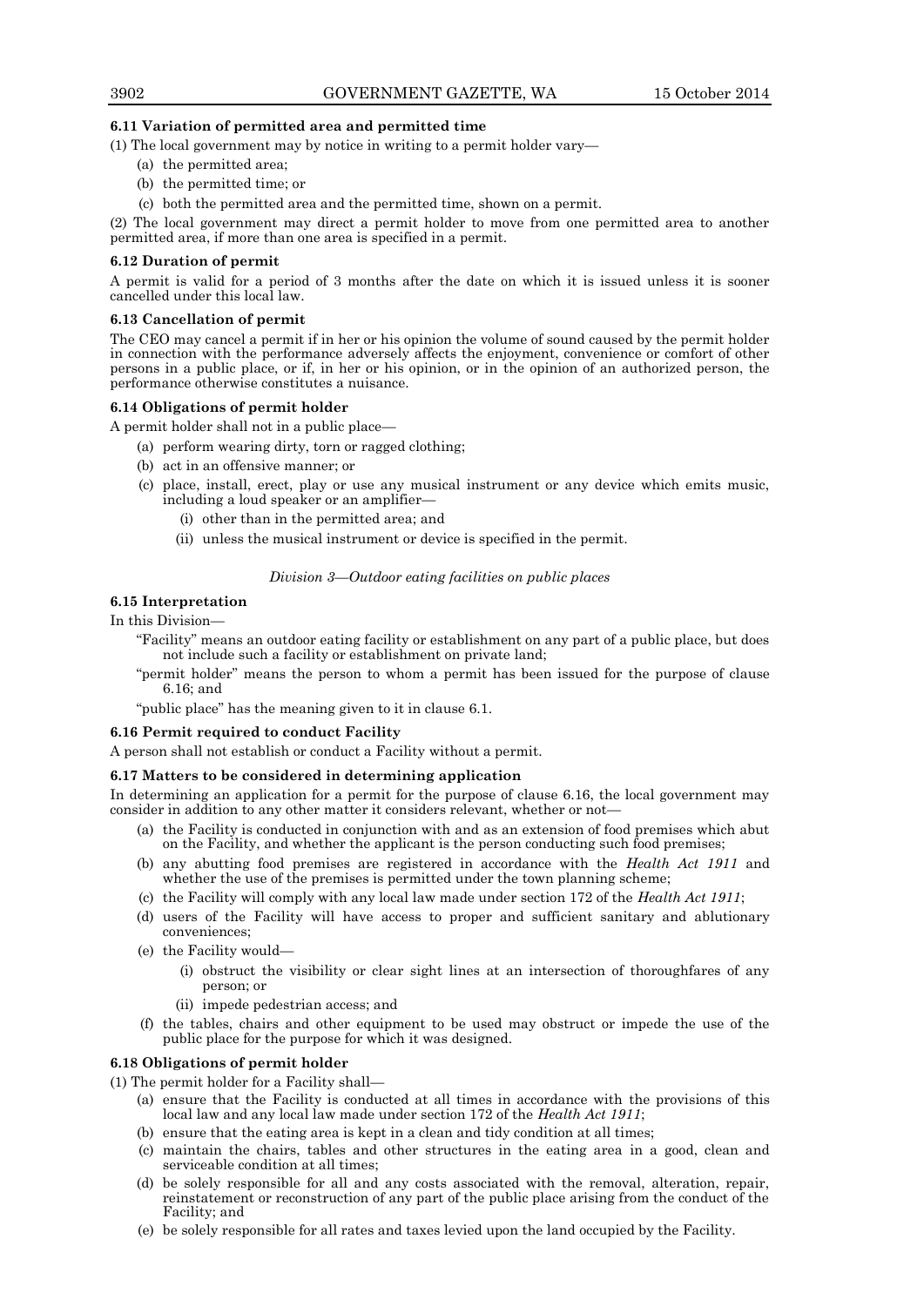**6.11 Variation of permitted area and permitted time**

(1) The local government may by notice in writing to a permit holder vary—

- (a) the permitted area;
- (b) the permitted time; or
- (c) both the permitted area and the permitted time, shown on a permit.

(2) The local government may direct a permit holder to move from one permitted area to another permitted area, if more than one area is specified in a permit.

**6.12 Duration of permit**

A permit is valid for a period of 3 months after the date on which it is issued unless it is sooner cancelled under this local law.

**6.13 Cancellation of permit**

The CEO may cancel a permit if in her or his opinion the volume of sound caused by the permit holder in connection with the performance adversely affects the enjoyment, convenience or comfort of other persons in a public place, or if, in her or his opinion, or in the opinion of an authorized person, the performance otherwise constitutes a nuisance.

**6.14 Obligations of permit holder**

A permit holder shall not in a public place—

- (a) perform wearing dirty, torn or ragged clothing;
- (b) act in an offensive manner; or
- (c) place, install, erect, play or use any musical instrument or any device which emits music, including a loud speaker or an amplifier—
  - (i) other than in the permitted area; and
  - (ii) unless the musical instrument or device is specified in the permit.

*Division 3—Outdoor eating facilities on public places*

**6.15 Interpretation**

In this Division—

"Facility" means an outdoor eating facility or establishment on any part of a public place, but does not include such a facility or establishment on private land;

"permit holder" means the person to whom a permit has been issued for the purpose of clause 6.16; and

"public place" has the meaning given to it in clause 6.1.

**6.16 Permit required to conduct Facility**

A person shall not establish or conduct a Facility without a permit.

**6.17 Matters to be considered in determining application**

In determining an application for a permit for the purpose of clause 6.16, the local government may consider in addition to any other matter it considers relevant, whether or not—

- (a) the Facility is conducted in conjunction with and as an extension of food premises which abut on the Facility, and whether the applicant is the person conducting such food premises;
- (b) any abutting food premises are registered in accordance with the *Health Act 1911* and whether the use of the premises is permitted under the town planning scheme;
- (c) the Facility will comply with any local law made under section 172 of the *Health Act 1911*;
- (d) users of the Facility will have access to proper and sufficient sanitary and ablutionary conveniences;
- (e) the Facility would—
  - (i) obstruct the visibility or clear sight lines at an intersection of thoroughfares of any person; or
  - (ii) impede pedestrian access; and
- (f) the tables, chairs and other equipment to be used may obstruct or impede the use of the public place for the purpose for which it was designed.

**6.18 Obligations of permit holder**

(1) The permit holder for a Facility shall—

- (a) ensure that the Facility is conducted at all times in accordance with the provisions of this local law and any local law made under section 172 of the *Health Act 1911*;
- (b) ensure that the eating area is kept in a clean and tidy condition at all times;
- (c) maintain the chairs, tables and other structures in the eating area in a good, clean and serviceable condition at all times;
- (d) be solely responsible for all and any costs associated with the removal, alteration, repair, reinstatement or reconstruction of any part of the public place arising from the conduct of the Facility; and
- (e) be solely responsible for all rates and taxes levied upon the land occupied by the Facility.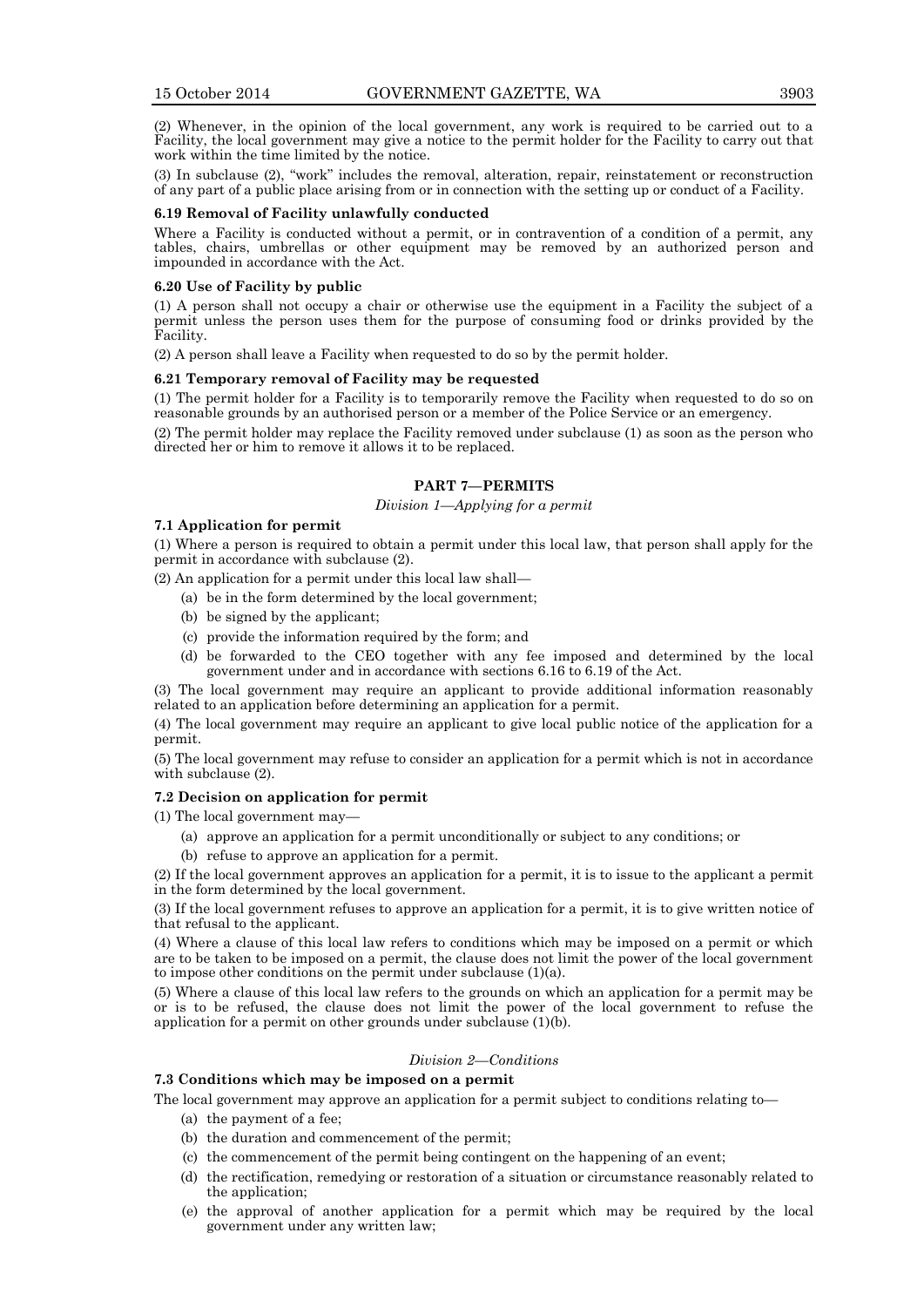(2) Whenever, in the opinion of the local government, any work is required to be carried out to a Facility, the local government may give a notice to the permit holder for the Facility to carry out that work within the time limited by the notice.

(3) In subclause (2), "work" includes the removal, alteration, repair, reinstatement or reconstruction of any part of a public place arising from or in connection with the setting up or conduct of a Facility.

**6.19 Removal of Facility unlawfully conducted**

Where a Facility is conducted without a permit, or in contravention of a condition of a permit, any tables, chairs, umbrellas or other equipment may be removed by an authorized person and impounded in accordance with the Act.

**6.20 Use of Facility by public**

(1) A person shall not occupy a chair or otherwise use the equipment in a Facility the subject of a permit unless the person uses them for the purpose of consuming food or drinks provided by the Facility.

(2) A person shall leave a Facility when requested to do so by the permit holder.

**6.21 Temporary removal of Facility may be requested**

(1) The permit holder for a Facility is to temporarily remove the Facility when requested to do so on reasonable grounds by an authorised person or a member of the Police Service or an emergency.

(2) The permit holder may replace the Facility removed under subclause (1) as soon as the person who directed her or him to remove it allows it to be replaced.

## PART 7—PERMITS

*Division 1—Applying for a permit*

**7.1 Application for permit**

(1) Where a person is required to obtain a permit under this local law, that person shall apply for the permit in accordance with subclause (2).

(2) An application for a permit under this local law shall—

(a) be in the form determined by the local government;

(b) be signed by the applicant;

(c) provide the information required by the form; and

(d) be forwarded to the CEO together with any fee imposed and determined by the local government under and in accordance with sections 6.16 to 6.19 of the Act.

(3) The local government may require an applicant to provide additional information reasonably related to an application before determining an application for a permit.

(4) The local government may require an applicant to give local public notice of the application for a permit.

(5) The local government may refuse to consider an application for a permit which is not in accordance with subclause (2).

**7.2 Decision on application for permit**

(1) The local government may—

(a) approve an application for a permit unconditionally or subject to any conditions; or

(b) refuse to approve an application for a permit.

(2) If the local government approves an application for a permit, it is to issue to the applicant a permit in the form determined by the local government.

(3) If the local government refuses to approve an application for a permit, it is to give written notice of that refusal to the applicant.

(4) Where a clause of this local law refers to conditions which may be imposed on a permit or which are to be taken to be imposed on a permit, the clause does not limit the power of the local government to impose other conditions on the permit under subclause (1)(a).

(5) Where a clause of this local law refers to the grounds on which an application for a permit may be or is to be refused, the clause does not limit the power of the local government to refuse the application for a permit on other grounds under subclause (1)(b).

*Division 2—Conditions*

**7.3 Conditions which may be imposed on a permit**

The local government may approve an application for a permit subject to conditions relating to—

(a) the payment of a fee;

(b) the duration and commencement of the permit;

(c) the commencement of the permit being contingent on the happening of an event;

(d) the rectification, remedying or restoration of a situation or circumstance reasonably related to the application;

(e) the approval of another application for a permit which may be required by the local government under any written law;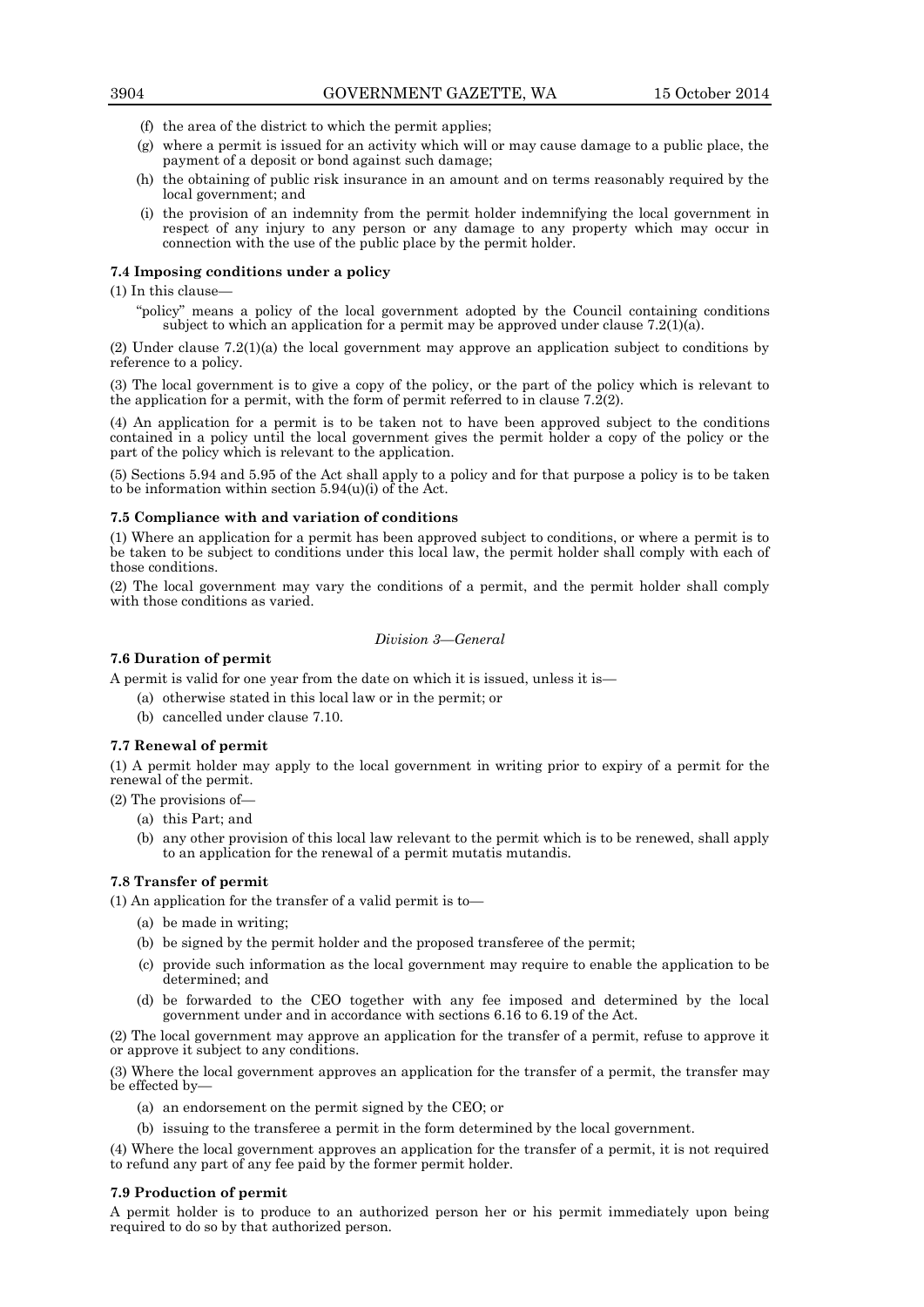(f) the area of the district to which the permit applies;

(g) where a permit is issued for an activity which will or may cause damage to a public place, the payment of a deposit or bond against such damage;

(h) the obtaining of public risk insurance in an amount and on terms reasonably required by the local government; and

(i) the provision of an indemnity from the permit holder indemnifying the local government in respect of any injury to any person or any damage to any property which may occur in connection with the use of the public place by the permit holder.

**7.4 Imposing conditions under a policy**

(1) In this clause—

"policy" means a policy of the local government adopted by the Council containing conditions subject to which an application for a permit may be approved under clause 7.2(1)(a).

(2) Under clause 7.2(1)(a) the local government may approve an application subject to conditions by reference to a policy.

(3) The local government is to give a copy of the policy, or the part of the policy which is relevant to the application for a permit, with the form of permit referred to in clause 7.2(2).

(4) An application for a permit is to be taken not to have been approved subject to the conditions contained in a policy until the local government gives the permit holder a copy of the policy or the part of the policy which is relevant to the application.

(5) Sections 5.94 and 5.95 of the Act shall apply to a policy and for that purpose a policy is to be taken to be information within section 5.94(u)(i) of the Act.

**7.5 Compliance with and variation of conditions**

(1) Where an application for a permit has been approved subject to conditions, or where a permit is to be taken to be subject to conditions under this local law, the permit holder shall comply with each of those conditions.

(2) The local government may vary the conditions of a permit, and the permit holder shall comply with those conditions as varied.

*Division 3—General*

**7.6 Duration of permit**

A permit is valid for one year from the date on which it is issued, unless it is—

(a) otherwise stated in this local law or in the permit; or

(b) cancelled under clause 7.10.

**7.7 Renewal of permit**

(1) A permit holder may apply to the local government in writing prior to expiry of a permit for the renewal of the permit.

(2) The provisions of—

(a) this Part; and

(b) any other provision of this local law relevant to the permit which is to be renewed, shall apply to an application for the renewal of a permit mutatis mutandis.

**7.8 Transfer of permit**

(1) An application for the transfer of a valid permit is to—

(a) be made in writing;

(b) be signed by the permit holder and the proposed transferee of the permit;

(c) provide such information as the local government may require to enable the application to be determined; and

(d) be forwarded to the CEO together with any fee imposed and determined by the local government under and in accordance with sections 6.16 to 6.19 of the Act.

(2) The local government may approve an application for the transfer of a permit, refuse to approve it or approve it subject to any conditions.

(3) Where the local government approves an application for the transfer of a permit, the transfer may be effected by—

(a) an endorsement on the permit signed by the CEO; or

(b) issuing to the transferee a permit in the form determined by the local government.

(4) Where the local government approves an application for the transfer of a permit, it is not required to refund any part of any fee paid by the former permit holder.

**7.9 Production of permit**

A permit holder is to produce to an authorized person her or his permit immediately upon being required to do so by that authorized person.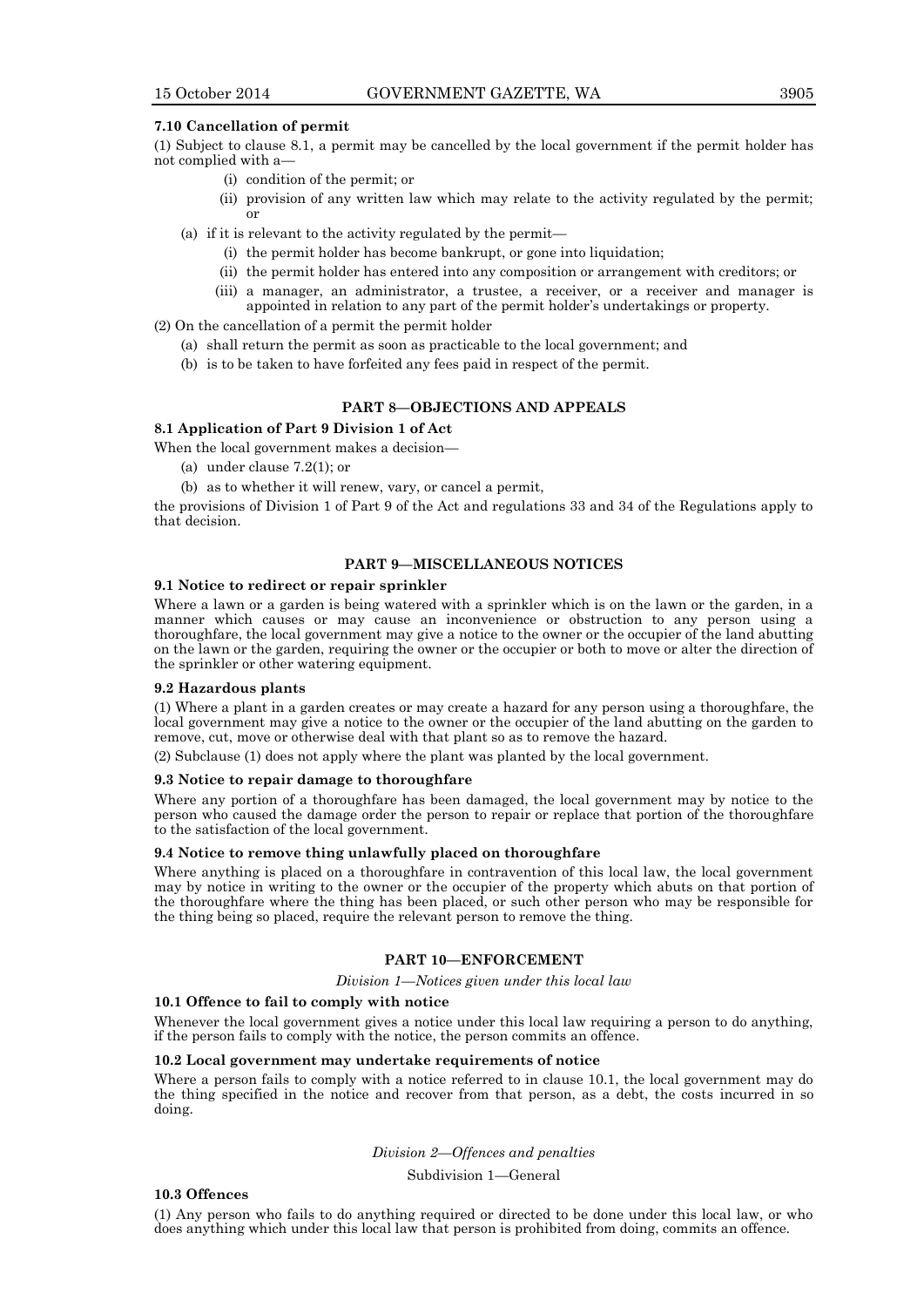**7.10 Cancellation of permit**

(1) Subject to clause 8.1, a permit may be cancelled by the local government if the permit holder has not complied with a—

(i) condition of the permit; or

(ii) provision of any written law which may relate to the activity regulated by the permit; or

(a) if it is relevant to the activity regulated by the permit—

(i) the permit holder has become bankrupt, or gone into liquidation;

(ii) the permit holder has entered into any composition or arrangement with creditors; or

(iii) a manager, an administrator, a trustee, a receiver, or a receiver and manager is appointed in relation to any part of the permit holder's undertakings or property.

(2) On the cancellation of a permit the permit holder

(a) shall return the permit as soon as practicable to the local government; and

(b) is to be taken to have forfeited any fees paid in respect of the permit.

## PART 8—OBJECTIONS AND APPEALS

**8.1 Application of Part 9 Division 1 of Act**

When the local government makes a decision—

(a) under clause 7.2(1); or

(b) as to whether it will renew, vary, or cancel a permit,

the provisions of Division 1 of Part 9 of the Act and regulations 33 and 34 of the Regulations apply to that decision.

## PART 9—MISCELLANEOUS NOTICES

**9.1 Notice to redirect or repair sprinkler**

Where a lawn or a garden is being watered with a sprinkler which is on the lawn or the garden, in a manner which causes or may cause an inconvenience or obstruction to any person using a thoroughfare, the local government may give a notice to the owner or the occupier of the land abutting on the lawn or the garden, requiring the owner or the occupier or both to move or alter the direction of the sprinkler or other watering equipment.

**9.2 Hazardous plants**

(1) Where a plant in a garden creates or may create a hazard for any person using a thoroughfare, the local government may give a notice to the owner or the occupier of the land abutting on the garden to remove, cut, move or otherwise deal with that plant so as to remove the hazard.

(2) Subclause (1) does not apply where the plant was planted by the local government.

**9.3 Notice to repair damage to thoroughfare**

Where any portion of a thoroughfare has been damaged, the local government may by notice to the person who caused the damage order the person to repair or replace that portion of the thoroughfare to the satisfaction of the local government.

**9.4 Notice to remove thing unlawfully placed on thoroughfare**

Where anything is placed on a thoroughfare in contravention of this local law, the local government may by notice in writing to the owner or the occupier of the property which abuts on that portion of the thoroughfare where the thing has been placed, or such other person who may be responsible for the thing being so placed, require the relevant person to remove the thing.

## PART 10—ENFORCEMENT

*Division 1—Notices given under this local law*

**10.1 Offence to fail to comply with notice**

Whenever the local government gives a notice under this local law requiring a person to do anything, if the person fails to comply with the notice, the person commits an offence.

**10.2 Local government may undertake requirements of notice**

Where a person fails to comply with a notice referred to in clause 10.1, the local government may do the thing specified in the notice and recover from that person, as a debt, the costs incurred in so doing.

*Division 2—Offences and penalties*

Subdivision 1—General

**10.3 Offences**

(1) Any person who fails to do anything required or directed to be done under this local law, or who does anything which under this local law that person is prohibited from doing, commits an offence.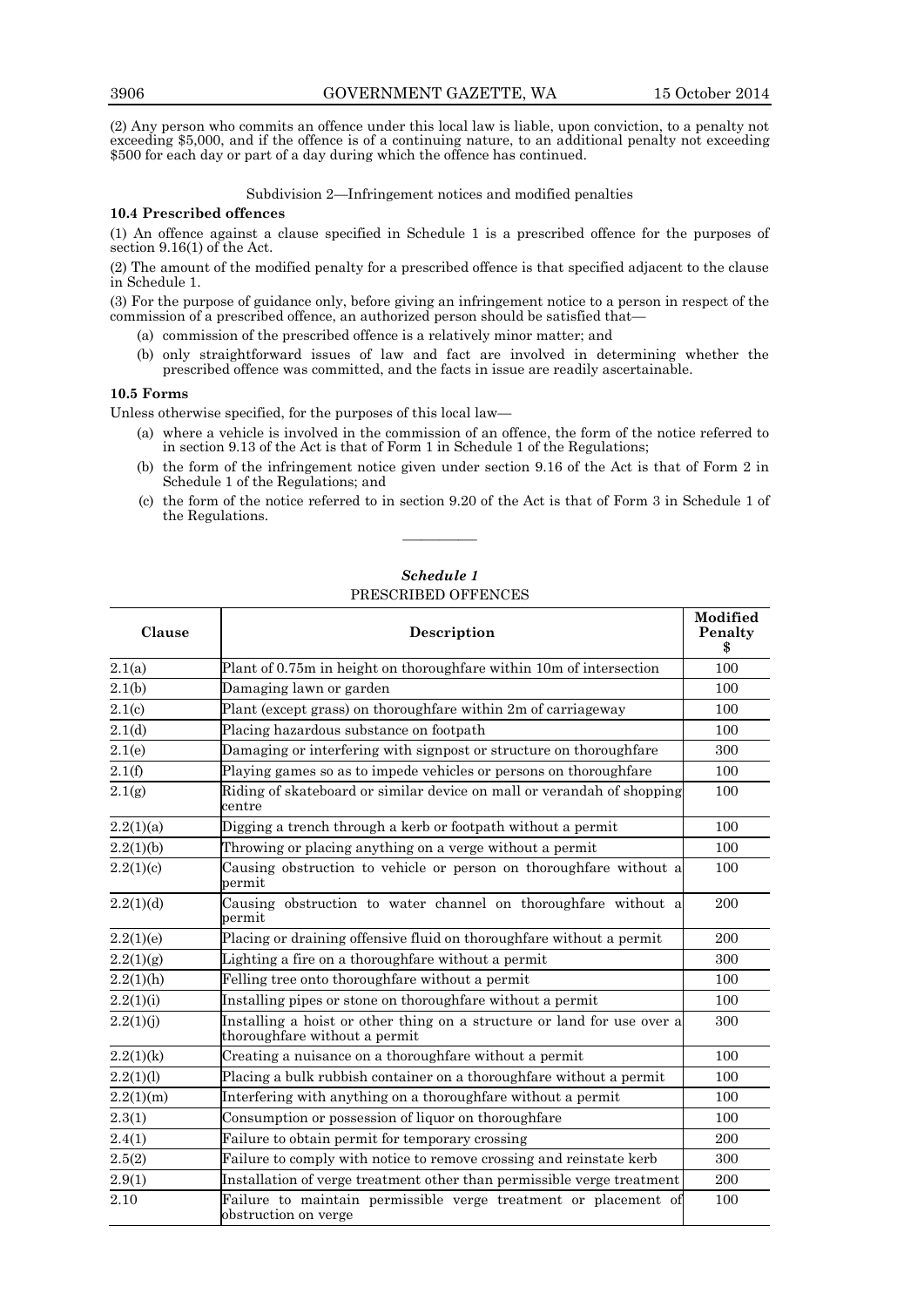(2) Any person who commits an offence under this local law is liable, upon conviction, to a penalty not exceeding $5,000, and if the offence is of a continuing nature, to an additional penalty not exceeding $500 for each day or part of a day during which the offence has continued.

Subdivision 2—Infringement notices and modified penalties

**10.4 Prescribed offences**

(1) An offence against a clause specified in Schedule 1 is a prescribed offence for the purposes of section 9.16(1) of the Act.

(2) The amount of the modified penalty for a prescribed offence is that specified adjacent to the clause in Schedule 1.

(3) For the purpose of guidance only, before giving an infringement notice to a person in respect of the commission of a prescribed offence, an authorized person should be satisfied that—

- (a) commission of the prescribed offence is a relatively minor matter; and
- (b) only straightforward issues of law and fact are involved in determining whether the prescribed offence was committed, and the facts in issue are readily ascertainable.

**10.5 Forms**

Unless otherwise specified, for the purposes of this local law—

- (a) where a vehicle is involved in the commission of an offence, the form of the notice referred to in section 9.13 of the Act is that of Form 1 in Schedule 1 of the Regulations;
- (b) the form of the infringement notice given under section 9.16 of the Act is that of Form 2 in Schedule 1 of the Regulations; and
- (c) the form of the notice referred to in section 9.20 of the Act is that of Form 3 in Schedule 1 of the Regulations.

———————

***Schedule 1***

PRESCRIBED OFFENCES

| Clause | Description | Modified Penalty $ |
|---|---|---|
| 2.1(a) | Plant of 0.75m in height on thoroughfare within 10m of intersection | 100 |
| 2.1(b) | Damaging lawn or garden | 100 |
| 2.1(c) | Plant (except grass) on thoroughfare within 2m of carriageway | 100 |
| 2.1(d) | Placing hazardous substance on footpath | 100 |
| 2.1(e) | Damaging or interfering with signpost or structure on thoroughfare | 300 |
| 2.1(f) | Playing games so as to impede vehicles or persons on thoroughfare | 100 |
| 2.1(g) | Riding of skateboard or similar device on mall or verandah of shopping centre | 100 |
| 2.2(1)(a) | Digging a trench through a kerb or footpath without a permit | 100 |
| 2.2(1)(b) | Throwing or placing anything on a verge without a permit | 100 |
| 2.2(1)(c) | Causing obstruction to vehicle or person on thoroughfare without a permit | 100 |
| 2.2(1)(d) | Causing obstruction to water channel on thoroughfare without a permit | 200 |
| 2.2(1)(e) | Placing or draining offensive fluid on thoroughfare without a permit | 200 |
| 2.2(1)(g) | Lighting a fire on a thoroughfare without a permit | 300 |
| 2.2(1)(h) | Felling tree onto thoroughfare without a permit | 100 |
| 2.2(1)(i) | Installing pipes or stone on thoroughfare without a permit | 100 |
| 2.2(1)(j) | Installing a hoist or other thing on a structure or land for use over a thoroughfare without a permit | 300 |
| 2.2(1)(k) | Creating a nuisance on a thoroughfare without a permit | 100 |
| 2.2(1)(l) | Placing a bulk rubbish container on a thoroughfare without a permit | 100 |
| 2.2(1)(m) | Interfering with anything on a thoroughfare without a permit | 100 |
| 2.3(1) | Consumption or possession of liquor on thoroughfare | 100 |
| 2.4(1) | Failure to obtain permit for temporary crossing | 200 |
| 2.5(2) | Failure to comply with notice to remove crossing and reinstate kerb | 300 |
| 2.9(1) | Installation of verge treatment other than permissible verge treatment | 200 |
| 2.10 | Failure to maintain permissible verge treatment or placement of obstruction on verge | 100 |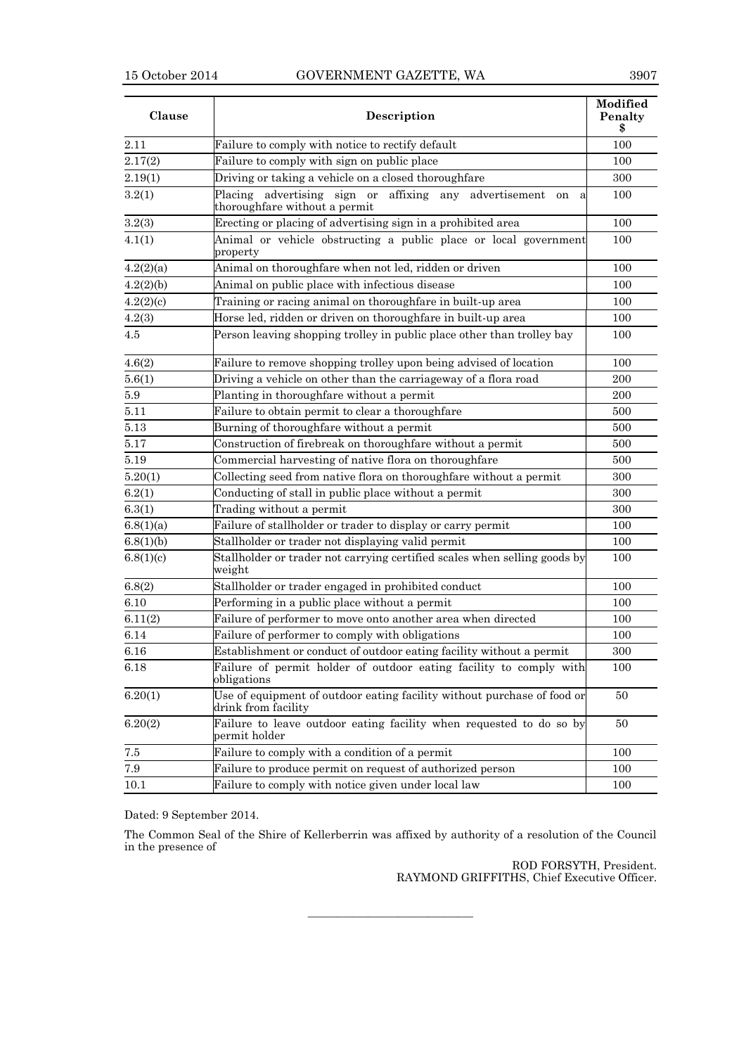| Clause | Description | Modified Penalty $ |
|---|---|---|
| 2.11 | Failure to comply with notice to rectify default | 100 |
| 2.17(2) | Failure to comply with sign on public place | 100 |
| 2.19(1) | Driving or taking a vehicle on a closed thoroughfare | 300 |
| 3.2(1) | Placing advertising sign or affixing any advertisement on a thoroughfare without a permit | 100 |
| 3.2(3) | Erecting or placing of advertising sign in a prohibited area | 100 |
| 4.1(1) | Animal or vehicle obstructing a public place or local government property | 100 |
| 4.2(2)(a) | Animal on thoroughfare when not led, ridden or driven | 100 |
| 4.2(2)(b) | Animal on public place with infectious disease | 100 |
| 4.2(2)(c) | Training or racing animal on thoroughfare in built-up area | 100 |
| 4.2(3) | Horse led, ridden or driven on thoroughfare in built-up area | 100 |
| 4.5 | Person leaving shopping trolley in public place other than trolley bay | 100 |
| 4.6(2) | Failure to remove shopping trolley upon being advised of location | 100 |
| 5.6(1) | Driving a vehicle on other than the carriageway of a flora road | 200 |
| 5.9 | Planting in thoroughfare without a permit | 200 |
| 5.11 | Failure to obtain permit to clear a thoroughfare | 500 |
| 5.13 | Burning of thoroughfare without a permit | 500 |
| 5.17 | Construction of firebreak on thoroughfare without a permit | 500 |
| 5.19 | Commercial harvesting of native flora on thoroughfare | 500 |
| 5.20(1) | Collecting seed from native flora on thoroughfare without a permit | 300 |
| 6.2(1) | Conducting of stall in public place without a permit | 300 |
| 6.3(1) | Trading without a permit | 300 |
| 6.8(1)(a) | Failure of stallholder or trader to display or carry permit | 100 |
| 6.8(1)(b) | Stallholder or trader not displaying valid permit | 100 |
| 6.8(1)(c) | Stallholder or trader not carrying certified scales when selling goods by weight | 100 |
| 6.8(2) | Stallholder or trader engaged in prohibited conduct | 100 |
| 6.10 | Performing in a public place without a permit | 100 |
| 6.11(2) | Failure of performer to move onto another area when directed | 100 |
| 6.14 | Failure of performer to comply with obligations | 100 |
| 6.16 | Establishment or conduct of outdoor eating facility without a permit | 300 |
| 6.18 | Failure of permit holder of outdoor eating facility to comply with obligations | 100 |
| 6.20(1) | Use of equipment of outdoor eating facility without purchase of food or drink from facility | 50 |
| 6.20(2) | Failure to leave outdoor eating facility when requested to do so by permit holder | 50 |
| 7.5 | Failure to comply with a condition of a permit | 100 |
| 7.9 | Failure to produce permit on request of authorized person | 100 |
| 10.1 | Failure to comply with notice given under local law | 100 |

Dated: 9 September 2014.

The Common Seal of the Shire of Kellerberrin was affixed by authority of a resolution of the Council in the presence of

ROD FORSYTH, President.
RAYMOND GRIFFITHS, Chief Executive Officer.

---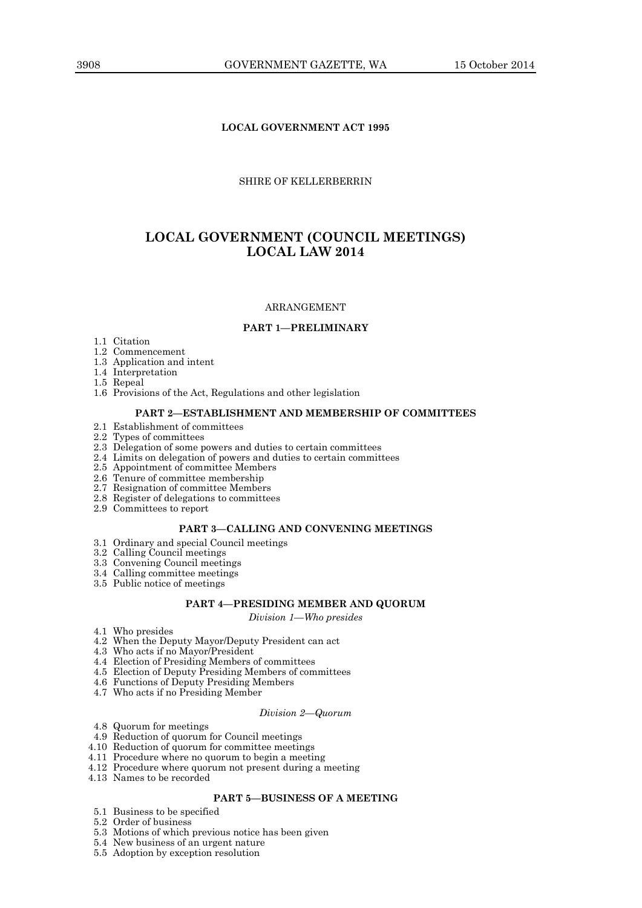**LOCAL GOVERNMENT ACT 1995**

SHIRE OF KELLERBERRIN

# LOCAL GOVERNMENT (COUNCIL MEETINGS) LOCAL LAW 2014

ARRANGEMENT

**PART 1—PRELIMINARY**

1.1 Citation
1.2 Commencement
1.3 Application and intent
1.4 Interpretation
1.5 Repeal
1.6 Provisions of the Act, Regulations and other legislation

**PART 2—ESTABLISHMENT AND MEMBERSHIP OF COMMITTEES**

2.1 Establishment of committees
2.2 Types of committees
2.3 Delegation of some powers and duties to certain committees
2.4 Limits on delegation of powers and duties to certain committees
2.5 Appointment of committee Members
2.6 Tenure of committee membership
2.7 Resignation of committee Members
2.8 Register of delegations to committees
2.9 Committees to report

**PART 3—CALLING AND CONVENING MEETINGS**

3.1 Ordinary and special Council meetings
3.2 Calling Council meetings
3.3 Convening Council meetings
3.4 Calling committee meetings
3.5 Public notice of meetings

**PART 4—PRESIDING MEMBER AND QUORUM**

*Division 1—Who presides*

4.1 Who presides
4.2 When the Deputy Mayor/Deputy President can act
4.3 Who acts if no Mayor/President
4.4 Election of Presiding Members of committees
4.5 Election of Deputy Presiding Members of committees
4.6 Functions of Deputy Presiding Members
4.7 Who acts if no Presiding Member

*Division 2—Quorum*

4.8 Quorum for meetings
4.9 Reduction of quorum for Council meetings
4.10 Reduction of quorum for committee meetings
4.11 Procedure where no quorum to begin a meeting
4.12 Procedure where quorum not present during a meeting
4.13 Names to be recorded

**PART 5—BUSINESS OF A MEETING**

5.1 Business to be specified
5.2 Order of business
5.3 Motions of which previous notice has been given
5.4 New business of an urgent nature
5.5 Adoption by exception resolution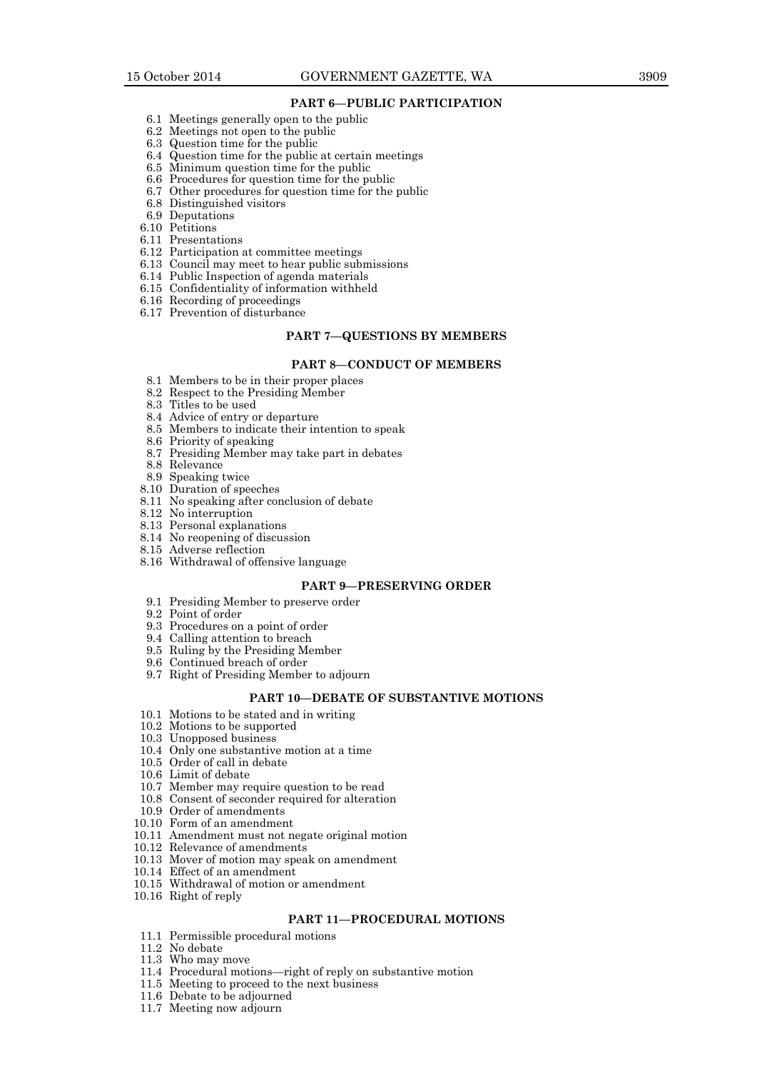**PART 6—PUBLIC PARTICIPATION**

6.1 Meetings generally open to the public
6.2 Meetings not open to the public
6.3 Question time for the public
6.4 Question time for the public at certain meetings
6.5 Minimum question time for the public
6.6 Procedures for question time for the public
6.7 Other procedures for question time for the public
6.8 Distinguished visitors
6.9 Deputations
6.10 Petitions
6.11 Presentations
6.12 Participation at committee meetings
6.13 Council may meet to hear public submissions
6.14 Public Inspection of agenda materials
6.15 Confidentiality of information withheld
6.16 Recording of proceedings
6.17 Prevention of disturbance

**PART 7—QUESTIONS BY MEMBERS**

**PART 8—CONDUCT OF MEMBERS**

8.1 Members to be in their proper places
8.2 Respect to the Presiding Member
8.3 Titles to be used
8.4 Advice of entry or departure
8.5 Members to indicate their intention to speak
8.6 Priority of speaking
8.7 Presiding Member may take part in debates
8.8 Relevance
8.9 Speaking twice
8.10 Duration of speeches
8.11 No speaking after conclusion of debate
8.12 No interruption
8.13 Personal explanations
8.14 No reopening of discussion
8.15 Adverse reflection
8.16 Withdrawal of offensive language

**PART 9—PRESERVING ORDER**

9.1 Presiding Member to preserve order
9.2 Point of order
9.3 Procedures on a point of order
9.4 Calling attention to breach
9.5 Ruling by the Presiding Member
9.6 Continued breach of order
9.7 Right of Presiding Member to adjourn

**PART 10—DEBATE OF SUBSTANTIVE MOTIONS**

10.1 Motions to be stated and in writing
10.2 Motions to be supported
10.3 Unopposed business
10.4 Only one substantive motion at a time
10.5 Order of call in debate
10.6 Limit of debate
10.7 Member may require question to be read
10.8 Consent of seconder required for alteration
10.9 Order of amendments
10.10 Form of an amendment
10.11 Amendment must not negate original motion
10.12 Relevance of amendments
10.13 Mover of motion may speak on amendment
10.14 Effect of an amendment
10.15 Withdrawal of motion or amendment
10.16 Right of reply

**PART 11—PROCEDURAL MOTIONS**

11.1 Permissible procedural motions
11.2 No debate
11.3 Who may move
11.4 Procedural motions—right of reply on substantive motion
11.5 Meeting to proceed to the next business
11.6 Debate to be adjourned
11.7 Meeting now adjourn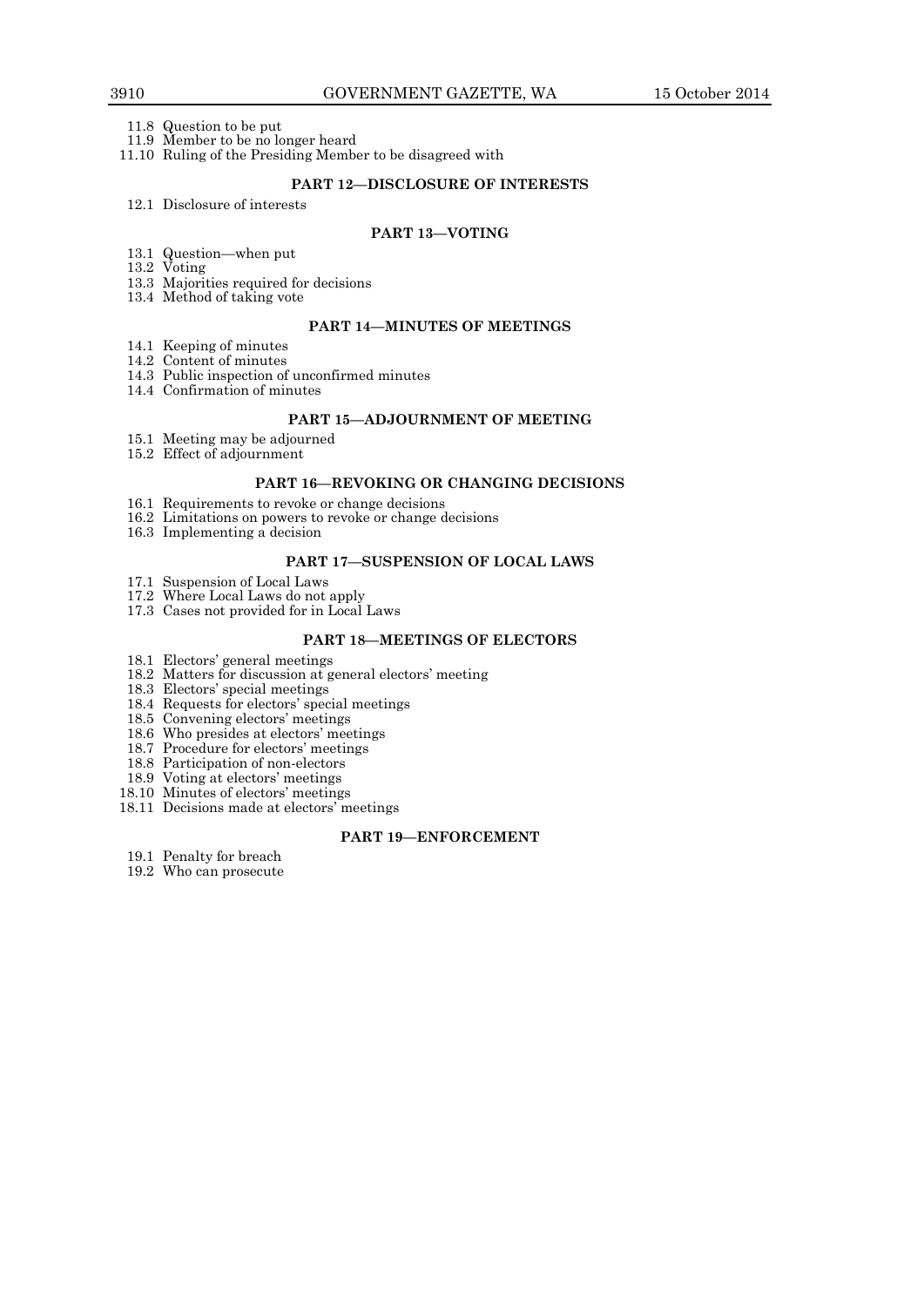11.8 Question to be put
11.9 Member to be no longer heard
11.10 Ruling of the Presiding Member to be disagreed with

### PART 12—DISCLOSURE OF INTERESTS

12.1 Disclosure of interests

### PART 13—VOTING

13.1 Question—when put
13.2 Voting
13.3 Majorities required for decisions
13.4 Method of taking vote

### PART 14—MINUTES OF MEETINGS

14.1 Keeping of minutes
14.2 Content of minutes
14.3 Public inspection of unconfirmed minutes
14.4 Confirmation of minutes

### PART 15—ADJOURNMENT OF MEETING

15.1 Meeting may be adjourned
15.2 Effect of adjournment

### PART 16—REVOKING OR CHANGING DECISIONS

16.1 Requirements to revoke or change decisions
16.2 Limitations on powers to revoke or change decisions
16.3 Implementing a decision

### PART 17—SUSPENSION OF LOCAL LAWS

17.1 Suspension of Local Laws
17.2 Where Local Laws do not apply
17.3 Cases not provided for in Local Laws

### PART 18—MEETINGS OF ELECTORS

18.1 Electors' general meetings
18.2 Matters for discussion at general electors' meeting
18.3 Electors' special meetings
18.4 Requests for electors' special meetings
18.5 Convening electors' meetings
18.6 Who presides at electors' meetings
18.7 Procedure for electors' meetings
18.8 Participation of non-electors
18.9 Voting at electors' meetings
18.10 Minutes of electors' meetings
18.11 Decisions made at electors' meetings

### PART 19—ENFORCEMENT

19.1 Penalty for breach
19.2 Who can prosecute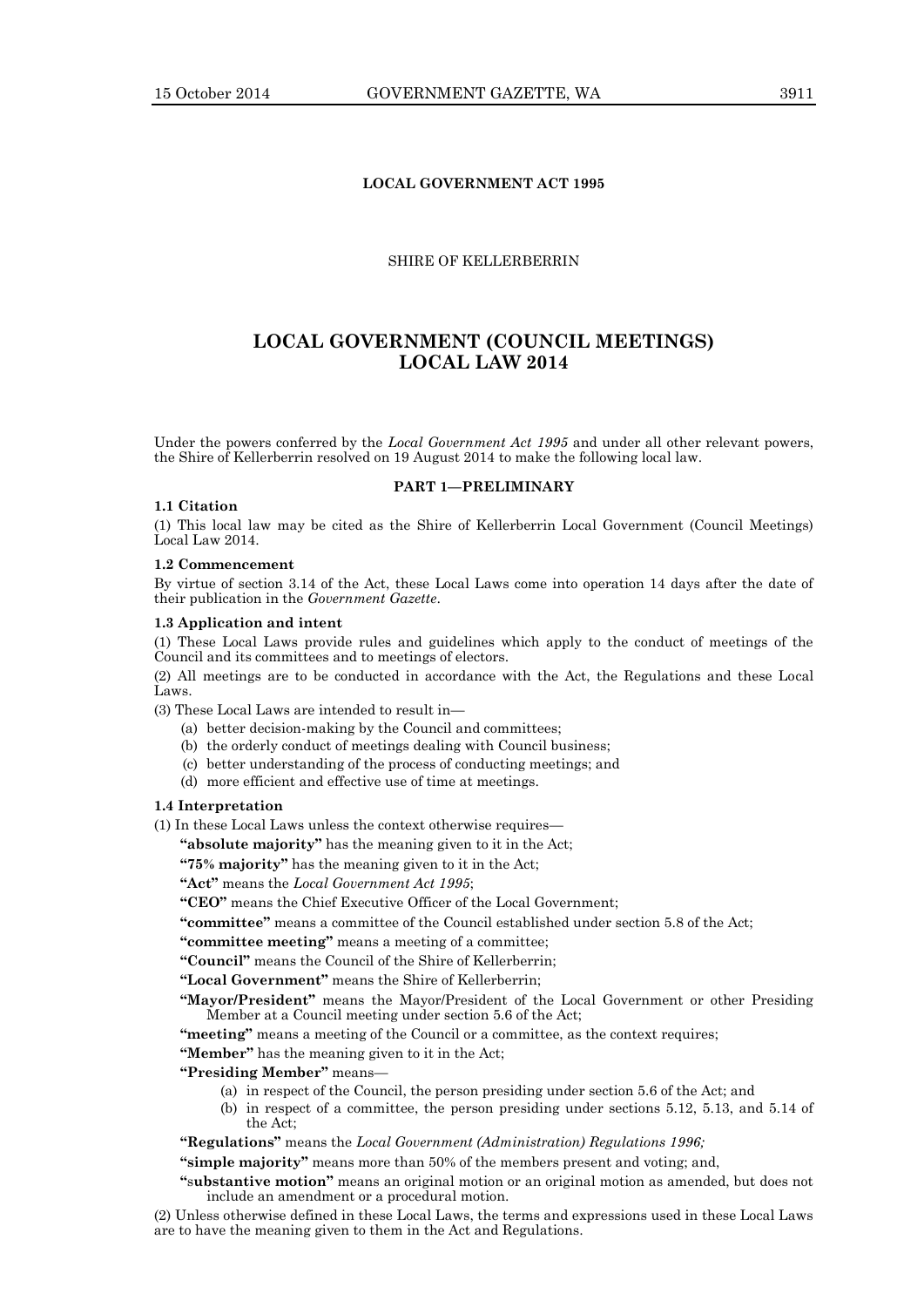**LOCAL GOVERNMENT ACT 1995**

SHIRE OF KELLERBERRIN

# LOCAL GOVERNMENT (COUNCIL MEETINGS) LOCAL LAW 2014

Under the powers conferred by the *Local Government Act 1995* and under all other relevant powers, the Shire of Kellerberrin resolved on 19 August 2014 to make the following local law.

## PART 1—PRELIMINARY

**1.1 Citation**

(1) This local law may be cited as the Shire of Kellerberrin Local Government (Council Meetings) Local Law 2014.

**1.2 Commencement**

By virtue of section 3.14 of the Act, these Local Laws come into operation 14 days after the date of their publication in the *Government Gazette*.

**1.3 Application and intent**

(1) These Local Laws provide rules and guidelines which apply to the conduct of meetings of the Council and its committees and to meetings of electors.

(2) All meetings are to be conducted in accordance with the Act, the Regulations and these Local Laws.

(3) These Local Laws are intended to result in—

- (a) better decision-making by the Council and committees;
- (b) the orderly conduct of meetings dealing with Council business;
- (c) better understanding of the process of conducting meetings; and
- (d) more efficient and effective use of time at meetings.

**1.4 Interpretation**

(1) In these Local Laws unless the context otherwise requires—

**"absolute majority"** has the meaning given to it in the Act;

**"75% majority"** has the meaning given to it in the Act;

**"Act"** means the *Local Government Act 1995*;

**"CEO"** means the Chief Executive Officer of the Local Government;

**"committee"** means a committee of the Council established under section 5.8 of the Act;

**"committee meeting"** means a meeting of a committee;

**"Council"** means the Council of the Shire of Kellerberrin;

**"Local Government"** means the Shire of Kellerberrin;

**"Mayor/President"** means the Mayor/President of the Local Government or other Presiding Member at a Council meeting under section 5.6 of the Act;

**"meeting"** means a meeting of the Council or a committee, as the context requires;

**"Member"** has the meaning given to it in the Act;

**"Presiding Member"** means—

- (a) in respect of the Council, the person presiding under section 5.6 of the Act; and
- (b) in respect of a committee, the person presiding under sections 5.12, 5.13, and 5.14 of the Act;

**"Regulations"** means the *Local Government (Administration) Regulations 1996;*

**"simple majority"** means more than 50% of the members present and voting; and,

**"substantive motion"** means an original motion or an original motion as amended, but does not include an amendment or a procedural motion.

(2) Unless otherwise defined in these Local Laws, the terms and expressions used in these Local Laws are to have the meaning given to them in the Act and Regulations.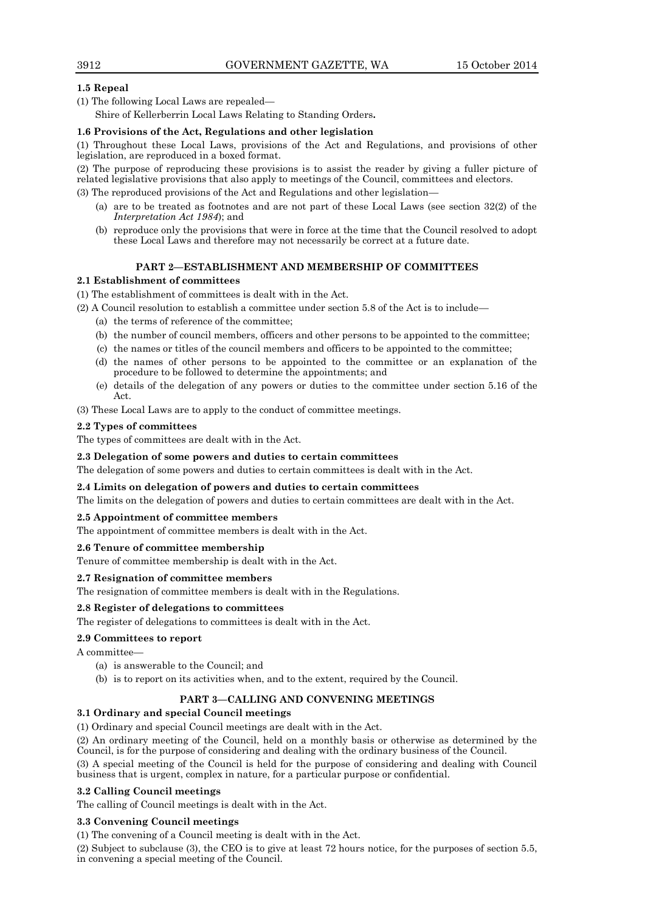**1.5 Repeal**

(1) The following Local Laws are repealed—

Shire of Kellerberrin Local Laws Relating to Standing Orders**.**

**1.6 Provisions of the Act, Regulations and other legislation**

(1) Throughout these Local Laws, provisions of the Act and Regulations, and provisions of other legislation, are reproduced in a boxed format.

(2) The purpose of reproducing these provisions is to assist the reader by giving a fuller picture of related legislative provisions that also apply to meetings of the Council, committees and electors.

(3) The reproduced provisions of the Act and Regulations and other legislation—

- (a) are to be treated as footnotes and are not part of these Local Laws (see section 32(2) of the *Interpretation Act 1984*); and
- (b) reproduce only the provisions that were in force at the time that the Council resolved to adopt these Local Laws and therefore may not necessarily be correct at a future date.

## PART 2—ESTABLISHMENT AND MEMBERSHIP OF COMMITTEES

**2.1 Establishment of committees**

(1) The establishment of committees is dealt with in the Act.

(2) A Council resolution to establish a committee under section 5.8 of the Act is to include—

- (a) the terms of reference of the committee;
- (b) the number of council members, officers and other persons to be appointed to the committee;
- (c) the names or titles of the council members and officers to be appointed to the committee;
- (d) the names of other persons to be appointed to the committee or an explanation of the procedure to be followed to determine the appointments; and
- (e) details of the delegation of any powers or duties to the committee under section 5.16 of the Act.

(3) These Local Laws are to apply to the conduct of committee meetings.

**2.2 Types of committees**

The types of committees are dealt with in the Act.

**2.3 Delegation of some powers and duties to certain committees**

The delegation of some powers and duties to certain committees is dealt with in the Act.

**2.4 Limits on delegation of powers and duties to certain committees**

The limits on the delegation of powers and duties to certain committees are dealt with in the Act.

**2.5 Appointment of committee members**

The appointment of committee members is dealt with in the Act.

**2.6 Tenure of committee membership**

Tenure of committee membership is dealt with in the Act.

**2.7 Resignation of committee members**

The resignation of committee members is dealt with in the Regulations.

**2.8 Register of delegations to committees**

The register of delegations to committees is dealt with in the Act.

**2.9 Committees to report**

A committee—

- (a) is answerable to the Council; and
- (b) is to report on its activities when, and to the extent, required by the Council.

## PART 3—CALLING AND CONVENING MEETINGS

**3.1 Ordinary and special Council meetings**

(1) Ordinary and special Council meetings are dealt with in the Act.

(2) An ordinary meeting of the Council, held on a monthly basis or otherwise as determined by the Council, is for the purpose of considering and dealing with the ordinary business of the Council.

(3) A special meeting of the Council is held for the purpose of considering and dealing with Council business that is urgent, complex in nature, for a particular purpose or confidential.

**3.2 Calling Council meetings**

The calling of Council meetings is dealt with in the Act.

**3.3 Convening Council meetings**

(1) The convening of a Council meeting is dealt with in the Act.

(2) Subject to subclause (3), the CEO is to give at least 72 hours notice, for the purposes of section 5.5, in convening a special meeting of the Council.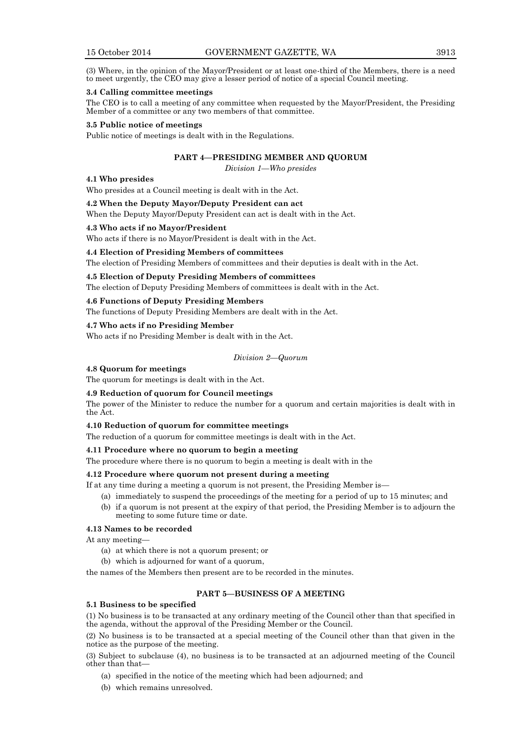(3) Where, in the opinion of the Mayor/President or at least one-third of the Members, there is a need to meet urgently, the CEO may give a lesser period of notice of a special Council meeting.

**3.4 Calling committee meetings**

The CEO is to call a meeting of any committee when requested by the Mayor/President, the Presiding Member of a committee or any two members of that committee.

**3.5 Public notice of meetings**

Public notice of meetings is dealt with in the Regulations.

## PART 4—PRESIDING MEMBER AND QUORUM

*Division 1—Who presides*

**4.1 Who presides**

Who presides at a Council meeting is dealt with in the Act.

**4.2 When the Deputy Mayor/Deputy President can act**

When the Deputy Mayor/Deputy President can act is dealt with in the Act.

**4.3 Who acts if no Mayor/President**

Who acts if there is no Mayor/President is dealt with in the Act.

**4.4 Election of Presiding Members of committees**

The election of Presiding Members of committees and their deputies is dealt with in the Act.

**4.5 Election of Deputy Presiding Members of committees**

The election of Deputy Presiding Members of committees is dealt with in the Act.

**4.6 Functions of Deputy Presiding Members**

The functions of Deputy Presiding Members are dealt with in the Act.

**4.7 Who acts if no Presiding Member**

Who acts if no Presiding Member is dealt with in the Act.

*Division 2—Quorum*

**4.8 Quorum for meetings**

The quorum for meetings is dealt with in the Act.

**4.9 Reduction of quorum for Council meetings**

The power of the Minister to reduce the number for a quorum and certain majorities is dealt with in the Act.

**4.10 Reduction of quorum for committee meetings**

The reduction of a quorum for committee meetings is dealt with in the Act.

**4.11 Procedure where no quorum to begin a meeting**

The procedure where there is no quorum to begin a meeting is dealt with in the

**4.12 Procedure where quorum not present during a meeting**

If at any time during a meeting a quorum is not present, the Presiding Member is—

- (a) immediately to suspend the proceedings of the meeting for a period of up to 15 minutes; and
- (b) if a quorum is not present at the expiry of that period, the Presiding Member is to adjourn the meeting to some future time or date.

**4.13 Names to be recorded**

At any meeting—

- (a) at which there is not a quorum present; or
- (b) which is adjourned for want of a quorum,

the names of the Members then present are to be recorded in the minutes.

## PART 5—BUSINESS OF A MEETING

**5.1 Business to be specified**

(1) No business is to be transacted at any ordinary meeting of the Council other than that specified in the agenda, without the approval of the Presiding Member or the Council.

(2) No business is to be transacted at a special meeting of the Council other than that given in the notice as the purpose of the meeting.

(3) Subject to subclause (4), no business is to be transacted at an adjourned meeting of the Council other than that—

- (a) specified in the notice of the meeting which had been adjourned; and
- (b) which remains unresolved.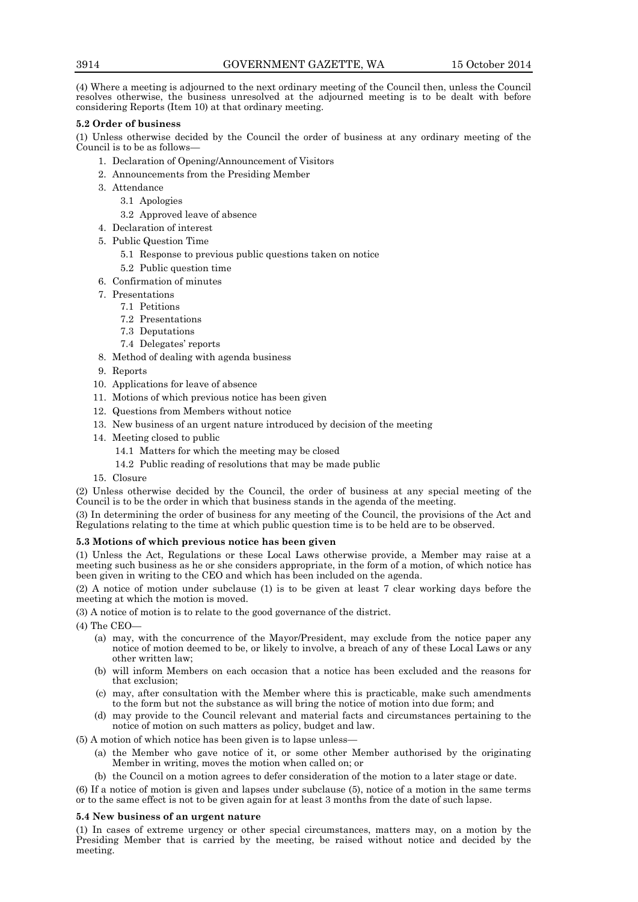(4) Where a meeting is adjourned to the next ordinary meeting of the Council then, unless the Council resolves otherwise, the business unresolved at the adjourned meeting is to be dealt with before considering Reports (Item 10) at that ordinary meeting.

**5.2 Order of business**

(1) Unless otherwise decided by the Council the order of business at any ordinary meeting of the Council is to be as follows—

1. Declaration of Opening/Announcement of Visitors
2. Announcements from the Presiding Member
3. Attendance
   - 3.1 Apologies
   - 3.2 Approved leave of absence
4. Declaration of interest
5. Public Question Time
   - 5.1 Response to previous public questions taken on notice
   - 5.2 Public question time
6. Confirmation of minutes
7. Presentations
   - 7.1 Petitions
   - 7.2 Presentations
   - 7.3 Deputations
   - 7.4 Delegates' reports
8. Method of dealing with agenda business
9. Reports
10. Applications for leave of absence
11. Motions of which previous notice has been given
12. Questions from Members without notice
13. New business of an urgent nature introduced by decision of the meeting
14. Meeting closed to public
    - 14.1 Matters for which the meeting may be closed
    - 14.2 Public reading of resolutions that may be made public
15. Closure

(2) Unless otherwise decided by the Council, the order of business at any special meeting of the Council is to be the order in which that business stands in the agenda of the meeting.

(3) In determining the order of business for any meeting of the Council, the provisions of the Act and Regulations relating to the time at which public question time is to be held are to be observed.

**5.3 Motions of which previous notice has been given**

(1) Unless the Act, Regulations or these Local Laws otherwise provide, a Member may raise at a meeting such business as he or she considers appropriate, in the form of a motion, of which notice has been given in writing to the CEO and which has been included on the agenda.

(2) A notice of motion under subclause (1) is to be given at least 7 clear working days before the meeting at which the motion is moved.

(3) A notice of motion is to relate to the good governance of the district.

(4) The CEO—

- (a) may, with the concurrence of the Mayor/President, may exclude from the notice paper any notice of motion deemed to be, or likely to involve, a breach of any of these Local Laws or any other written law;
- (b) will inform Members on each occasion that a notice has been excluded and the reasons for that exclusion;
- (c) may, after consultation with the Member where this is practicable, make such amendments to the form but not the substance as will bring the notice of motion into due form; and
- (d) may provide to the Council relevant and material facts and circumstances pertaining to the notice of motion on such matters as policy, budget and law.

(5) A motion of which notice has been given is to lapse unless—

- (a) the Member who gave notice of it, or some other Member authorised by the originating Member in writing, moves the motion when called on; or
- (b) the Council on a motion agrees to defer consideration of the motion to a later stage or date.

(6) If a notice of motion is given and lapses under subclause (5), notice of a motion in the same terms or to the same effect is not to be given again for at least 3 months from the date of such lapse.

**5.4 New business of an urgent nature**

(1) In cases of extreme urgency or other special circumstances, matters may, on a motion by the Presiding Member that is carried by the meeting, be raised without notice and decided by the meeting.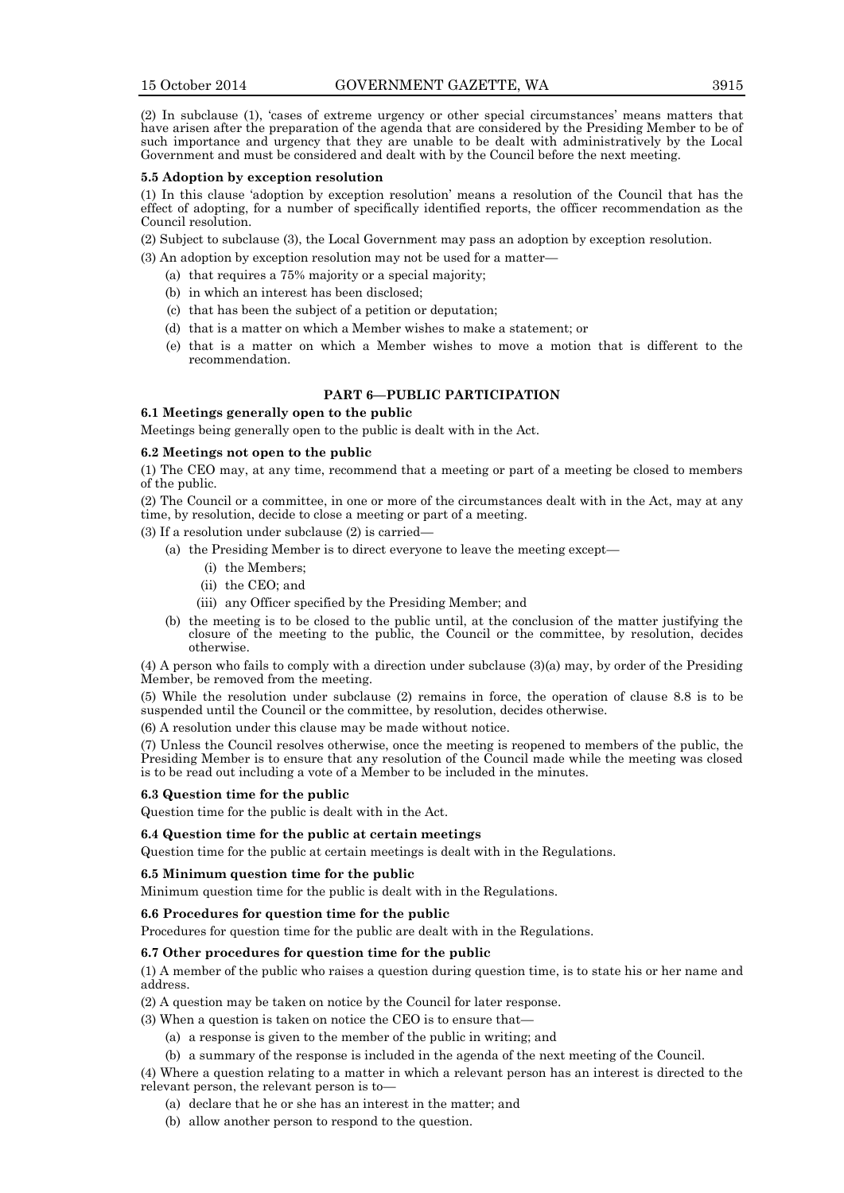(2) In subclause (1), 'cases of extreme urgency or other special circumstances' means matters that have arisen after the preparation of the agenda that are considered by the Presiding Member to be of such importance and urgency that they are unable to be dealt with administratively by the Local Government and must be considered and dealt with by the Council before the next meeting.

**5.5 Adoption by exception resolution**

(1) In this clause 'adoption by exception resolution' means a resolution of the Council that has the effect of adopting, for a number of specifically identified reports, the officer recommendation as the Council resolution.

(2) Subject to subclause (3), the Local Government may pass an adoption by exception resolution.

(3) An adoption by exception resolution may not be used for a matter—

- (a) that requires a 75% majority or a special majority;
- (b) in which an interest has been disclosed;
- (c) that has been the subject of a petition or deputation;
- (d) that is a matter on which a Member wishes to make a statement; or
- (e) that is a matter on which a Member wishes to move a motion that is different to the recommendation.

## PART 6—PUBLIC PARTICIPATION

**6.1 Meetings generally open to the public**

Meetings being generally open to the public is dealt with in the Act.

**6.2 Meetings not open to the public**

(1) The CEO may, at any time, recommend that a meeting or part of a meeting be closed to members of the public.

(2) The Council or a committee, in one or more of the circumstances dealt with in the Act, may at any time, by resolution, decide to close a meeting or part of a meeting.

(3) If a resolution under subclause (2) is carried—

- (a) the Presiding Member is to direct everyone to leave the meeting except—
  - (i) the Members;
  - (ii) the CEO; and
  - (iii) any Officer specified by the Presiding Member; and
- (b) the meeting is to be closed to the public until, at the conclusion of the matter justifying the closure of the meeting to the public, the Council or the committee, by resolution, decides otherwise.

(4) A person who fails to comply with a direction under subclause (3)(a) may, by order of the Presiding Member, be removed from the meeting.

(5) While the resolution under subclause (2) remains in force, the operation of clause 8.8 is to be suspended until the Council or the committee, by resolution, decides otherwise.

(6) A resolution under this clause may be made without notice.

(7) Unless the Council resolves otherwise, once the meeting is reopened to members of the public, the Presiding Member is to ensure that any resolution of the Council made while the meeting was closed is to be read out including a vote of a Member to be included in the minutes.

**6.3 Question time for the public**

Question time for the public is dealt with in the Act.

**6.4 Question time for the public at certain meetings**

Question time for the public at certain meetings is dealt with in the Regulations.

**6.5 Minimum question time for the public**

Minimum question time for the public is dealt with in the Regulations.

**6.6 Procedures for question time for the public**

Procedures for question time for the public are dealt with in the Regulations.

**6.7 Other procedures for question time for the public**

(1) A member of the public who raises a question during question time, is to state his or her name and address.

(2) A question may be taken on notice by the Council for later response.

(3) When a question is taken on notice the CEO is to ensure that—

- (a) a response is given to the member of the public in writing; and
- (b) a summary of the response is included in the agenda of the next meeting of the Council.

(4) Where a question relating to a matter in which a relevant person has an interest is directed to the relevant person, the relevant person is to—

- (a) declare that he or she has an interest in the matter; and
- (b) allow another person to respond to the question.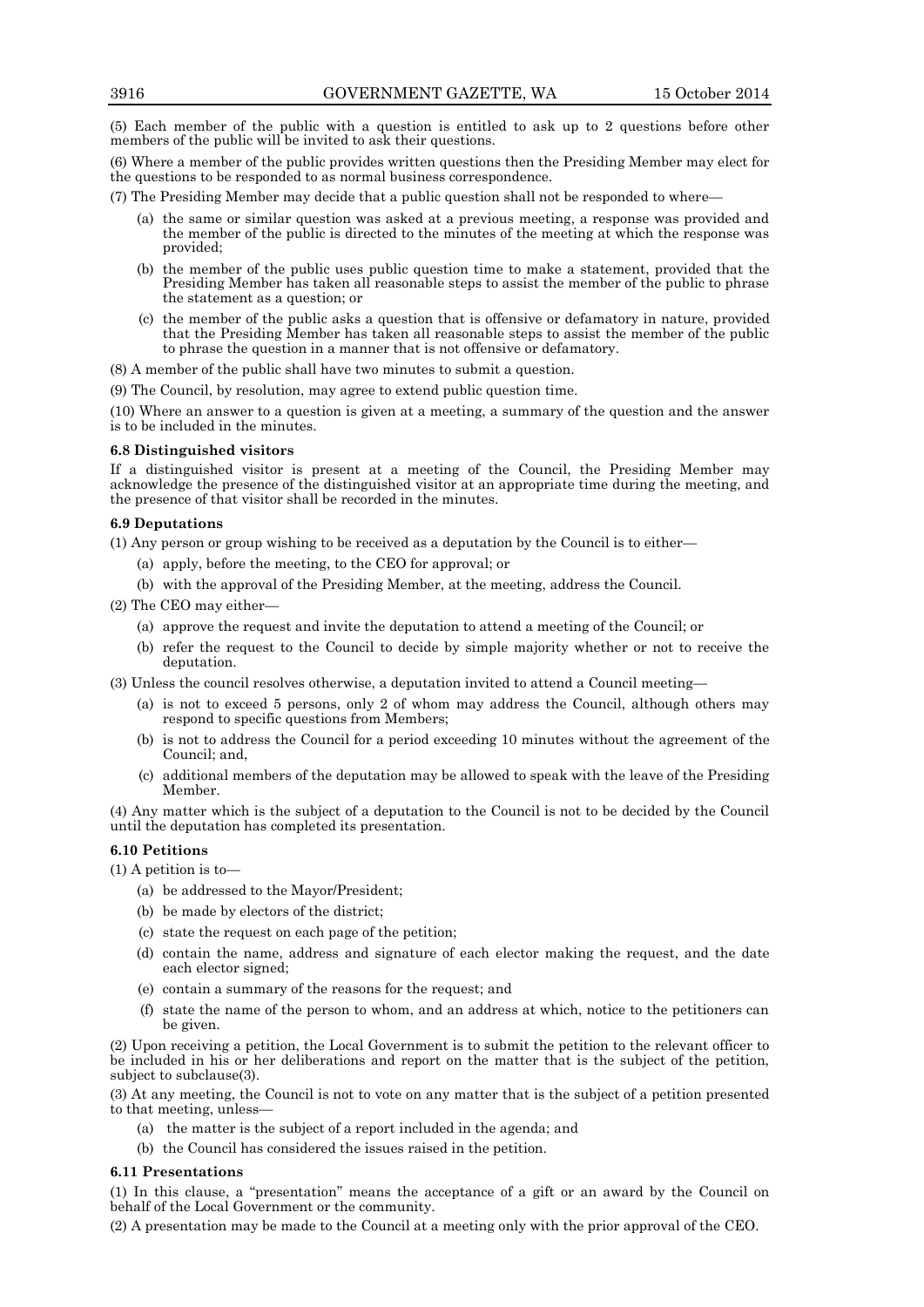(5) Each member of the public with a question is entitled to ask up to 2 questions before other members of the public will be invited to ask their questions.

(6) Where a member of the public provides written questions then the Presiding Member may elect for the questions to be responded to as normal business correspondence.

(7) The Presiding Member may decide that a public question shall not be responded to where—

- (a) the same or similar question was asked at a previous meeting, a response was provided and the member of the public is directed to the minutes of the meeting at which the response was provided;
- (b) the member of the public uses public question time to make a statement, provided that the Presiding Member has taken all reasonable steps to assist the member of the public to phrase the statement as a question; or
- (c) the member of the public asks a question that is offensive or defamatory in nature, provided that the Presiding Member has taken all reasonable steps to assist the member of the public to phrase the question in a manner that is not offensive or defamatory.

(8) A member of the public shall have two minutes to submit a question.

(9) The Council, by resolution, may agree to extend public question time.

(10) Where an answer to a question is given at a meeting, a summary of the question and the answer is to be included in the minutes.

**6.8 Distinguished visitors**

If a distinguished visitor is present at a meeting of the Council, the Presiding Member may acknowledge the presence of the distinguished visitor at an appropriate time during the meeting, and the presence of that visitor shall be recorded in the minutes.

**6.9 Deputations**

(1) Any person or group wishing to be received as a deputation by the Council is to either—

- (a) apply, before the meeting, to the CEO for approval; or
- (b) with the approval of the Presiding Member, at the meeting, address the Council.

(2) The CEO may either—

- (a) approve the request and invite the deputation to attend a meeting of the Council; or
- (b) refer the request to the Council to decide by simple majority whether or not to receive the deputation.

(3) Unless the council resolves otherwise, a deputation invited to attend a Council meeting—

- (a) is not to exceed 5 persons, only 2 of whom may address the Council, although others may respond to specific questions from Members;
- (b) is not to address the Council for a period exceeding 10 minutes without the agreement of the Council; and,
- (c) additional members of the deputation may be allowed to speak with the leave of the Presiding Member.

(4) Any matter which is the subject of a deputation to the Council is not to be decided by the Council until the deputation has completed its presentation.

**6.10 Petitions**

(1) A petition is to—

- (a) be addressed to the Mayor/President;
- (b) be made by electors of the district;
- (c) state the request on each page of the petition;
- (d) contain the name, address and signature of each elector making the request, and the date each elector signed;
- (e) contain a summary of the reasons for the request; and
- (f) state the name of the person to whom, and an address at which, notice to the petitioners can be given.

(2) Upon receiving a petition, the Local Government is to submit the petition to the relevant officer to be included in his or her deliberations and report on the matter that is the subject of the petition, subject to subclause(3).

(3) At any meeting, the Council is not to vote on any matter that is the subject of a petition presented to that meeting, unless—

- (a) the matter is the subject of a report included in the agenda; and
- (b) the Council has considered the issues raised in the petition.

**6.11 Presentations**

(1) In this clause, a "presentation" means the acceptance of a gift or an award by the Council on behalf of the Local Government or the community.

(2) A presentation may be made to the Council at a meeting only with the prior approval of the CEO.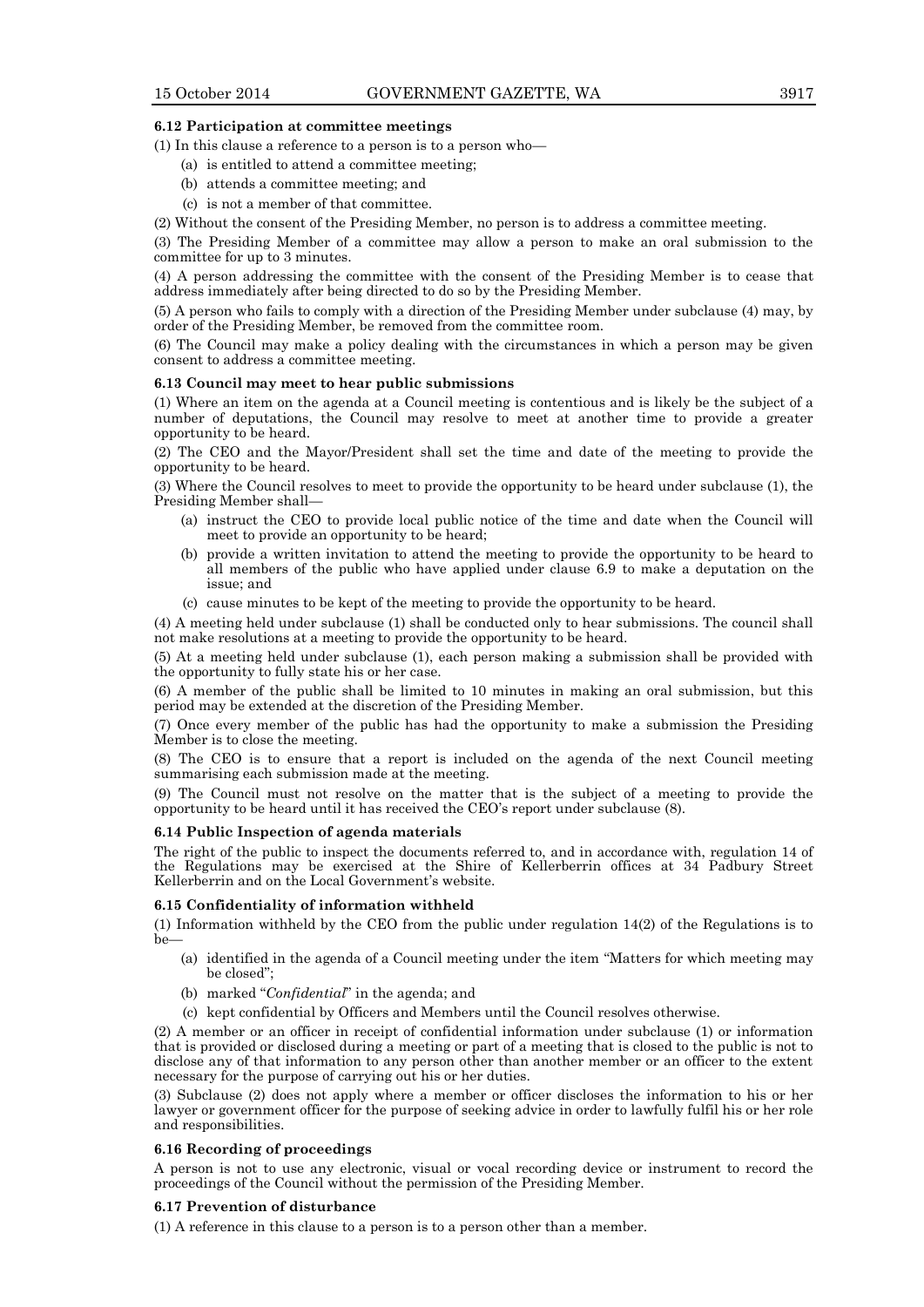### 6.12 Participation at committee meetings

(1) In this clause a reference to a person is to a person who—

(a) is entitled to attend a committee meeting;

(b) attends a committee meeting; and

(c) is not a member of that committee.

(2) Without the consent of the Presiding Member, no person is to address a committee meeting.

(3) The Presiding Member of a committee may allow a person to make an oral submission to the committee for up to 3 minutes.

(4) A person addressing the committee with the consent of the Presiding Member is to cease that address immediately after being directed to do so by the Presiding Member.

(5) A person who fails to comply with a direction of the Presiding Member under subclause (4) may, by order of the Presiding Member, be removed from the committee room.

(6) The Council may make a policy dealing with the circumstances in which a person may be given consent to address a committee meeting.

### 6.13 Council may meet to hear public submissions

(1) Where an item on the agenda at a Council meeting is contentious and is likely be the subject of a number of deputations, the Council may resolve to meet at another time to provide a greater opportunity to be heard.

(2) The CEO and the Mayor/President shall set the time and date of the meeting to provide the opportunity to be heard.

(3) Where the Council resolves to meet to provide the opportunity to be heard under subclause (1), the Presiding Member shall—

(a) instruct the CEO to provide local public notice of the time and date when the Council will meet to provide an opportunity to be heard;

(b) provide a written invitation to attend the meeting to provide the opportunity to be heard to all members of the public who have applied under clause 6.9 to make a deputation on the issue; and

(c) cause minutes to be kept of the meeting to provide the opportunity to be heard.

(4) A meeting held under subclause (1) shall be conducted only to hear submissions. The council shall not make resolutions at a meeting to provide the opportunity to be heard.

(5) At a meeting held under subclause (1), each person making a submission shall be provided with the opportunity to fully state his or her case.

(6) A member of the public shall be limited to 10 minutes in making an oral submission, but this period may be extended at the discretion of the Presiding Member.

(7) Once every member of the public has had the opportunity to make a submission the Presiding Member is to close the meeting.

(8) The CEO is to ensure that a report is included on the agenda of the next Council meeting summarising each submission made at the meeting.

(9) The Council must not resolve on the matter that is the subject of a meeting to provide the opportunity to be heard until it has received the CEO's report under subclause (8).

### 6.14 Public Inspection of agenda materials

The right of the public to inspect the documents referred to, and in accordance with, regulation 14 of the Regulations may be exercised at the Shire of Kellerberrin offices at 34 Padbury Street Kellerberrin and on the Local Government's website.

### 6.15 Confidentiality of information withheld

(1) Information withheld by the CEO from the public under regulation 14(2) of the Regulations is to be—

(a) identified in the agenda of a Council meeting under the item "Matters for which meeting may be closed";

(b) marked "*Confidential*" in the agenda; and

(c) kept confidential by Officers and Members until the Council resolves otherwise.

(2) A member or an officer in receipt of confidential information under subclause (1) or information that is provided or disclosed during a meeting or part of a meeting that is closed to the public is not to disclose any of that information to any person other than another member or an officer to the extent necessary for the purpose of carrying out his or her duties.

(3) Subclause (2) does not apply where a member or officer discloses the information to his or her lawyer or government officer for the purpose of seeking advice in order to lawfully fulfil his or her role and responsibilities.

### 6.16 Recording of proceedings

A person is not to use any electronic, visual or vocal recording device or instrument to record the proceedings of the Council without the permission of the Presiding Member.

### 6.17 Prevention of disturbance

(1) A reference in this clause to a person is to a person other than a member.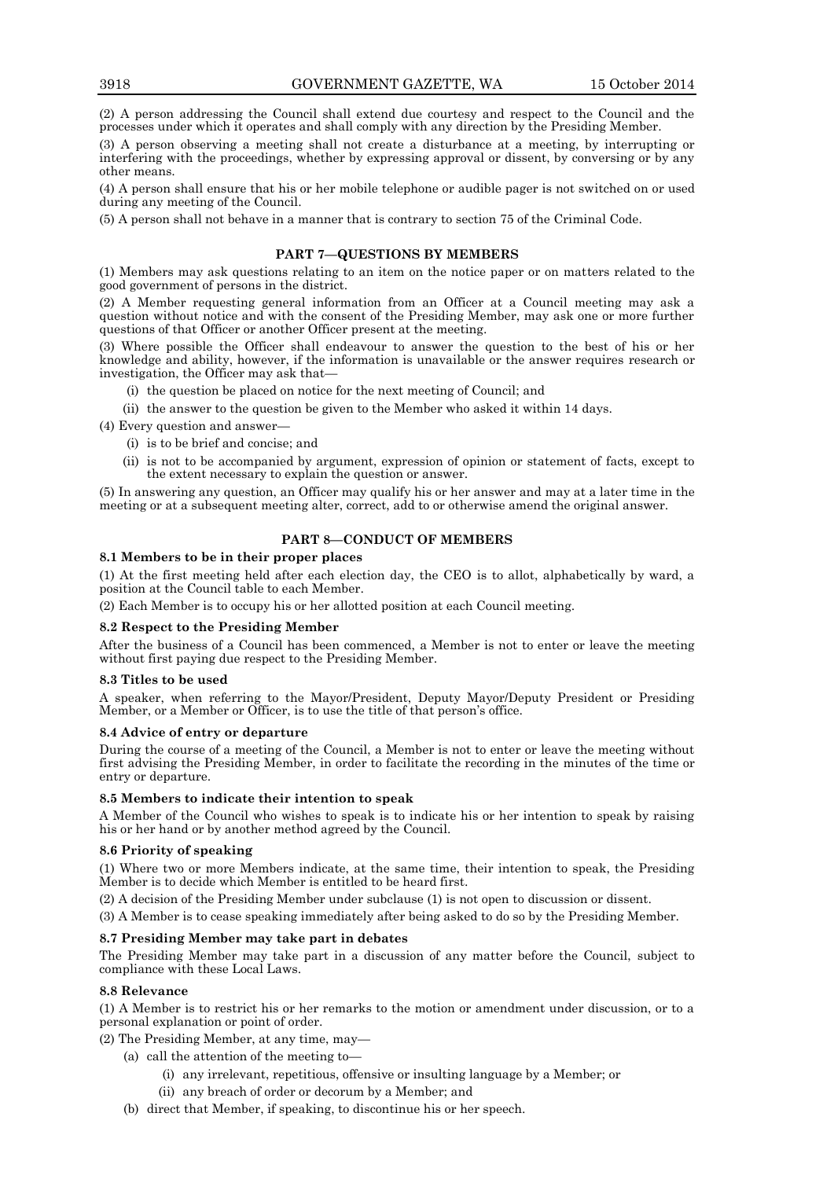(2) A person addressing the Council shall extend due courtesy and respect to the Council and the processes under which it operates and shall comply with any direction by the Presiding Member.

(3) A person observing a meeting shall not create a disturbance at a meeting, by interrupting or interfering with the proceedings, whether by expressing approval or dissent, by conversing or by any other means.

(4) A person shall ensure that his or her mobile telephone or audible pager is not switched on or used during any meeting of the Council.

(5) A person shall not behave in a manner that is contrary to section 75 of the Criminal Code.

## PART 7—QUESTIONS BY MEMBERS

(1) Members may ask questions relating to an item on the notice paper or on matters related to the good government of persons in the district.

(2) A Member requesting general information from an Officer at a Council meeting may ask a question without notice and with the consent of the Presiding Member, may ask one or more further questions of that Officer or another Officer present at the meeting.

(3) Where possible the Officer shall endeavour to answer the question to the best of his or her knowledge and ability, however, if the information is unavailable or the answer requires research or investigation, the Officer may ask that—

- (i) the question be placed on notice for the next meeting of Council; and
- (ii) the answer to the question be given to the Member who asked it within 14 days.

(4) Every question and answer—

- (i) is to be brief and concise; and
- (ii) is not to be accompanied by argument, expression of opinion or statement of facts, except to the extent necessary to explain the question or answer.

(5) In answering any question, an Officer may qualify his or her answer and may at a later time in the meeting or at a subsequent meeting alter, correct, add to or otherwise amend the original answer.

## PART 8—CONDUCT OF MEMBERS

### 8.1 Members to be in their proper places

(1) At the first meeting held after each election day, the CEO is to allot, alphabetically by ward, a position at the Council table to each Member.

(2) Each Member is to occupy his or her allotted position at each Council meeting.

### 8.2 Respect to the Presiding Member

After the business of a Council has been commenced, a Member is not to enter or leave the meeting without first paying due respect to the Presiding Member.

### 8.3 Titles to be used

A speaker, when referring to the Mayor/President, Deputy Mayor/Deputy President or Presiding Member, or a Member or Officer, is to use the title of that person's office.

### 8.4 Advice of entry or departure

During the course of a meeting of the Council, a Member is not to enter or leave the meeting without first advising the Presiding Member, in order to facilitate the recording in the minutes of the time or entry or departure.

### 8.5 Members to indicate their intention to speak

A Member of the Council who wishes to speak is to indicate his or her intention to speak by raising his or her hand or by another method agreed by the Council.

### 8.6 Priority of speaking

(1) Where two or more Members indicate, at the same time, their intention to speak, the Presiding Member is to decide which Member is entitled to be heard first.

(2) A decision of the Presiding Member under subclause (1) is not open to discussion or dissent.

(3) A Member is to cease speaking immediately after being asked to do so by the Presiding Member.

### 8.7 Presiding Member may take part in debates

The Presiding Member may take part in a discussion of any matter before the Council, subject to compliance with these Local Laws.

### 8.8 Relevance

(1) A Member is to restrict his or her remarks to the motion or amendment under discussion, or to a personal explanation or point of order.

(2) The Presiding Member, at any time, may—

- (a) call the attention of the meeting to—
    - (i) any irrelevant, repetitious, offensive or insulting language by a Member; or
    - (ii) any breach of order or decorum by a Member; and
- (b) direct that Member, if speaking, to discontinue his or her speech.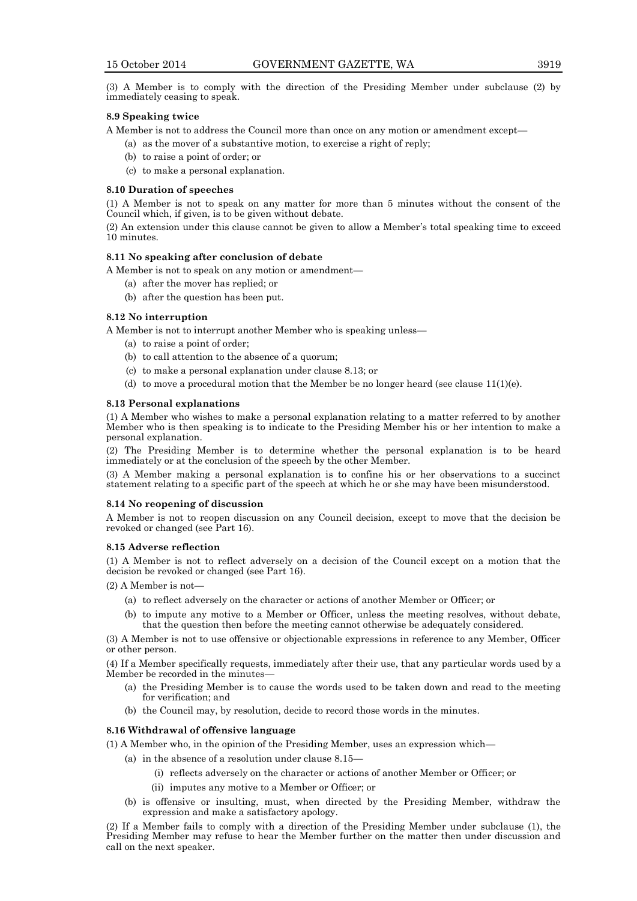(3) A Member is to comply with the direction of the Presiding Member under subclause (2) by immediately ceasing to speak.

#### 8.9 Speaking twice

A Member is not to address the Council more than once on any motion or amendment except—

- (a) as the mover of a substantive motion, to exercise a right of reply;
- (b) to raise a point of order; or
- (c) to make a personal explanation.

#### 8.10 Duration of speeches

(1) A Member is not to speak on any matter for more than 5 minutes without the consent of the Council which, if given, is to be given without debate.

(2) An extension under this clause cannot be given to allow a Member's total speaking time to exceed 10 minutes.

#### 8.11 No speaking after conclusion of debate

A Member is not to speak on any motion or amendment—

- (a) after the mover has replied; or
- (b) after the question has been put.

#### 8.12 No interruption

A Member is not to interrupt another Member who is speaking unless—

- (a) to raise a point of order;
- (b) to call attention to the absence of a quorum;
- (c) to make a personal explanation under clause 8.13; or
- (d) to move a procedural motion that the Member be no longer heard (see clause 11(1)(e).

#### 8.13 Personal explanations

(1) A Member who wishes to make a personal explanation relating to a matter referred to by another Member who is then speaking is to indicate to the Presiding Member his or her intention to make a personal explanation.

(2) The Presiding Member is to determine whether the personal explanation is to be heard immediately or at the conclusion of the speech by the other Member.

(3) A Member making a personal explanation is to confine his or her observations to a succinct statement relating to a specific part of the speech at which he or she may have been misunderstood.

#### 8.14 No reopening of discussion

A Member is not to reopen discussion on any Council decision, except to move that the decision be revoked or changed (see Part 16).

#### 8.15 Adverse reflection

(1) A Member is not to reflect adversely on a decision of the Council except on a motion that the decision be revoked or changed (see Part 16).

(2) A Member is not—

- (a) to reflect adversely on the character or actions of another Member or Officer; or
- (b) to impute any motive to a Member or Officer, unless the meeting resolves, without debate, that the question then before the meeting cannot otherwise be adequately considered.

(3) A Member is not to use offensive or objectionable expressions in reference to any Member, Officer or other person.

(4) If a Member specifically requests, immediately after their use, that any particular words used by a Member be recorded in the minutes—

- (a) the Presiding Member is to cause the words used to be taken down and read to the meeting for verification; and
- (b) the Council may, by resolution, decide to record those words in the minutes.

#### 8.16 Withdrawal of offensive language

(1) A Member who, in the opinion of the Presiding Member, uses an expression which—

- (a) in the absence of a resolution under clause 8.15—
  - (i) reflects adversely on the character or actions of another Member or Officer; or
  - (ii) imputes any motive to a Member or Officer; or
- (b) is offensive or insulting, must, when directed by the Presiding Member, withdraw the expression and make a satisfactory apology.

(2) If a Member fails to comply with a direction of the Presiding Member under subclause (1), the Presiding Member may refuse to hear the Member further on the matter then under discussion and call on the next speaker.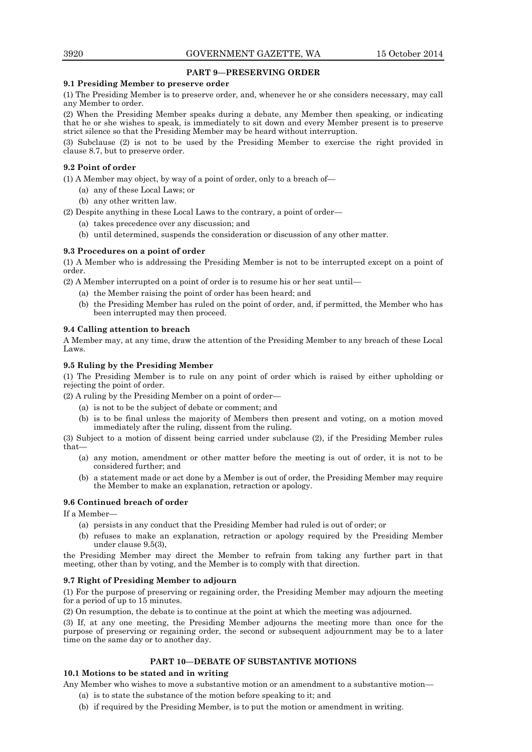## PART 9—PRESERVING ORDER

### 9.1 Presiding Member to preserve order

(1) The Presiding Member is to preserve order, and, whenever he or she considers necessary, may call any Member to order.

(2) When the Presiding Member speaks during a debate, any Member then speaking, or indicating that he or she wishes to speak, is immediately to sit down and every Member present is to preserve strict silence so that the Presiding Member may be heard without interruption.

(3) Subclause (2) is not to be used by the Presiding Member to exercise the right provided in clause 8.7, but to preserve order.

### 9.2 Point of order

(1) A Member may object, by way of a point of order, only to a breach of—

- (a) any of these Local Laws; or
- (b) any other written law.

(2) Despite anything in these Local Laws to the contrary, a point of order—

- (a) takes precedence over any discussion; and
- (b) until determined, suspends the consideration or discussion of any other matter.

### 9.3 Procedures on a point of order

(1) A Member who is addressing the Presiding Member is not to be interrupted except on a point of order.

(2) A Member interrupted on a point of order is to resume his or her seat until—

- (a) the Member raising the point of order has been heard; and
- (b) the Presiding Member has ruled on the point of order, and, if permitted, the Member who has been interrupted may then proceed.

### 9.4 Calling attention to breach

A Member may, at any time, draw the attention of the Presiding Member to any breach of these Local Laws.

### 9.5 Ruling by the Presiding Member

(1) The Presiding Member is to rule on any point of order which is raised by either upholding or rejecting the point of order.

(2) A ruling by the Presiding Member on a point of order—

- (a) is not to be the subject of debate or comment; and
- (b) is to be final unless the majority of Members then present and voting, on a motion moved immediately after the ruling, dissent from the ruling.

(3) Subject to a motion of dissent being carried under subclause (2), if the Presiding Member rules that—

- (a) any motion, amendment or other matter before the meeting is out of order, it is not to be considered further; and
- (b) a statement made or act done by a Member is out of order, the Presiding Member may require the Member to make an explanation, retraction or apology.

### 9.6 Continued breach of order

If a Member—

- (a) persists in any conduct that the Presiding Member had ruled is out of order; or
- (b) refuses to make an explanation, retraction or apology required by the Presiding Member under clause 9.5(3),

the Presiding Member may direct the Member to refrain from taking any further part in that meeting, other than by voting, and the Member is to comply with that direction.

### 9.7 Right of Presiding Member to adjourn

(1) For the purpose of preserving or regaining order, the Presiding Member may adjourn the meeting for a period of up to 15 minutes.

(2) On resumption, the debate is to continue at the point at which the meeting was adjourned.

(3) If, at any one meeting, the Presiding Member adjourns the meeting more than once for the purpose of preserving or regaining order, the second or subsequent adjournment may be to a later time on the same day or to another day.

## PART 10—DEBATE OF SUBSTANTIVE MOTIONS

### 10.1 Motions to be stated and in writing

Any Member who wishes to move a substantive motion or an amendment to a substantive motion—

- (a) is to state the substance of the motion before speaking to it; and
- (b) if required by the Presiding Member, is to put the motion or amendment in writing.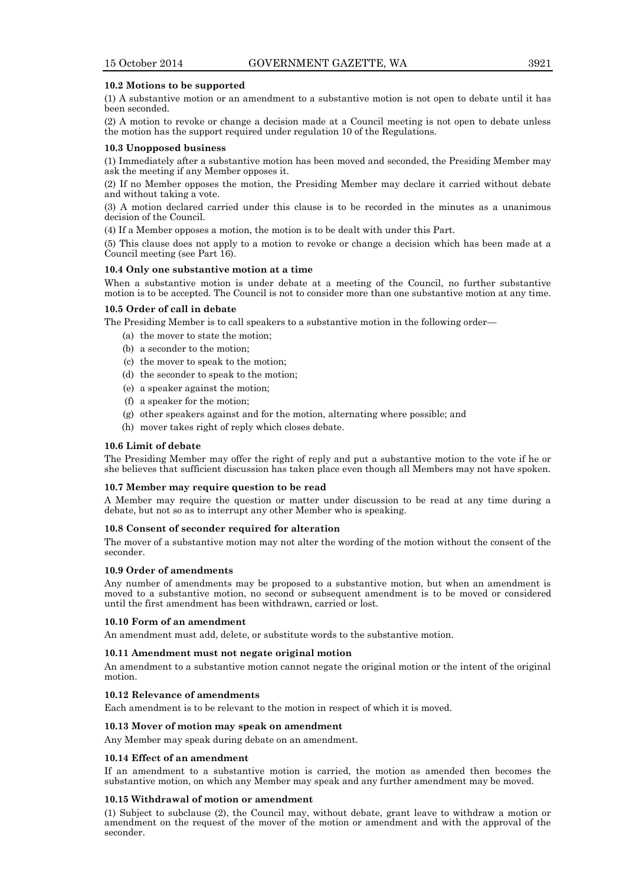### 10.2 Motions to be supported

(1) A substantive motion or an amendment to a substantive motion is not open to debate until it has been seconded.

(2) A motion to revoke or change a decision made at a Council meeting is not open to debate unless the motion has the support required under regulation 10 of the Regulations.

### 10.3 Unopposed business

(1) Immediately after a substantive motion has been moved and seconded, the Presiding Member may ask the meeting if any Member opposes it.

(2) If no Member opposes the motion, the Presiding Member may declare it carried without debate and without taking a vote.

(3) A motion declared carried under this clause is to be recorded in the minutes as a unanimous decision of the Council.

(4) If a Member opposes a motion, the motion is to be dealt with under this Part.

(5) This clause does not apply to a motion to revoke or change a decision which has been made at a Council meeting (see Part 16).

### 10.4 Only one substantive motion at a time

When a substantive motion is under debate at a meeting of the Council, no further substantive motion is to be accepted. The Council is not to consider more than one substantive motion at any time.

### 10.5 Order of call in debate

The Presiding Member is to call speakers to a substantive motion in the following order—

- (a) the mover to state the motion;
- (b) a seconder to the motion;
- (c) the mover to speak to the motion;
- (d) the seconder to speak to the motion;
- (e) a speaker against the motion;
- (f) a speaker for the motion;
- (g) other speakers against and for the motion, alternating where possible; and
- (h) mover takes right of reply which closes debate.

### 10.6 Limit of debate

The Presiding Member may offer the right of reply and put a substantive motion to the vote if he or she believes that sufficient discussion has taken place even though all Members may not have spoken.

### 10.7 Member may require question to be read

A Member may require the question or matter under discussion to be read at any time during a debate, but not so as to interrupt any other Member who is speaking.

### 10.8 Consent of seconder required for alteration

The mover of a substantive motion may not alter the wording of the motion without the consent of the seconder.

### 10.9 Order of amendments

Any number of amendments may be proposed to a substantive motion, but when an amendment is moved to a substantive motion, no second or subsequent amendment is to be moved or considered until the first amendment has been withdrawn, carried or lost.

### 10.10 Form of an amendment

An amendment must add, delete, or substitute words to the substantive motion.

### 10.11 Amendment must not negate original motion

An amendment to a substantive motion cannot negate the original motion or the intent of the original motion.

### 10.12 Relevance of amendments

Each amendment is to be relevant to the motion in respect of which it is moved.

### 10.13 Mover of motion may speak on amendment

Any Member may speak during debate on an amendment.

### 10.14 Effect of an amendment

If an amendment to a substantive motion is carried, the motion as amended then becomes the substantive motion, on which any Member may speak and any further amendment may be moved.

### 10.15 Withdrawal of motion or amendment

(1) Subject to subclause (2), the Council may, without debate, grant leave to withdraw a motion or amendment on the request of the mover of the motion or amendment and with the approval of the seconder.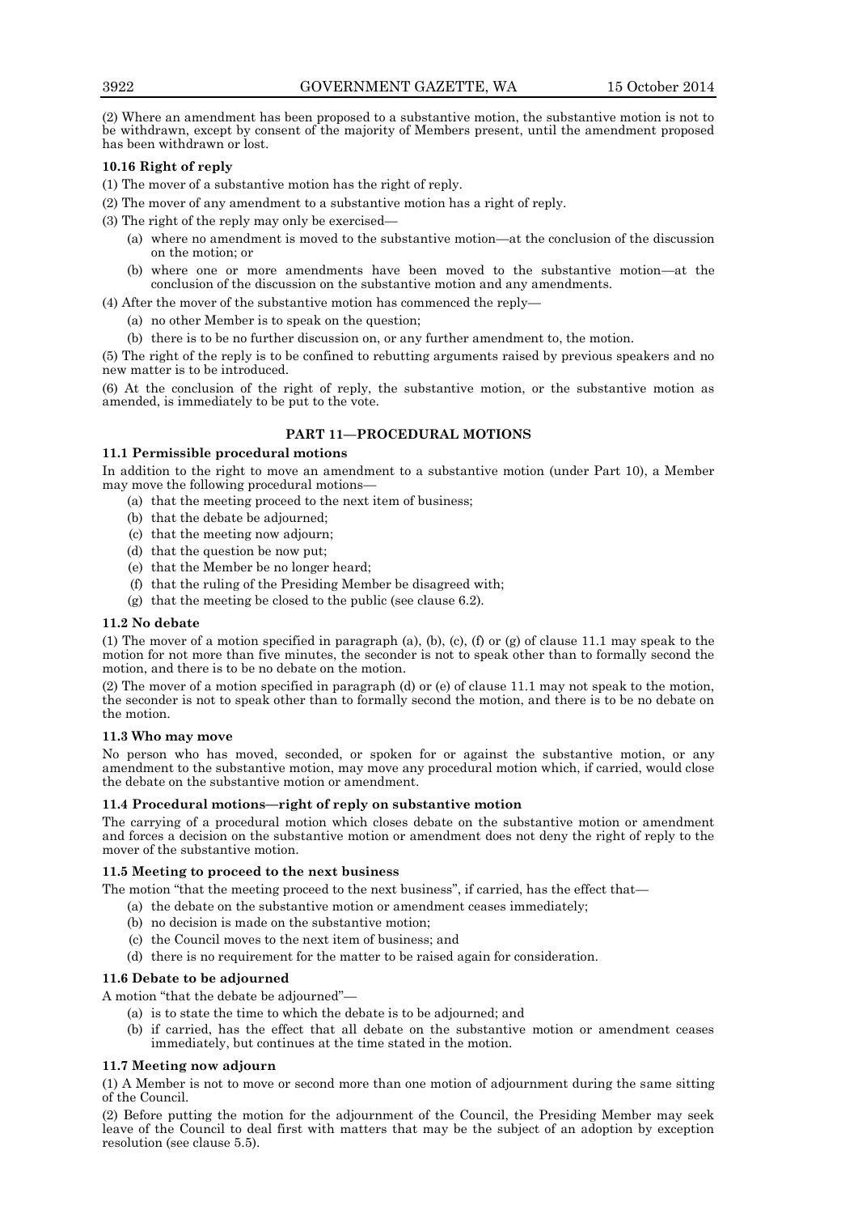(2) Where an amendment has been proposed to a substantive motion, the substantive motion is not to be withdrawn, except by consent of the majority of Members present, until the amendment proposed has been withdrawn or lost.

**10.16 Right of reply**

(1) The mover of a substantive motion has the right of reply.

(2) The mover of any amendment to a substantive motion has a right of reply.

(3) The right of the reply may only be exercised—

- (a) where no amendment is moved to the substantive motion—at the conclusion of the discussion on the motion; or
- (b) where one or more amendments have been moved to the substantive motion—at the conclusion of the discussion on the substantive motion and any amendments.

(4) After the mover of the substantive motion has commenced the reply—

- (a) no other Member is to speak on the question;
- (b) there is to be no further discussion on, or any further amendment to, the motion.

(5) The right of the reply is to be confined to rebutting arguments raised by previous speakers and no new matter is to be introduced.

(6) At the conclusion of the right of reply, the substantive motion, or the substantive motion as amended, is immediately to be put to the vote.

## PART 11—PROCEDURAL MOTIONS

**11.1 Permissible procedural motions**

In addition to the right to move an amendment to a substantive motion (under Part 10), a Member may move the following procedural motions—

- (a) that the meeting proceed to the next item of business;
- (b) that the debate be adjourned;
- (c) that the meeting now adjourn;
- (d) that the question be now put;
- (e) that the Member be no longer heard;
- (f) that the ruling of the Presiding Member be disagreed with;
- (g) that the meeting be closed to the public (see clause 6.2).

**11.2 No debate**

(1) The mover of a motion specified in paragraph (a), (b), (c), (f) or (g) of clause 11.1 may speak to the motion for not more than five minutes, the seconder is not to speak other than to formally second the motion, and there is to be no debate on the motion.

(2) The mover of a motion specified in paragraph (d) or (e) of clause 11.1 may not speak to the motion, the seconder is not to speak other than to formally second the motion, and there is to be no debate on the motion.

**11.3 Who may move**

No person who has moved, seconded, or spoken for or against the substantive motion, or any amendment to the substantive motion, may move any procedural motion which, if carried, would close the debate on the substantive motion or amendment.

**11.4 Procedural motions—right of reply on substantive motion**

The carrying of a procedural motion which closes debate on the substantive motion or amendment and forces a decision on the substantive motion or amendment does not deny the right of reply to the mover of the substantive motion.

**11.5 Meeting to proceed to the next business**

The motion "that the meeting proceed to the next business", if carried, has the effect that—

- (a) the debate on the substantive motion or amendment ceases immediately;
- (b) no decision is made on the substantive motion;
- (c) the Council moves to the next item of business; and
- (d) there is no requirement for the matter to be raised again for consideration.

**11.6 Debate to be adjourned**

A motion "that the debate be adjourned"—

- (a) is to state the time to which the debate is to be adjourned; and
- (b) if carried, has the effect that all debate on the substantive motion or amendment ceases immediately, but continues at the time stated in the motion.

**11.7 Meeting now adjourn**

(1) A Member is not to move or second more than one motion of adjournment during the same sitting of the Council.

(2) Before putting the motion for the adjournment of the Council, the Presiding Member may seek leave of the Council to deal first with matters that may be the subject of an adoption by exception resolution (see clause 5.5).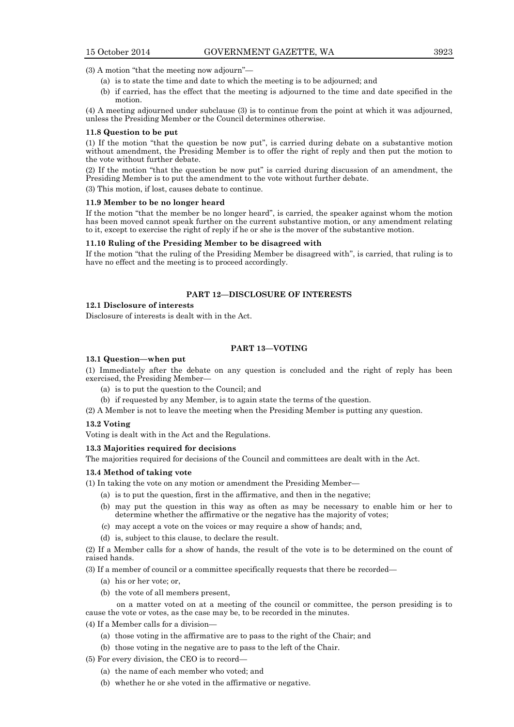(3) A motion "that the meeting now adjourn"—

- (a) is to state the time and date to which the meeting is to be adjourned; and
- (b) if carried, has the effect that the meeting is adjourned to the time and date specified in the motion.

(4) A meeting adjourned under subclause (3) is to continue from the point at which it was adjourned, unless the Presiding Member or the Council determines otherwise.

**11.8 Question to be put**

(1) If the motion "that the question be now put", is carried during debate on a substantive motion without amendment, the Presiding Member is to offer the right of reply and then put the motion to the vote without further debate.

(2) If the motion "that the question be now put" is carried during discussion of an amendment, the Presiding Member is to put the amendment to the vote without further debate.

(3) This motion, if lost, causes debate to continue.

**11.9 Member to be no longer heard**

If the motion "that the member be no longer heard", is carried, the speaker against whom the motion has been moved cannot speak further on the current substantive motion, or any amendment relating to it, except to exercise the right of reply if he or she is the mover of the substantive motion.

**11.10 Ruling of the Presiding Member to be disagreed with**

If the motion "that the ruling of the Presiding Member be disagreed with", is carried, that ruling is to have no effect and the meeting is to proceed accordingly.

## PART 12—DISCLOSURE OF INTERESTS

**12.1 Disclosure of interests**

Disclosure of interests is dealt with in the Act.

## PART 13—VOTING

**13.1 Question—when put**

(1) Immediately after the debate on any question is concluded and the right of reply has been exercised, the Presiding Member—

- (a) is to put the question to the Council; and
- (b) if requested by any Member, is to again state the terms of the question.

(2) A Member is not to leave the meeting when the Presiding Member is putting any question.

**13.2 Voting**

Voting is dealt with in the Act and the Regulations.

**13.3 Majorities required for decisions**

The majorities required for decisions of the Council and committees are dealt with in the Act.

**13.4 Method of taking vote**

(1) In taking the vote on any motion or amendment the Presiding Member—

- (a) is to put the question, first in the affirmative, and then in the negative;
- (b) may put the question in this way as often as may be necessary to enable him or her to determine whether the affirmative or the negative has the majority of votes;
- (c) may accept a vote on the voices or may require a show of hands; and,
- (d) is, subject to this clause, to declare the result.

(2) If a Member calls for a show of hands, the result of the vote is to be determined on the count of raised hands.

(3) If a member of council or a committee specifically requests that there be recorded—

- (a) his or her vote; or,
- (b) the vote of all members present,

on a matter voted on at a meeting of the council or committee, the person presiding is to cause the vote or votes, as the case may be, to be recorded in the minutes.

(4) If a Member calls for a division—

- (a) those voting in the affirmative are to pass to the right of the Chair; and
- (b) those voting in the negative are to pass to the left of the Chair.

(5) For every division, the CEO is to record—

- (a) the name of each member who voted; and
- (b) whether he or she voted in the affirmative or negative.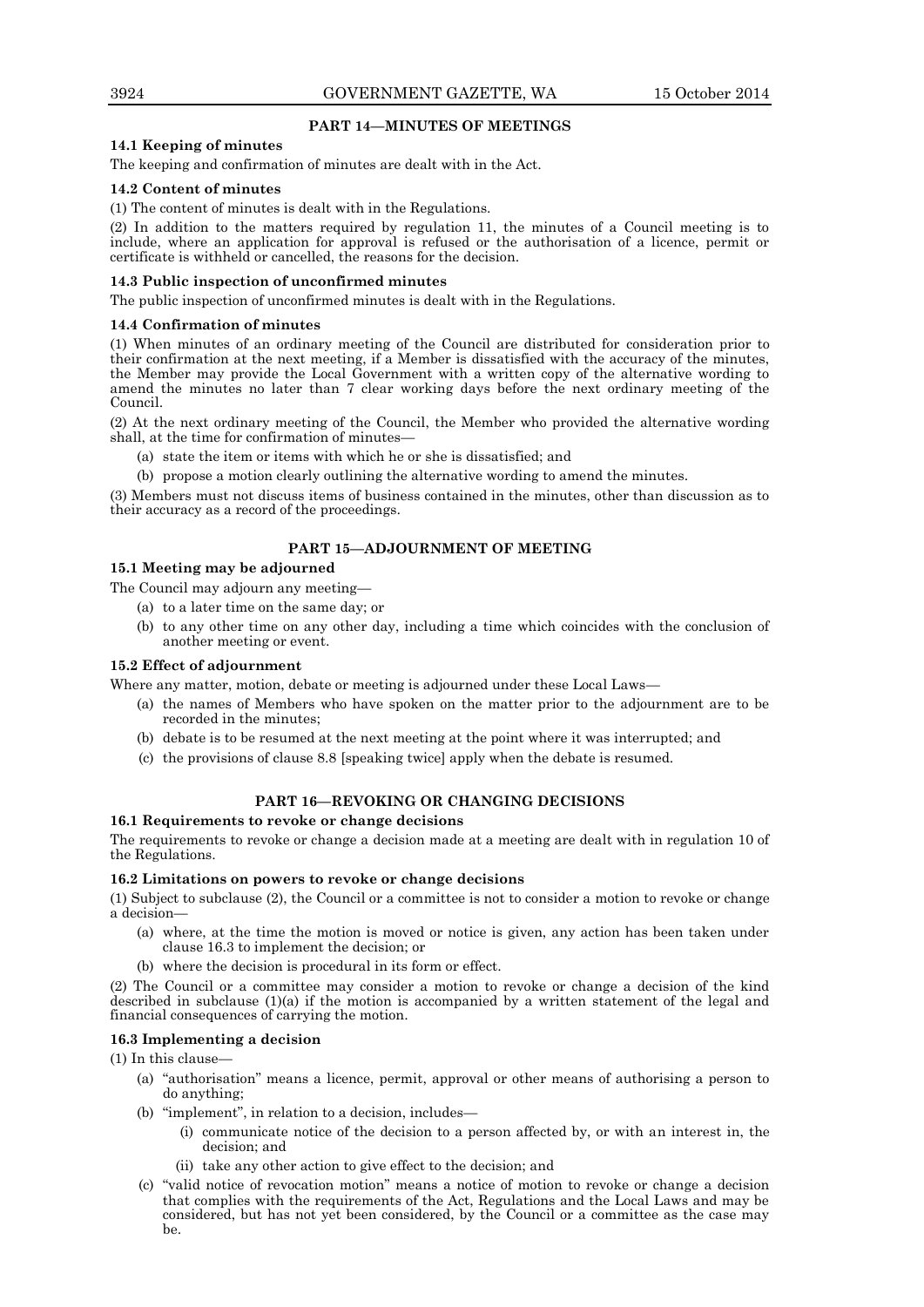## PART 14—MINUTES OF MEETINGS

**14.1 Keeping of minutes**

The keeping and confirmation of minutes are dealt with in the Act.

**14.2 Content of minutes**

(1) The content of minutes is dealt with in the Regulations.

(2) In addition to the matters required by regulation 11, the minutes of a Council meeting is to include, where an application for approval is refused or the authorisation of a licence, permit or certificate is withheld or cancelled, the reasons for the decision.

**14.3 Public inspection of unconfirmed minutes**

The public inspection of unconfirmed minutes is dealt with in the Regulations.

**14.4 Confirmation of minutes**

(1) When minutes of an ordinary meeting of the Council are distributed for consideration prior to their confirmation at the next meeting, if a Member is dissatisfied with the accuracy of the minutes, the Member may provide the Local Government with a written copy of the alternative wording to amend the minutes no later than 7 clear working days before the next ordinary meeting of the Council.

(2) At the next ordinary meeting of the Council, the Member who provided the alternative wording shall, at the time for confirmation of minutes—

- (a) state the item or items with which he or she is dissatisfied; and
- (b) propose a motion clearly outlining the alternative wording to amend the minutes.

(3) Members must not discuss items of business contained in the minutes, other than discussion as to their accuracy as a record of the proceedings.

## PART 15—ADJOURNMENT OF MEETING

**15.1 Meeting may be adjourned**

The Council may adjourn any meeting—

- (a) to a later time on the same day; or
- (b) to any other time on any other day, including a time which coincides with the conclusion of another meeting or event.

**15.2 Effect of adjournment**

Where any matter, motion, debate or meeting is adjourned under these Local Laws—

- (a) the names of Members who have spoken on the matter prior to the adjournment are to be recorded in the minutes;
- (b) debate is to be resumed at the next meeting at the point where it was interrupted; and
- (c) the provisions of clause 8.8 [speaking twice] apply when the debate is resumed.

## PART 16—REVOKING OR CHANGING DECISIONS

**16.1 Requirements to revoke or change decisions**

The requirements to revoke or change a decision made at a meeting are dealt with in regulation 10 of the Regulations.

**16.2 Limitations on powers to revoke or change decisions**

(1) Subject to subclause (2), the Council or a committee is not to consider a motion to revoke or change a decision—

- (a) where, at the time the motion is moved or notice is given, any action has been taken under clause 16.3 to implement the decision; or
- (b) where the decision is procedural in its form or effect.

(2) The Council or a committee may consider a motion to revoke or change a decision of the kind described in subclause (1)(a) if the motion is accompanied by a written statement of the legal and financial consequences of carrying the motion.

**16.3 Implementing a decision**

(1) In this clause—

- (a) "authorisation" means a licence, permit, approval or other means of authorising a person to do anything;
- (b) "implement", in relation to a decision, includes—
  - (i) communicate notice of the decision to a person affected by, or with an interest in, the decision; and
  - (ii) take any other action to give effect to the decision; and
- (c) "valid notice of revocation motion" means a notice of motion to revoke or change a decision that complies with the requirements of the Act, Regulations and the Local Laws and may be considered, but has not yet been considered, by the Council or a committee as the case may be.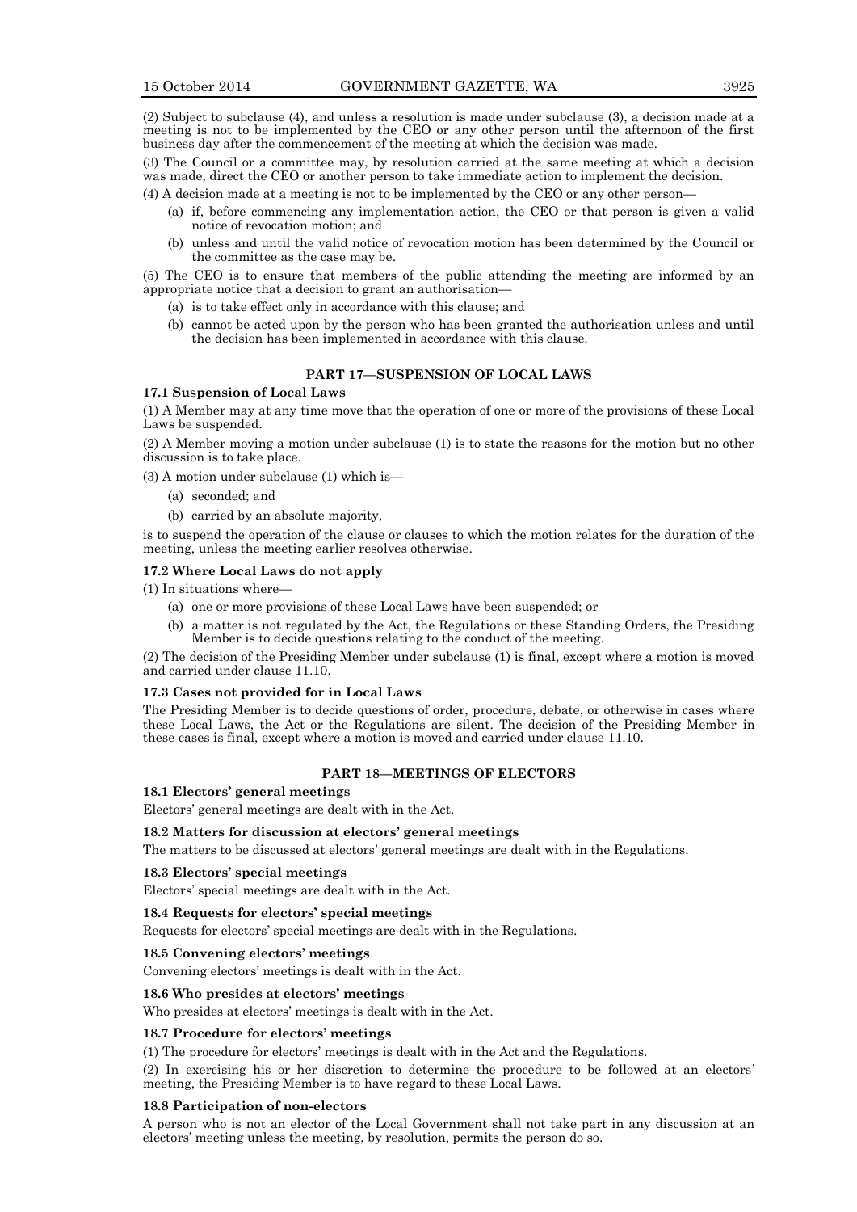(2) Subject to subclause (4), and unless a resolution is made under subclause (3), a decision made at a meeting is not to be implemented by the CEO or any other person until the afternoon of the first business day after the commencement of the meeting at which the decision was made.

(3) The Council or a committee may, by resolution carried at the same meeting at which a decision was made, direct the CEO or another person to take immediate action to implement the decision.

(4) A decision made at a meeting is not to be implemented by the CEO or any other person—

- (a) if, before commencing any implementation action, the CEO or that person is given a valid notice of revocation motion; and
- (b) unless and until the valid notice of revocation motion has been determined by the Council or the committee as the case may be.

(5) The CEO is to ensure that members of the public attending the meeting are informed by an appropriate notice that a decision to grant an authorisation—

- (a) is to take effect only in accordance with this clause; and
- (b) cannot be acted upon by the person who has been granted the authorisation unless and until the decision has been implemented in accordance with this clause.

## PART 17—SUSPENSION OF LOCAL LAWS

### 17.1 Suspension of Local Laws

(1) A Member may at any time move that the operation of one or more of the provisions of these Local Laws be suspended.

(2) A Member moving a motion under subclause (1) is to state the reasons for the motion but no other discussion is to take place.

(3) A motion under subclause (1) which is—

- (a) seconded; and
- (b) carried by an absolute majority,

is to suspend the operation of the clause or clauses to which the motion relates for the duration of the meeting, unless the meeting earlier resolves otherwise.

### 17.2 Where Local Laws do not apply

(1) In situations where—

- (a) one or more provisions of these Local Laws have been suspended; or
- (b) a matter is not regulated by the Act, the Regulations or these Standing Orders, the Presiding Member is to decide questions relating to the conduct of the meeting.

(2) The decision of the Presiding Member under subclause (1) is final, except where a motion is moved and carried under clause 11.10.

### 17.3 Cases not provided for in Local Laws

The Presiding Member is to decide questions of order, procedure, debate, or otherwise in cases where these Local Laws, the Act or the Regulations are silent. The decision of the Presiding Member in these cases is final, except where a motion is moved and carried under clause 11.10.

## PART 18—MEETINGS OF ELECTORS

### 18.1 Electors' general meetings

Electors' general meetings are dealt with in the Act.

### 18.2 Matters for discussion at electors' general meetings

The matters to be discussed at electors' general meetings are dealt with in the Regulations.

### 18.3 Electors' special meetings

Electors' special meetings are dealt with in the Act.

### 18.4 Requests for electors' special meetings

Requests for electors' special meetings are dealt with in the Regulations.

### 18.5 Convening electors' meetings

Convening electors' meetings is dealt with in the Act.

### 18.6 Who presides at electors' meetings

Who presides at electors' meetings is dealt with in the Act.

### 18.7 Procedure for electors' meetings

(1) The procedure for electors' meetings is dealt with in the Act and the Regulations.

(2) In exercising his or her discretion to determine the procedure to be followed at an electors' meeting, the Presiding Member is to have regard to these Local Laws.

### 18.8 Participation of non-electors

A person who is not an elector of the Local Government shall not take part in any discussion at an electors' meeting unless the meeting, by resolution, permits the person do so.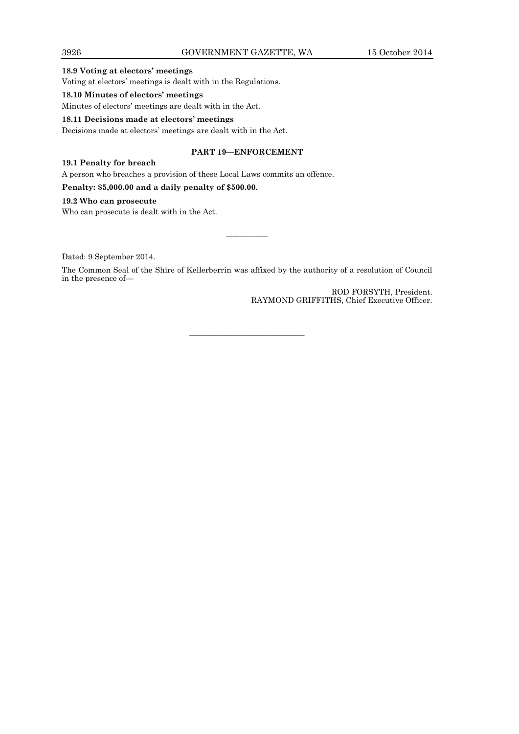**18.9 Voting at electors' meetings**

Voting at electors' meetings is dealt with in the Regulations.

**18.10 Minutes of electors' meetings**

Minutes of electors' meetings are dealt with in the Act.

**18.11 Decisions made at electors' meetings**

Decisions made at electors' meetings are dealt with in the Act.

## PART 19—ENFORCEMENT

**19.1 Penalty for breach**

A person who breaches a provision of these Local Laws commits an offence.

**Penalty: $5,000.00 and a daily penalty of $500.00.**

**19.2 Who can prosecute**

Who can prosecute is dealt with in the Act.

———————

Dated: 9 September 2014.

The Common Seal of the Shire of Kellerberrin was affixed by the authority of a resolution of Council in the presence of—

ROD FORSYTH, President.
RAYMOND GRIFFITHS, Chief Executive Officer.

———————————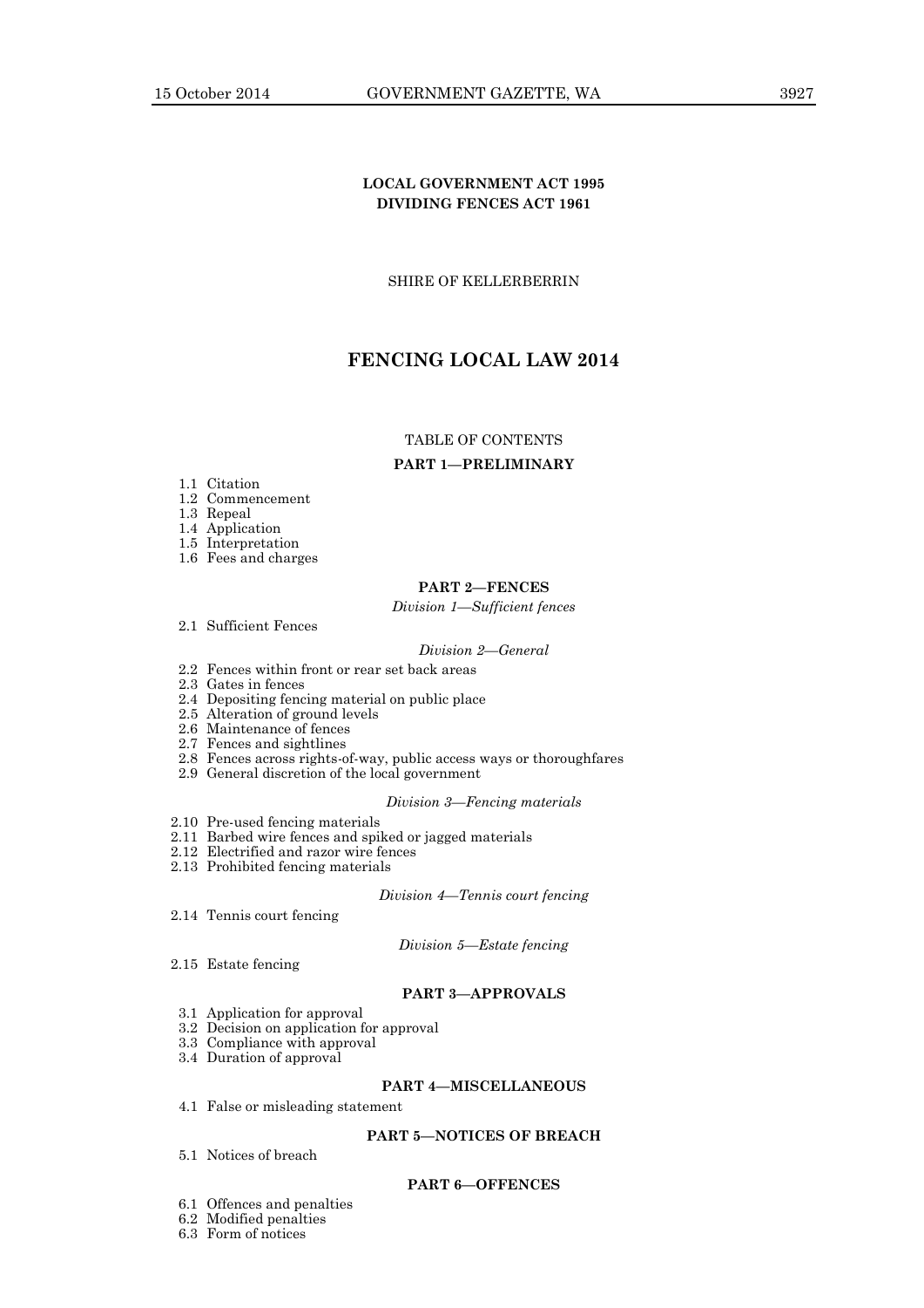**LOCAL GOVERNMENT ACT 1995**
**DIVIDING FENCES ACT 1961**

SHIRE OF KELLERBERRIN

# FENCING LOCAL LAW 2014

TABLE OF CONTENTS

## PART 1—PRELIMINARY

1.1 Citation
1.2 Commencement
1.3 Repeal
1.4 Application
1.5 Interpretation
1.6 Fees and charges

## PART 2—FENCES

*Division 1—Sufficient fences*

2.1 Sufficient Fences

*Division 2—General*

2.2 Fences within front or rear set back areas
2.3 Gates in fences
2.4 Depositing fencing material on public place
2.5 Alteration of ground levels
2.6 Maintenance of fences
2.7 Fences and sightlines
2.8 Fences across rights-of-way, public access ways or thoroughfares
2.9 General discretion of the local government

*Division 3—Fencing materials*

2.10 Pre-used fencing materials
2.11 Barbed wire fences and spiked or jagged materials
2.12 Electrified and razor wire fences
2.13 Prohibited fencing materials

*Division 4—Tennis court fencing*

2.14 Tennis court fencing

*Division 5—Estate fencing*

2.15 Estate fencing

## PART 3—APPROVALS

3.1 Application for approval
3.2 Decision on application for approval
3.3 Compliance with approval
3.4 Duration of approval

## PART 4—MISCELLANEOUS

4.1 False or misleading statement

## PART 5—NOTICES OF BREACH

5.1 Notices of breach

## PART 6—OFFENCES

6.1 Offences and penalties
6.2 Modified penalties
6.3 Form of notices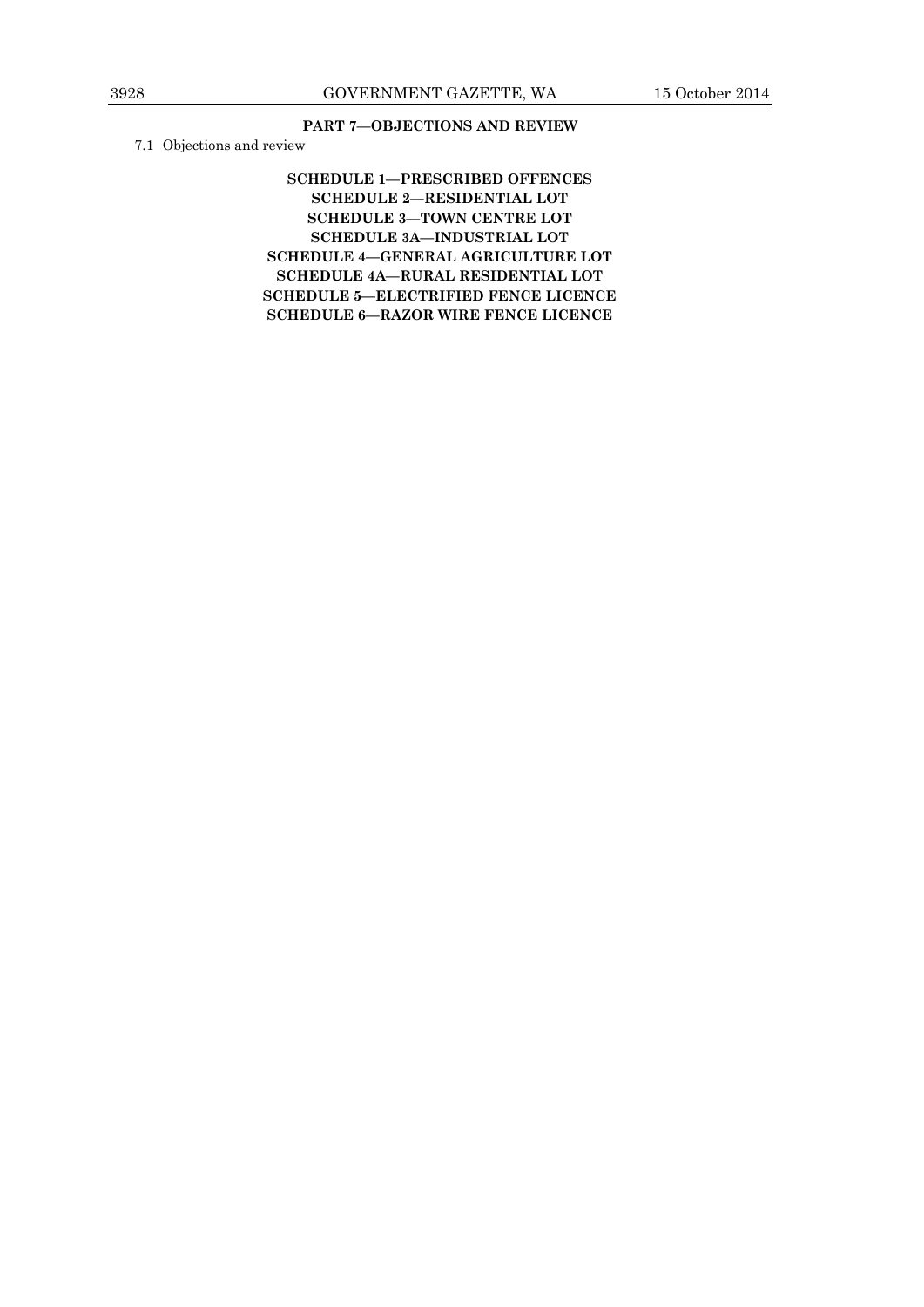**PART 7—OBJECTIONS AND REVIEW**

7.1 Objections and review

**SCHEDULE 1—PRESCRIBED OFFENCES**

**SCHEDULE 2—RESIDENTIAL LOT**

**SCHEDULE 3—TOWN CENTRE LOT**

**SCHEDULE 3A—INDUSTRIAL LOT**

**SCHEDULE 4—GENERAL AGRICULTURE LOT**

**SCHEDULE 4A—RURAL RESIDENTIAL LOT**

**SCHEDULE 5—ELECTRIFIED FENCE LICENCE**

**SCHEDULE 6—RAZOR WIRE FENCE LICENCE**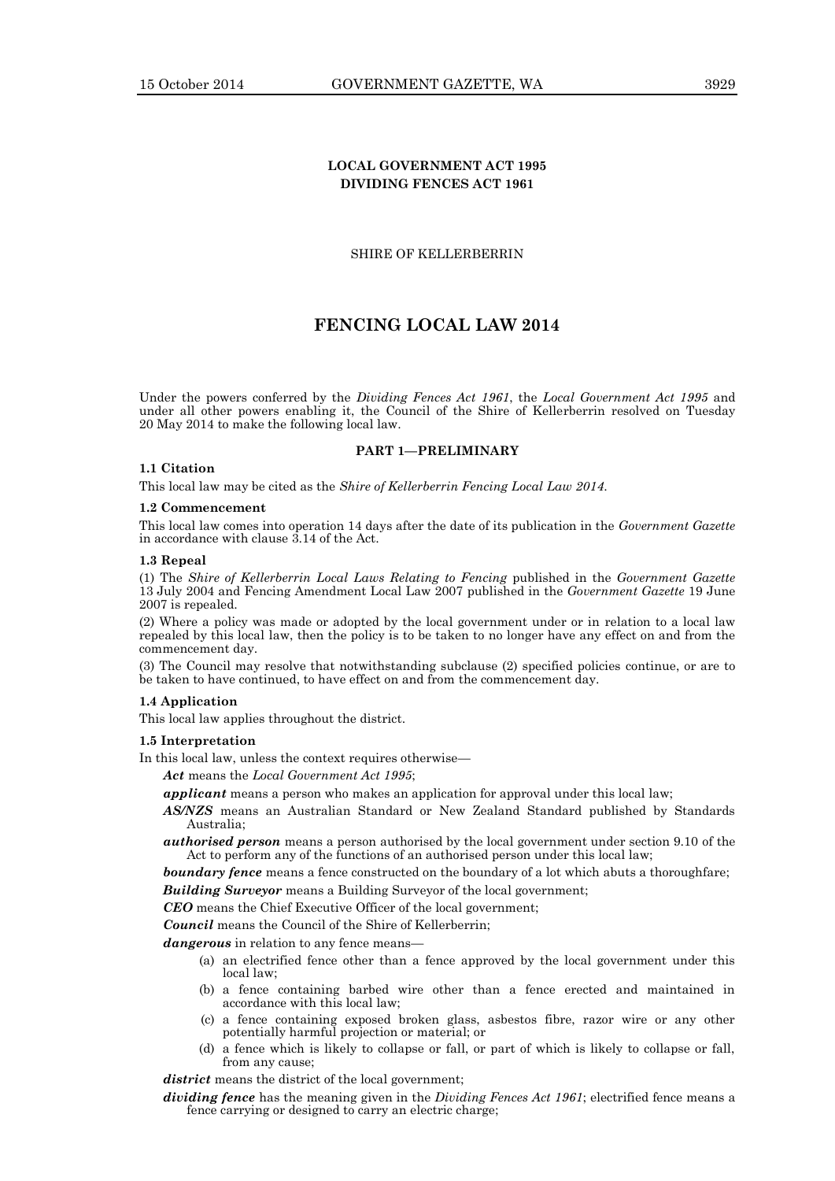**LOCAL GOVERNMENT ACT 1995**
**DIVIDING FENCES ACT 1961**

SHIRE OF KELLERBERRIN

# FENCING LOCAL LAW 2014

Under the powers conferred by the *Dividing Fences Act 1961*, the *Local Government Act 1995* and under all other powers enabling it, the Council of the Shire of Kellerberrin resolved on Tuesday 20 May 2014 to make the following local law.

## PART 1—PRELIMINARY

**1.1 Citation**

This local law may be cited as the *Shire of Kellerberrin Fencing Local Law 2014*.

**1.2 Commencement**

This local law comes into operation 14 days after the date of its publication in the *Government Gazette* in accordance with clause 3.14 of the Act.

**1.3 Repeal**

(1) The *Shire of Kellerberrin Local Laws Relating to Fencing* published in the *Government Gazette* 13 July 2004 and Fencing Amendment Local Law 2007 published in the *Government Gazette* 19 June 2007 is repealed.

(2) Where a policy was made or adopted by the local government under or in relation to a local law repealed by this local law, then the policy is to be taken to no longer have any effect on and from the commencement day.

(3) The Council may resolve that notwithstanding subclause (2) specified policies continue, or are to be taken to have continued, to have effect on and from the commencement day.

**1.4 Application**

This local law applies throughout the district.

**1.5 Interpretation**

In this local law, unless the context requires otherwise—

***Act*** means the *Local Government Act 1995*;

***applicant*** means a person who makes an application for approval under this local law;

***AS/NZS*** means an Australian Standard or New Zealand Standard published by Standards Australia;

***authorised person*** means a person authorised by the local government under section 9.10 of the Act to perform any of the functions of an authorised person under this local law;

***boundary fence*** means a fence constructed on the boundary of a lot which abuts a thoroughfare;

***Building Surveyor*** means a Building Surveyor of the local government;

***CEO*** means the Chief Executive Officer of the local government;

***Council*** means the Council of the Shire of Kellerberrin;

***dangerous*** in relation to any fence means—

(a) an electrified fence other than a fence approved by the local government under this local law;

(b) a fence containing barbed wire other than a fence erected and maintained in accordance with this local law;

(c) a fence containing exposed broken glass, asbestos fibre, razor wire or any other potentially harmful projection or material; or

(d) a fence which is likely to collapse or fall, or part of which is likely to collapse or fall, from any cause;

***district*** means the district of the local government;

***dividing fence*** has the meaning given in the *Dividing Fences Act 1961*; electrified fence means a fence carrying or designed to carry an electric charge;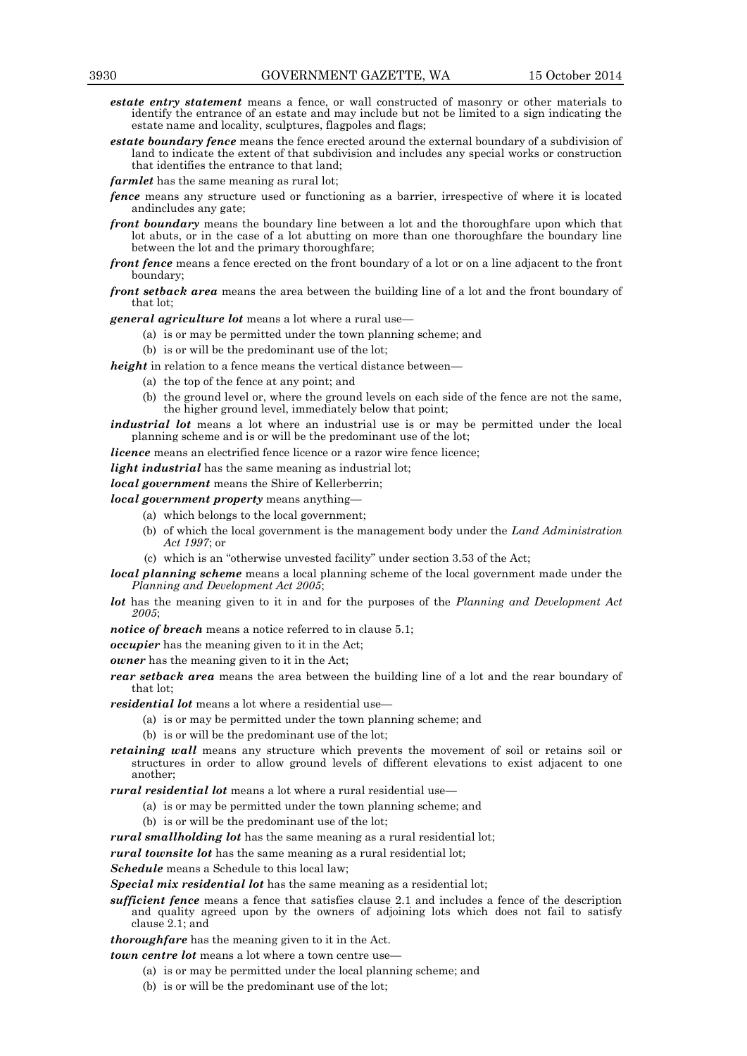***estate entry statement*** means a fence, or wall constructed of masonry or other materials to identify the entrance of an estate and may include but not be limited to a sign indicating the estate name and locality, sculptures, flagpoles and flags;

***estate boundary fence*** means the fence erected around the external boundary of a subdivision of land to indicate the extent of that subdivision and includes any special works or construction that identifies the entrance to that land;

***farmlet*** has the same meaning as rural lot;

***fence*** means any structure used or functioning as a barrier, irrespective of where it is located andincludes any gate;

***front boundary*** means the boundary line between a lot and the thoroughfare upon which that lot abuts, or in the case of a lot abutting on more than one thoroughfare the boundary line between the lot and the primary thoroughfare;

***front fence*** means a fence erected on the front boundary of a lot or on a line adjacent to the front boundary;

***front setback area*** means the area between the building line of a lot and the front boundary of that lot;

***general agriculture lot*** means a lot where a rural use—

(a) is or may be permitted under the town planning scheme; and

(b) is or will be the predominant use of the lot;

***height*** in relation to a fence means the vertical distance between—

(a) the top of the fence at any point; and

(b) the ground level or, where the ground levels on each side of the fence are not the same, the higher ground level, immediately below that point;

***industrial lot*** means a lot where an industrial use is or may be permitted under the local planning scheme and is or will be the predominant use of the lot;

***licence*** means an electrified fence licence or a razor wire fence licence;

***light industrial*** has the same meaning as industrial lot;

***local government*** means the Shire of Kellerberrin;

***local government property*** means anything—

(a) which belongs to the local government;

(b) of which the local government is the management body under the *Land Administration Act 1997*; or

(c) which is an "otherwise unvested facility" under section 3.53 of the Act;

***local planning scheme*** means a local planning scheme of the local government made under the *Planning and Development Act 2005*;

***lot*** has the meaning given to it in and for the purposes of the *Planning and Development Act 2005*;

***notice of breach*** means a notice referred to in clause 5.1;

***occupier*** has the meaning given to it in the Act;

***owner*** has the meaning given to it in the Act;

***rear setback area*** means the area between the building line of a lot and the rear boundary of that lot;

***residential lot*** means a lot where a residential use—

(a) is or may be permitted under the town planning scheme; and

(b) is or will be the predominant use of the lot;

***retaining wall*** means any structure which prevents the movement of soil or retains soil or structures in order to allow ground levels of different elevations to exist adjacent to one another;

***rural residential lot*** means a lot where a rural residential use—

(a) is or may be permitted under the town planning scheme; and

(b) is or will be the predominant use of the lot;

***rural smallholding lot*** has the same meaning as a rural residential lot;

***rural townsite lot*** has the same meaning as a rural residential lot;

***Schedule*** means a Schedule to this local law;

***Special mix residential lot*** has the same meaning as a residential lot;

***sufficient fence*** means a fence that satisfies clause 2.1 and includes a fence of the description and quality agreed upon by the owners of adjoining lots which does not fail to satisfy clause 2.1; and

***thoroughfare*** has the meaning given to it in the Act.

***town centre lot*** means a lot where a town centre use—

(a) is or may be permitted under the local planning scheme; and

(b) is or will be the predominant use of the lot;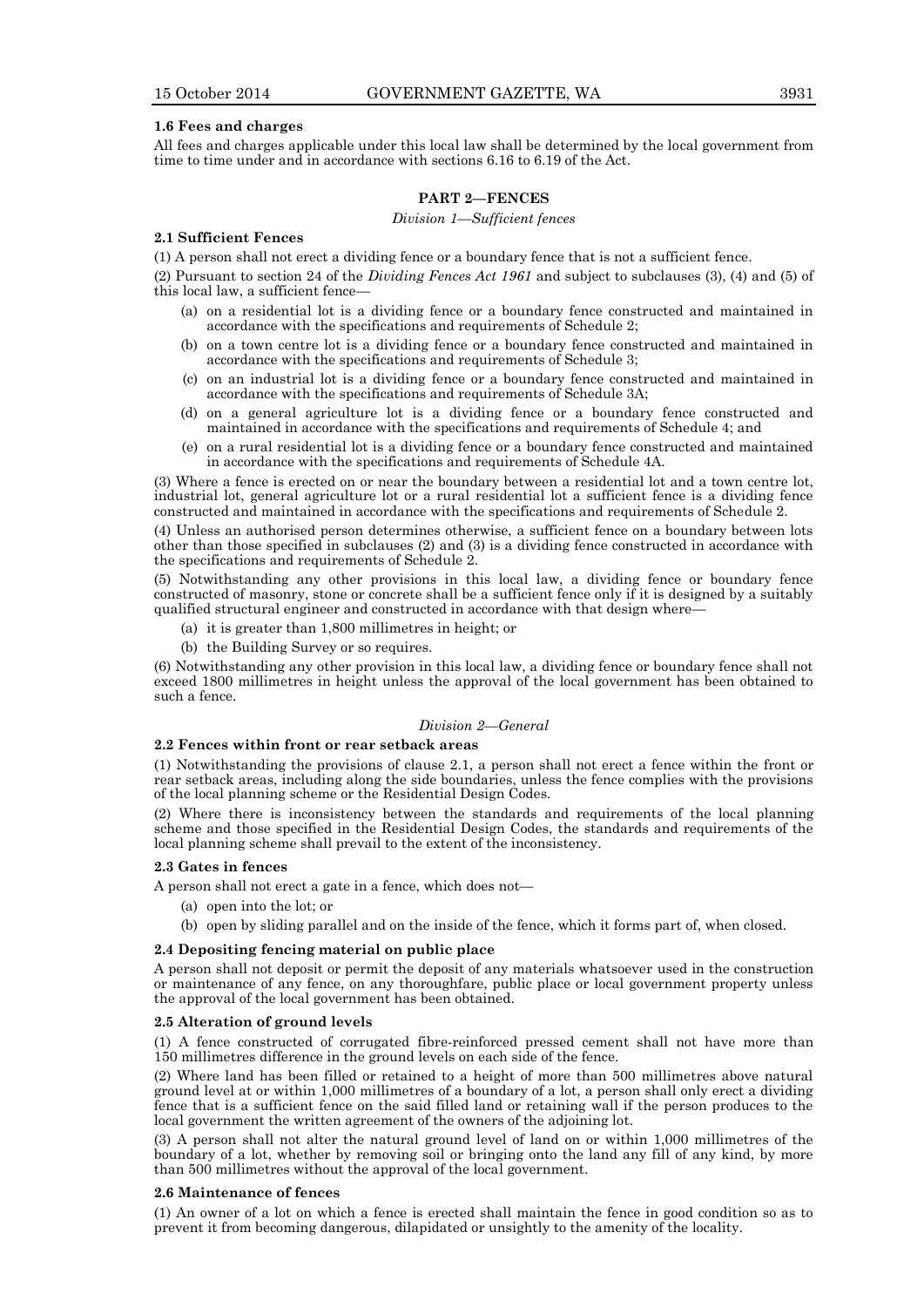**1.6 Fees and charges**

All fees and charges applicable under this local law shall be determined by the local government from time to time under and in accordance with sections 6.16 to 6.19 of the Act.

## PART 2—FENCES

*Division 1—Sufficient fences*

**2.1 Sufficient Fences**

(1) A person shall not erect a dividing fence or a boundary fence that is not a sufficient fence.

(2) Pursuant to section 24 of the *Dividing Fences Act 1961* and subject to subclauses (3), (4) and (5) of this local law, a sufficient fence—

- (a) on a residential lot is a dividing fence or a boundary fence constructed and maintained in accordance with the specifications and requirements of Schedule 2;
- (b) on a town centre lot is a dividing fence or a boundary fence constructed and maintained in accordance with the specifications and requirements of Schedule 3;
- (c) on an industrial lot is a dividing fence or a boundary fence constructed and maintained in accordance with the specifications and requirements of Schedule 3A;
- (d) on a general agriculture lot is a dividing fence or a boundary fence constructed and maintained in accordance with the specifications and requirements of Schedule 4; and
- (e) on a rural residential lot is a dividing fence or a boundary fence constructed and maintained in accordance with the specifications and requirements of Schedule 4A.

(3) Where a fence is erected on or near the boundary between a residential lot and a town centre lot, industrial lot, general agriculture lot or a rural residential lot a sufficient fence is a dividing fence constructed and maintained in accordance with the specifications and requirements of Schedule 2.

(4) Unless an authorised person determines otherwise, a sufficient fence on a boundary between lots other than those specified in subclauses (2) and (3) is a dividing fence constructed in accordance with the specifications and requirements of Schedule 2.

(5) Notwithstanding any other provisions in this local law, a dividing fence or boundary fence constructed of masonry, stone or concrete shall be a sufficient fence only if it is designed by a suitably qualified structural engineer and constructed in accordance with that design where—

- (a) it is greater than 1,800 millimetres in height; or
- (b) the Building Survey or so requires.

(6) Notwithstanding any other provision in this local law, a dividing fence or boundary fence shall not exceed 1800 millimetres in height unless the approval of the local government has been obtained to such a fence.

*Division 2—General*

**2.2 Fences within front or rear setback areas**

(1) Notwithstanding the provisions of clause 2.1, a person shall not erect a fence within the front or rear setback areas, including along the side boundaries, unless the fence complies with the provisions of the local planning scheme or the Residential Design Codes.

(2) Where there is inconsistency between the standards and requirements of the local planning scheme and those specified in the Residential Design Codes, the standards and requirements of the local planning scheme shall prevail to the extent of the inconsistency.

**2.3 Gates in fences**

A person shall not erect a gate in a fence, which does not—

- (a) open into the lot; or
- (b) open by sliding parallel and on the inside of the fence, which it forms part of, when closed.

**2.4 Depositing fencing material on public place**

A person shall not deposit or permit the deposit of any materials whatsoever used in the construction or maintenance of any fence, on any thoroughfare, public place or local government property unless the approval of the local government has been obtained.

**2.5 Alteration of ground levels**

(1) A fence constructed of corrugated fibre-reinforced pressed cement shall not have more than 150 millimetres difference in the ground levels on each side of the fence.

(2) Where land has been filled or retained to a height of more than 500 millimetres above natural ground level at or within 1,000 millimetres of a boundary of a lot, a person shall only erect a dividing fence that is a sufficient fence on the said filled land or retaining wall if the person produces to the local government the written agreement of the owners of the adjoining lot.

(3) A person shall not alter the natural ground level of land on or within 1,000 millimetres of the boundary of a lot, whether by removing soil or bringing onto the land any fill of any kind, by more than 500 millimetres without the approval of the local government.

**2.6 Maintenance of fences**

(1) An owner of a lot on which a fence is erected shall maintain the fence in good condition so as to prevent it from becoming dangerous, dilapidated or unsightly to the amenity of the locality.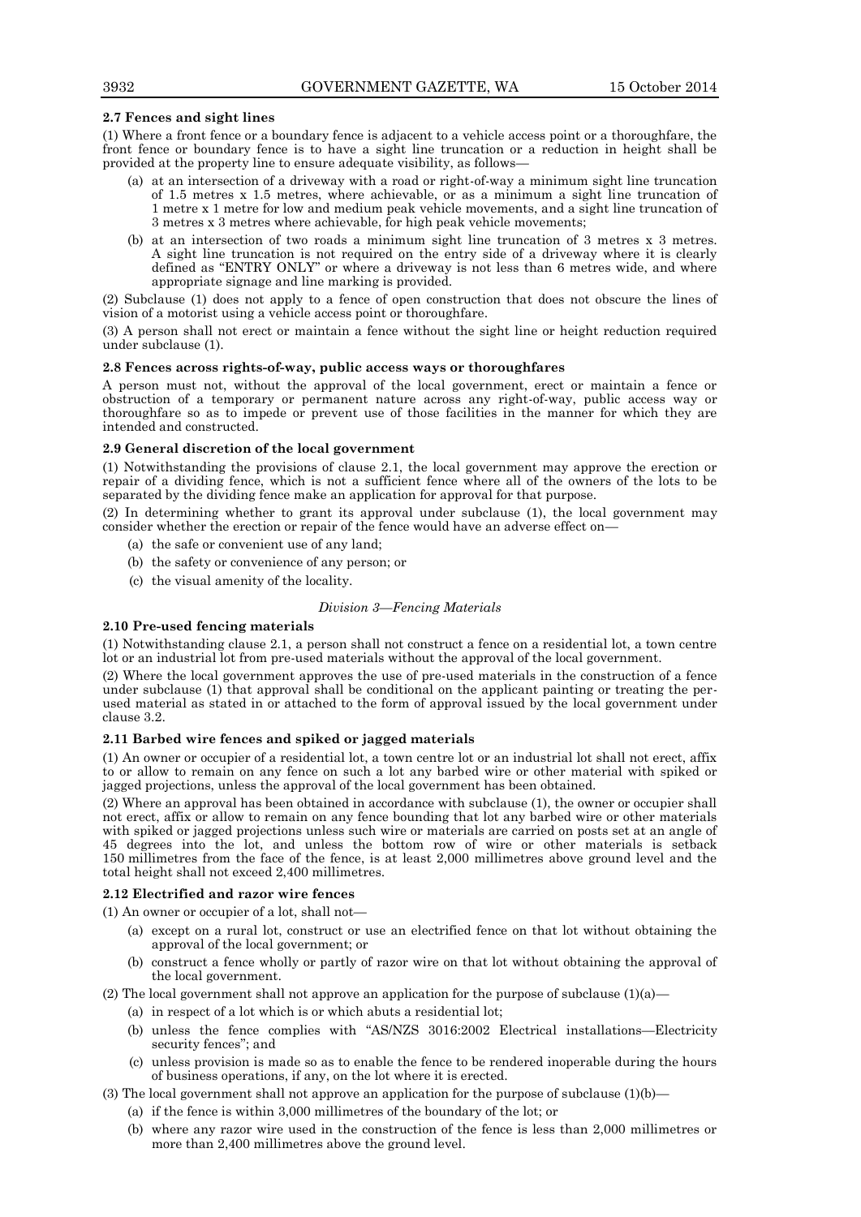**2.7 Fences and sight lines**

(1) Where a front fence or a boundary fence is adjacent to a vehicle access point or a thoroughfare, the front fence or boundary fence is to have a sight line truncation or a reduction in height shall be provided at the property line to ensure adequate visibility, as follows—

- (a) at an intersection of a driveway with a road or right-of-way a minimum sight line truncation of 1.5 metres x 1.5 metres, where achievable, or as a minimum a sight line truncation of 1 metre x 1 metre for low and medium peak vehicle movements, and a sight line truncation of 3 metres x 3 metres where achievable, for high peak vehicle movements;
- (b) at an intersection of two roads a minimum sight line truncation of 3 metres x 3 metres. A sight line truncation is not required on the entry side of a driveway where it is clearly defined as "ENTRY ONLY" or where a driveway is not less than 6 metres wide, and where appropriate signage and line marking is provided.

(2) Subclause (1) does not apply to a fence of open construction that does not obscure the lines of vision of a motorist using a vehicle access point or thoroughfare.

(3) A person shall not erect or maintain a fence without the sight line or height reduction required under subclause (1).

**2.8 Fences across rights-of-way, public access ways or thoroughfares**

A person must not, without the approval of the local government, erect or maintain a fence or obstruction of a temporary or permanent nature across any right-of-way, public access way or thoroughfare so as to impede or prevent use of those facilities in the manner for which they are intended and constructed.

**2.9 General discretion of the local government**

(1) Notwithstanding the provisions of clause 2.1, the local government may approve the erection or repair of a dividing fence, which is not a sufficient fence where all of the owners of the lots to be separated by the dividing fence make an application for approval for that purpose.

(2) In determining whether to grant its approval under subclause (1), the local government may consider whether the erection or repair of the fence would have an adverse effect on—

- (a) the safe or convenient use of any land;
- (b) the safety or convenience of any person; or
- (c) the visual amenity of the locality.

*Division 3—Fencing Materials*

**2.10 Pre-used fencing materials**

(1) Notwithstanding clause 2.1, a person shall not construct a fence on a residential lot, a town centre lot or an industrial lot from pre-used materials without the approval of the local government.

(2) Where the local government approves the use of pre-used materials in the construction of a fence under subclause (1) that approval shall be conditional on the applicant painting or treating the per-used material as stated in or attached to the form of approval issued by the local government under clause 3.2.

**2.11 Barbed wire fences and spiked or jagged materials**

(1) An owner or occupier of a residential lot, a town centre lot or an industrial lot shall not erect, affix to or allow to remain on any fence on such a lot any barbed wire or other material with spiked or jagged projections, unless the approval of the local government has been obtained.

(2) Where an approval has been obtained in accordance with subclause (1), the owner or occupier shall not erect, affix or allow to remain on any fence bounding that lot any barbed wire or other materials with spiked or jagged projections unless such wire or materials are carried on posts set at an angle of 45 degrees into the lot, and unless the bottom row of wire or other materials is setback 150 millimetres from the face of the fence, is at least 2,000 millimetres above ground level and the total height shall not exceed 2,400 millimetres.

**2.12 Electrified and razor wire fences**

(1) An owner or occupier of a lot, shall not—

- (a) except on a rural lot, construct or use an electrified fence on that lot without obtaining the approval of the local government; or
- (b) construct a fence wholly or partly of razor wire on that lot without obtaining the approval of the local government.

(2) The local government shall not approve an application for the purpose of subclause (1)(a)—

- (a) in respect of a lot which is or which abuts a residential lot;
- (b) unless the fence complies with "AS/NZS 3016:2002 Electrical installations—Electricity security fences"; and
- (c) unless provision is made so as to enable the fence to be rendered inoperable during the hours of business operations, if any, on the lot where it is erected.

(3) The local government shall not approve an application for the purpose of subclause (1)(b)—

- (a) if the fence is within 3,000 millimetres of the boundary of the lot; or
- (b) where any razor wire used in the construction of the fence is less than 2,000 millimetres or more than 2,400 millimetres above the ground level.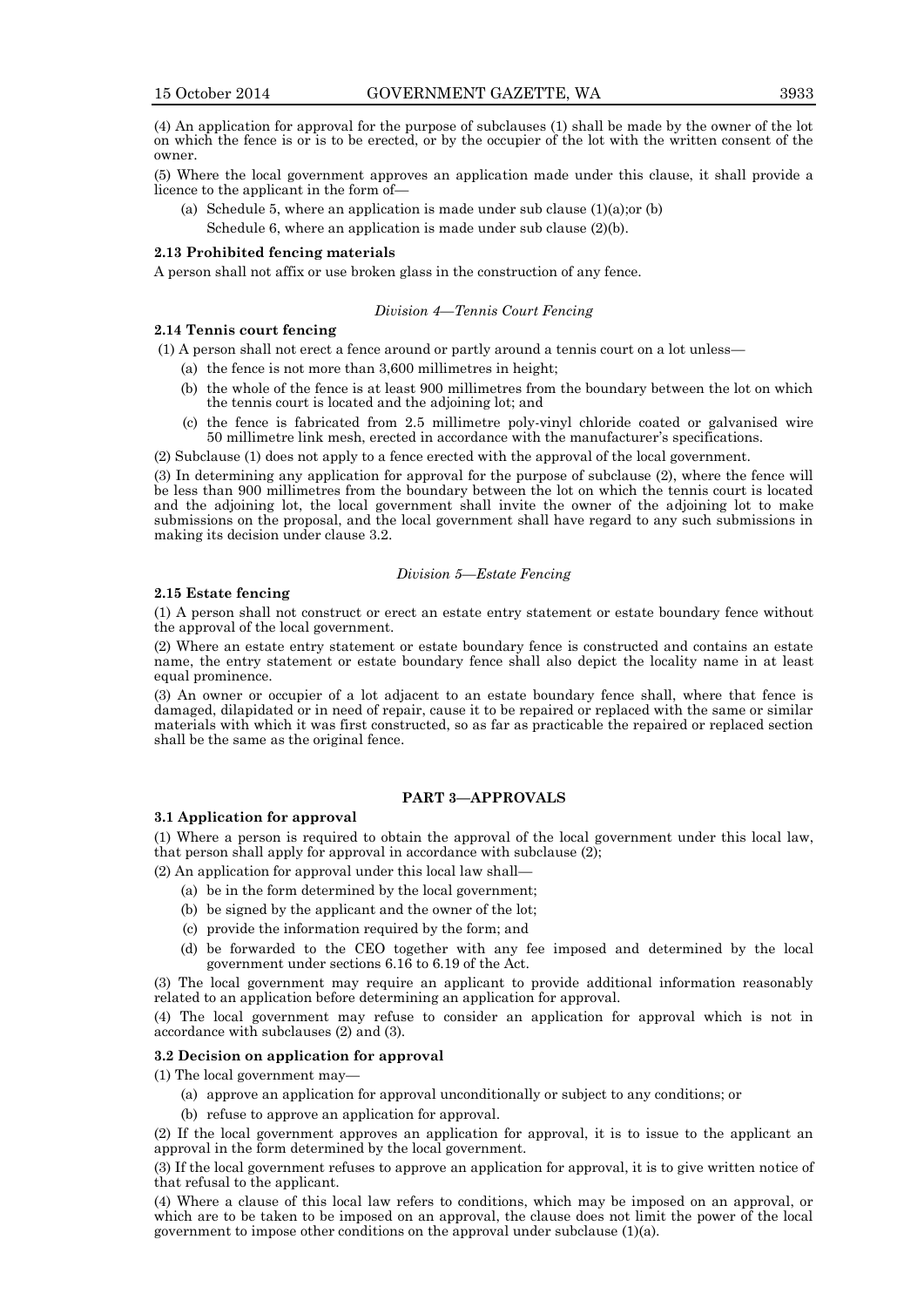(4) An application for approval for the purpose of subclauses (1) shall be made by the owner of the lot on which the fence is or is to be erected, or by the occupier of the lot with the written consent of the owner.

(5) Where the local government approves an application made under this clause, it shall provide a licence to the applicant in the form of—

(a) Schedule 5, where an application is made under sub clause (1)(a);or (b)
Schedule 6, where an application is made under sub clause (2)(b).

**2.13 Prohibited fencing materials**

A person shall not affix or use broken glass in the construction of any fence.

*Division 4—Tennis Court Fencing*

**2.14 Tennis court fencing**

(1) A person shall not erect a fence around or partly around a tennis court on a lot unless—

(a) the fence is not more than 3,600 millimetres in height;

(b) the whole of the fence is at least 900 millimetres from the boundary between the lot on which the tennis court is located and the adjoining lot; and

(c) the fence is fabricated from 2.5 millimetre poly-vinyl chloride coated or galvanised wire 50 millimetre link mesh, erected in accordance with the manufacturer's specifications.

(2) Subclause (1) does not apply to a fence erected with the approval of the local government.

(3) In determining any application for approval for the purpose of subclause (2), where the fence will be less than 900 millimetres from the boundary between the lot on which the tennis court is located and the adjoining lot, the local government shall invite the owner of the adjoining lot to make submissions on the proposal, and the local government shall have regard to any such submissions in making its decision under clause 3.2.

*Division 5—Estate Fencing*

**2.15 Estate fencing**

(1) A person shall not construct or erect an estate entry statement or estate boundary fence without the approval of the local government.

(2) Where an estate entry statement or estate boundary fence is constructed and contains an estate name, the entry statement or estate boundary fence shall also depict the locality name in at least equal prominence.

(3) An owner or occupier of a lot adjacent to an estate boundary fence shall, where that fence is damaged, dilapidated or in need of repair, cause it to be repaired or replaced with the same or similar materials with which it was first constructed, so as far as practicable the repaired or replaced section shall be the same as the original fence.

## PART 3—APPROVALS

**3.1 Application for approval**

(1) Where a person is required to obtain the approval of the local government under this local law, that person shall apply for approval in accordance with subclause (2);

(2) An application for approval under this local law shall—

(a) be in the form determined by the local government;

(b) be signed by the applicant and the owner of the lot;

(c) provide the information required by the form; and

(d) be forwarded to the CEO together with any fee imposed and determined by the local government under sections 6.16 to 6.19 of the Act.

(3) The local government may require an applicant to provide additional information reasonably related to an application before determining an application for approval.

(4) The local government may refuse to consider an application for approval which is not in accordance with subclauses (2) and (3).

**3.2 Decision on application for approval**

(1) The local government may—

(a) approve an application for approval unconditionally or subject to any conditions; or

(b) refuse to approve an application for approval.

(2) If the local government approves an application for approval, it is to issue to the applicant an approval in the form determined by the local government.

(3) If the local government refuses to approve an application for approval, it is to give written notice of that refusal to the applicant.

(4) Where a clause of this local law refers to conditions, which may be imposed on an approval, or which are to be taken to be imposed on an approval, the clause does not limit the power of the local government to impose other conditions on the approval under subclause (1)(a).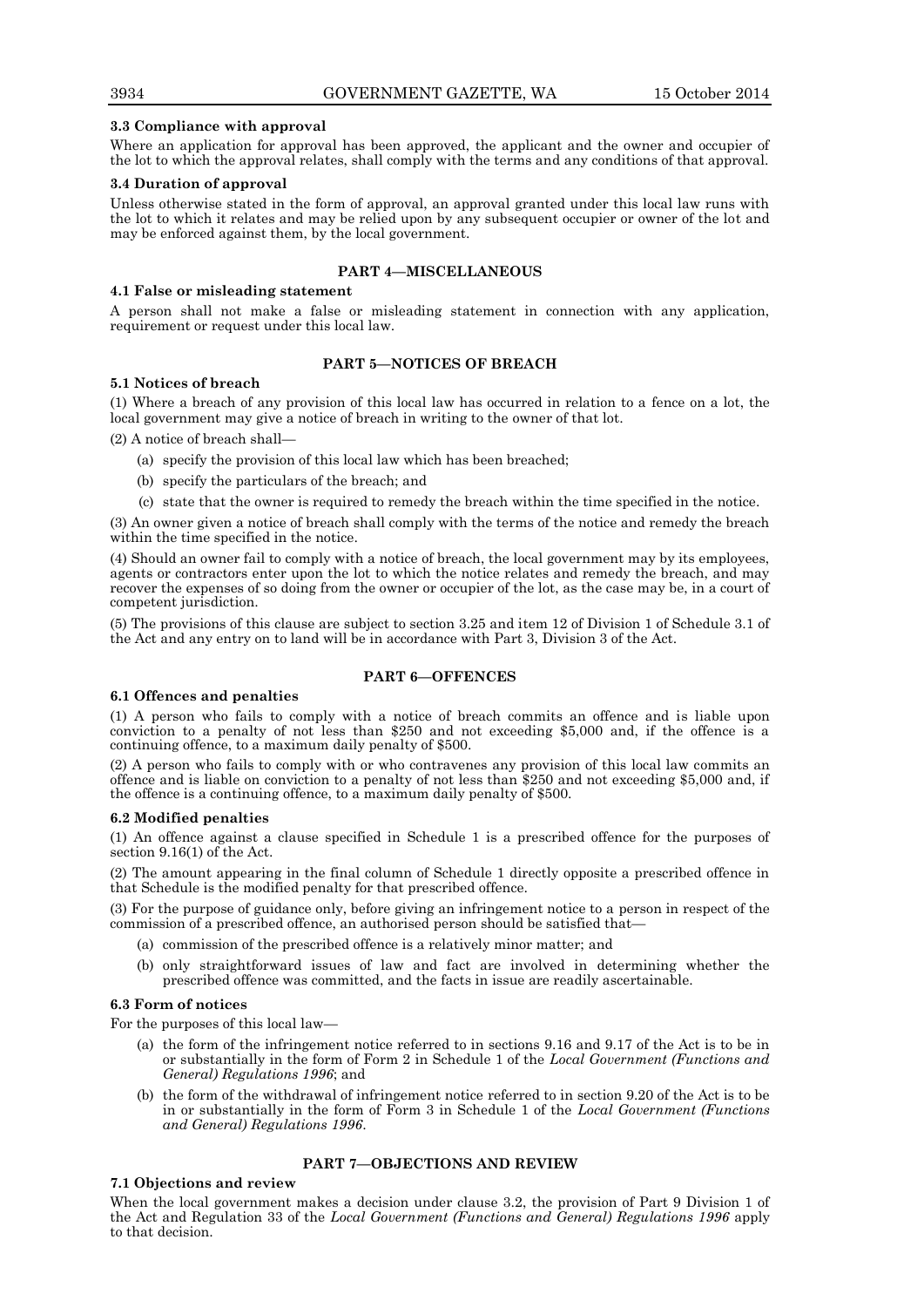**3.3 Compliance with approval**

Where an application for approval has been approved, the applicant and the owner and occupier of the lot to which the approval relates, shall comply with the terms and any conditions of that approval.

**3.4 Duration of approval**

Unless otherwise stated in the form of approval, an approval granted under this local law runs with the lot to which it relates and may be relied upon by any subsequent occupier or owner of the lot and may be enforced against them, by the local government.

## PART 4—MISCELLANEOUS

**4.1 False or misleading statement**

A person shall not make a false or misleading statement in connection with any application, requirement or request under this local law.

## PART 5—NOTICES OF BREACH

**5.1 Notices of breach**

(1) Where a breach of any provision of this local law has occurred in relation to a fence on a lot, the local government may give a notice of breach in writing to the owner of that lot.

(2) A notice of breach shall—

- (a) specify the provision of this local law which has been breached;
- (b) specify the particulars of the breach; and
- (c) state that the owner is required to remedy the breach within the time specified in the notice.

(3) An owner given a notice of breach shall comply with the terms of the notice and remedy the breach within the time specified in the notice.

(4) Should an owner fail to comply with a notice of breach, the local government may by its employees, agents or contractors enter upon the lot to which the notice relates and remedy the breach, and may recover the expenses of so doing from the owner or occupier of the lot, as the case may be, in a court of competent jurisdiction.

(5) The provisions of this clause are subject to section 3.25 and item 12 of Division 1 of Schedule 3.1 of the Act and any entry on to land will be in accordance with Part 3, Division 3 of the Act.

## PART 6—OFFENCES

**6.1 Offences and penalties**

(1) A person who fails to comply with a notice of breach commits an offence and is liable upon conviction to a penalty of not less than $250 and not exceeding $5,000 and, if the offence is a continuing offence, to a maximum daily penalty of $500.

(2) A person who fails to comply with or who contravenes any provision of this local law commits an offence and is liable on conviction to a penalty of not less than $250 and not exceeding $5,000 and, if the offence is a continuing offence, to a maximum daily penalty of $500.

**6.2 Modified penalties**

(1) An offence against a clause specified in Schedule 1 is a prescribed offence for the purposes of section 9.16(1) of the Act.

(2) The amount appearing in the final column of Schedule 1 directly opposite a prescribed offence in that Schedule is the modified penalty for that prescribed offence.

(3) For the purpose of guidance only, before giving an infringement notice to a person in respect of the commission of a prescribed offence, an authorised person should be satisfied that—

- (a) commission of the prescribed offence is a relatively minor matter; and
- (b) only straightforward issues of law and fact are involved in determining whether the prescribed offence was committed, and the facts in issue are readily ascertainable.

**6.3 Form of notices**

For the purposes of this local law—

- (a) the form of the infringement notice referred to in sections 9.16 and 9.17 of the Act is to be in or substantially in the form of Form 2 in Schedule 1 of the *Local Government (Functions and General) Regulations 1996*; and
- (b) the form of the withdrawal of infringement notice referred to in section 9.20 of the Act is to be in or substantially in the form of Form 3 in Schedule 1 of the *Local Government (Functions and General) Regulations 1996*.

## PART 7—OBJECTIONS AND REVIEW

**7.1 Objections and review**

When the local government makes a decision under clause 3.2, the provision of Part 9 Division 1 of the Act and Regulation 33 of the *Local Government (Functions and General) Regulations 1996* apply to that decision.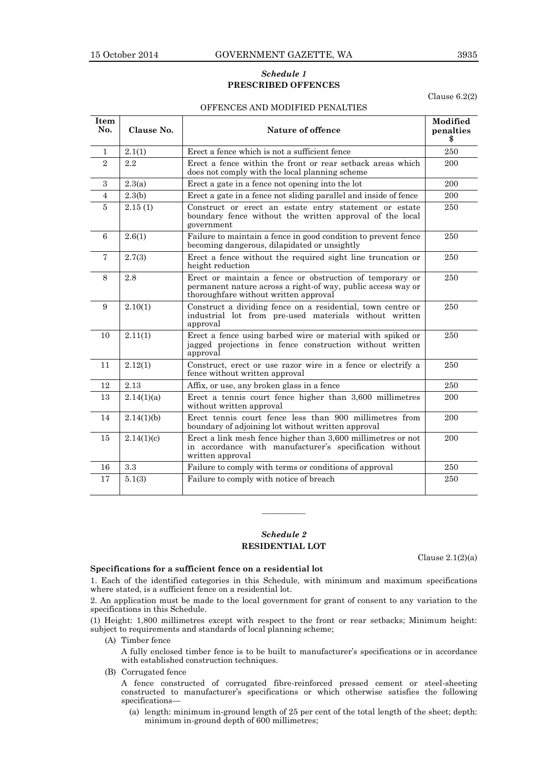### *Schedule 1*
### PRESCRIBED OFFENCES

Clause 6.2(2)

OFFENCES AND MODIFIED PENALTIES

| Item No. | Clause No. | Nature of offence | Modified penalties $ |
|---|---|---|---|
| 1 | 2.1(1) | Erect a fence which is not a sufficient fence | 250 |
| 2 | 2.2 | Erect a fence within the front or rear setback areas which does not comply with the local planning scheme | 200 |
| 3 | 2.3(a) | Erect a gate in a fence not opening into the lot | 200 |
| 4 | 2.3(b) | Erect a gate in a fence not sliding parallel and inside of fence | 200 |
| 5 | 2.15 (1) | Construct or erect an estate entry statement or estate boundary fence without the written approval of the local government | 250 |
| 6 | 2.6(1) | Failure to maintain a fence in good condition to prevent fence becoming dangerous, dilapidated or unsightly | 250 |
| 7 | 2.7(3) | Erect a fence without the required sight line truncation or height reduction | 250 |
| 8 | 2.8 | Erect or maintain a fence or obstruction of temporary or permanent nature across a right-of way, public access way or thoroughfare without written approval | 250 |
| 9 | 2.10(1) | Construct a dividing fence on a residential, town centre or industrial lot from pre-used materials without written approval | 250 |
| 10 | 2.11(1) | Erect a fence using barbed wire or material with spiked or jagged projections in fence construction without written approval | 250 |
| 11 | 2.12(1) | Construct, erect or use razor wire in a fence or electrify a fence without written approval | 250 |
| 12 | 2.13 | Affix, or use, any broken glass in a fence | 250 |
| 13 | 2.14(1)(a) | Erect a tennis court fence higher than 3,600 millimetres without written approval | 200 |
| 14 | 2.14(1)(b) | Erect tennis court fence less than 900 millimetres from boundary of adjoining lot without written approval | 200 |
| 15 | 2.14(1)(c) | Erect a link mesh fence higher than 3,600 millimetres or not in accordance with manufacturer's specification without written approval | 200 |
| 16 | 3.3 | Failure to comply with terms or conditions of approval | 250 |
| 17 | 5.1(3) | Failure to comply with notice of breach | 250 |

————

### *Schedule 2*
### RESIDENTIAL LOT

Clause 2.1(2)(a)

**Specifications for a sufficient fence on a residential lot**

1. Each of the identified categories in this Schedule, with minimum and maximum specifications where stated, is a sufficient fence on a residential lot.

2. An application must be made to the local government for grant of consent to any variation to the specifications in this Schedule.

(1) Height: 1,800 millimetres except with respect to the front or rear setbacks; Minimum height: subject to requirements and standards of local planning scheme;

(A) Timber fence

A fully enclosed timber fence is to be built to manufacturer's specifications or in accordance with established construction techniques.

(B) Corrugated fence

A fence constructed of corrugated fibre-reinforced pressed cement or steel-sheeting constructed to manufacturer's specifications or which otherwise satisfies the following specifications—

(a) length: minimum in-ground length of 25 per cent of the total length of the sheet; depth: minimum in-ground depth of 600 millimetres;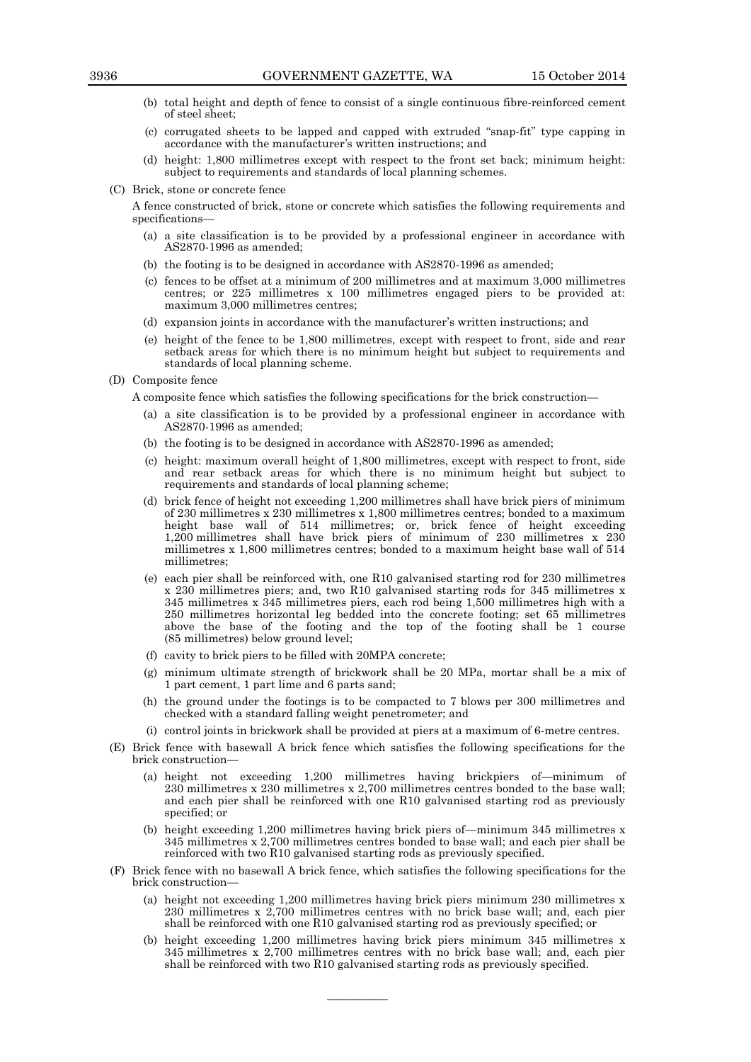(b) total height and depth of fence to consist of a single continuous fibre-reinforced cement of steel sheet;

(c) corrugated sheets to be lapped and capped with extruded "snap-fit" type capping in accordance with the manufacturer's written instructions; and

(d) height: 1,800 millimetres except with respect to the front set back; minimum height: subject to requirements and standards of local planning schemes.

(C) Brick, stone or concrete fence

A fence constructed of brick, stone or concrete which satisfies the following requirements and specifications—

(a) a site classification is to be provided by a professional engineer in accordance with AS2870-1996 as amended;

(b) the footing is to be designed in accordance with AS2870-1996 as amended;

(c) fences to be offset at a minimum of 200 millimetres and at maximum 3,000 millimetres centres; or 225 millimetres x 100 millimetres engaged piers to be provided at: maximum 3,000 millimetres centres;

(d) expansion joints in accordance with the manufacturer's written instructions; and

(e) height of the fence to be 1,800 millimetres, except with respect to front, side and rear setback areas for which there is no minimum height but subject to requirements and standards of local planning scheme.

(D) Composite fence

A composite fence which satisfies the following specifications for the brick construction—

(a) a site classification is to be provided by a professional engineer in accordance with AS2870-1996 as amended;

(b) the footing is to be designed in accordance with AS2870-1996 as amended;

(c) height: maximum overall height of 1,800 millimetres, except with respect to front, side and rear setback areas for which there is no minimum height but subject to requirements and standards of local planning scheme;

(d) brick fence of height not exceeding 1,200 millimetres shall have brick piers of minimum of 230 millimetres x 230 millimetres x 1,800 millimetres centres; bonded to a maximum height base wall of 514 millimetres; or, brick fence of height exceeding 1,200 millimetres shall have brick piers of minimum of 230 millimetres x 230 millimetres x 1,800 millimetres centres; bonded to a maximum height base wall of 514 millimetres;

(e) each pier shall be reinforced with, one R10 galvanised starting rod for 230 millimetres x 230 millimetres piers; and, two R10 galvanised starting rods for 345 millimetres x 345 millimetres x 345 millimetres piers, each rod being 1,500 millimetres high with a 250 millimetres horizontal leg bedded into the concrete footing; set 65 millimetres above the base of the footing and the top of the footing shall be 1 course (85 millimetres) below ground level;

(f) cavity to brick piers to be filled with 20MPA concrete;

(g) minimum ultimate strength of brickwork shall be 20 MPa, mortar shall be a mix of 1 part cement, 1 part lime and 6 parts sand;

(h) the ground under the footings is to be compacted to 7 blows per 300 millimetres and checked with a standard falling weight penetrometer; and

(i) control joints in brickwork shall be provided at piers at a maximum of 6-metre centres.

(E) Brick fence with basewall A brick fence which satisfies the following specifications for the brick construction—

(a) height not exceeding 1,200 millimetres having brickpiers of—minimum of 230 millimetres x 230 millimetres x 2,700 millimetres centres bonded to the base wall; and each pier shall be reinforced with one R10 galvanised starting rod as previously specified; or

(b) height exceeding 1,200 millimetres having brick piers of—minimum 345 millimetres x 345 millimetres x 2,700 millimetres centres bonded to base wall; and each pier shall be reinforced with two R10 galvanised starting rods as previously specified.

(F) Brick fence with no basewall A brick fence, which satisfies the following specifications for the brick construction—

(a) height not exceeding 1,200 millimetres having brick piers minimum 230 millimetres x 230 millimetres x 2,700 millimetres centres with no brick base wall; and, each pier shall be reinforced with one R10 galvanised starting rod as previously specified; or

(b) height exceeding 1,200 millimetres having brick piers minimum 345 millimetres x 345 millimetres x 2,700 millimetres centres with no brick base wall; and, each pier shall be reinforced with two R10 galvanised starting rods as previously specified.

---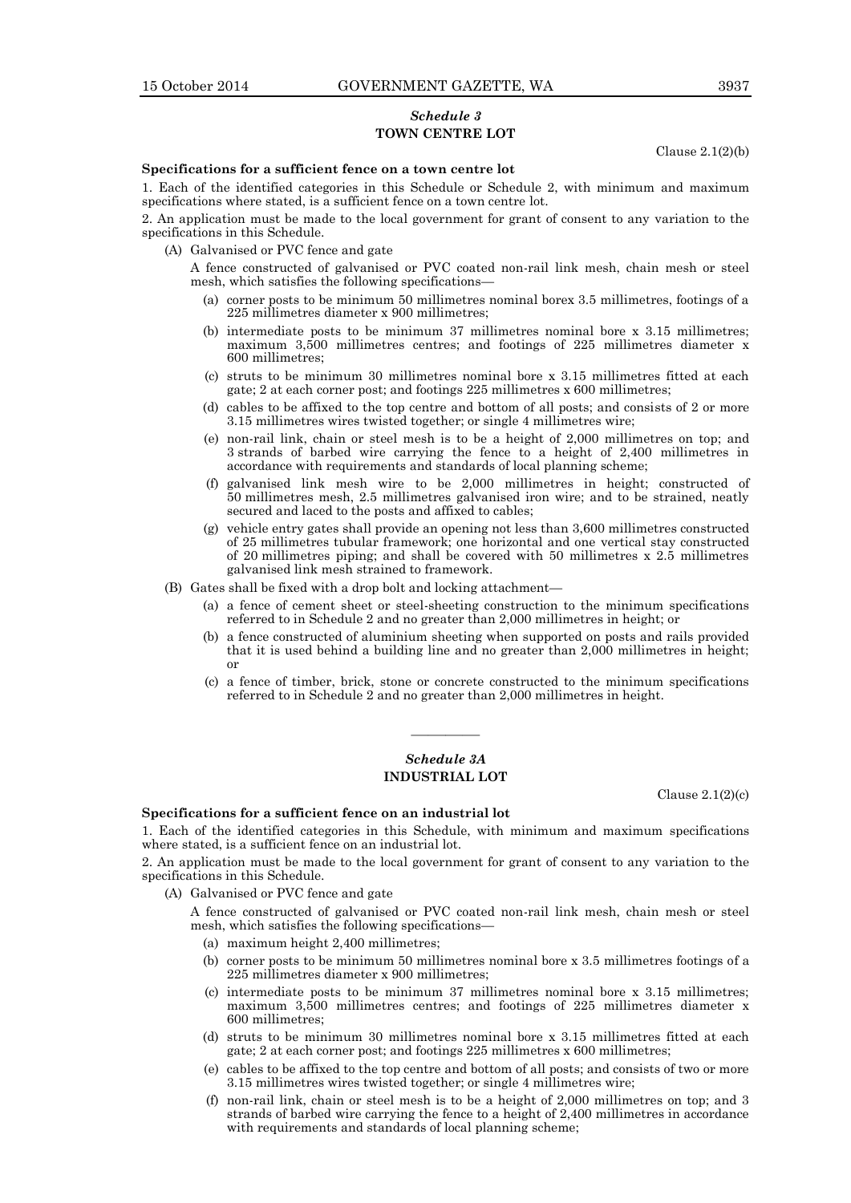## *Schedule 3*
## TOWN CENTRE LOT

Clause 2.1(2)(b)

**Specifications for a sufficient fence on a town centre lot**

1. Each of the identified categories in this Schedule or Schedule 2, with minimum and maximum specifications where stated, is a sufficient fence on a town centre lot.

2. An application must be made to the local government for grant of consent to any variation to the specifications in this Schedule.

(A) Galvanised or PVC fence and gate

A fence constructed of galvanised or PVC coated non-rail link mesh, chain mesh or steel mesh, which satisfies the following specifications—

(a) corner posts to be minimum 50 millimetres nominal borex 3.5 millimetres, footings of a 225 millimetres diameter x 900 millimetres;

(b) intermediate posts to be minimum 37 millimetres nominal bore x 3.15 millimetres; maximum 3,500 millimetres centres; and footings of 225 millimetres diameter x 600 millimetres;

(c) struts to be minimum 30 millimetres nominal bore x 3.15 millimetres fitted at each gate; 2 at each corner post; and footings 225 millimetres x 600 millimetres;

(d) cables to be affixed to the top centre and bottom of all posts; and consists of 2 or more 3.15 millimetres wires twisted together; or single 4 millimetres wire;

(e) non-rail link, chain or steel mesh is to be a height of 2,000 millimetres on top; and 3 strands of barbed wire carrying the fence to a height of 2,400 millimetres in accordance with requirements and standards of local planning scheme;

(f) galvanised link mesh wire to be 2,000 millimetres in height; constructed of 50 millimetres mesh, 2.5 millimetres galvanised iron wire; and to be strained, neatly secured and laced to the posts and affixed to cables;

(g) vehicle entry gates shall provide an opening not less than 3,600 millimetres constructed of 25 millimetres tubular framework; one horizontal and one vertical stay constructed of 20 millimetres piping; and shall be covered with 50 millimetres x 2.5 millimetres galvanised link mesh strained to framework.

(B) Gates shall be fixed with a drop bolt and locking attachment—

(a) a fence of cement sheet or steel-sheeting construction to the minimum specifications referred to in Schedule 2 and no greater than 2,000 millimetres in height; or

(b) a fence constructed of aluminium sheeting when supported on posts and rails provided that it is used behind a building line and no greater than 2,000 millimetres in height; or

(c) a fence of timber, brick, stone or concrete constructed to the minimum specifications referred to in Schedule 2 and no greater than 2,000 millimetres in height.

---

## *Schedule 3A*
## INDUSTRIAL LOT

Clause 2.1(2)(c)

**Specifications for a sufficient fence on an industrial lot**

1. Each of the identified categories in this Schedule, with minimum and maximum specifications where stated, is a sufficient fence on an industrial lot.

2. An application must be made to the local government for grant of consent to any variation to the specifications in this Schedule.

(A) Galvanised or PVC fence and gate

A fence constructed of galvanised or PVC coated non-rail link mesh, chain mesh or steel mesh, which satisfies the following specifications—

(a) maximum height 2,400 millimetres;

(b) corner posts to be minimum 50 millimetres nominal bore x 3.5 millimetres footings of a 225 millimetres diameter x 900 millimetres;

(c) intermediate posts to be minimum 37 millimetres nominal bore x 3.15 millimetres; maximum 3,500 millimetres centres; and footings of 225 millimetres diameter x 600 millimetres;

(d) struts to be minimum 30 millimetres nominal bore x 3.15 millimetres fitted at each gate; 2 at each corner post; and footings 225 millimetres x 600 millimetres;

(e) cables to be affixed to the top centre and bottom of all posts; and consists of two or more 3.15 millimetres wires twisted together; or single 4 millimetres wire;

(f) non-rail link, chain or steel mesh is to be a height of 2,000 millimetres on top; and 3 strands of barbed wire carrying the fence to a height of 2,400 millimetres in accordance with requirements and standards of local planning scheme;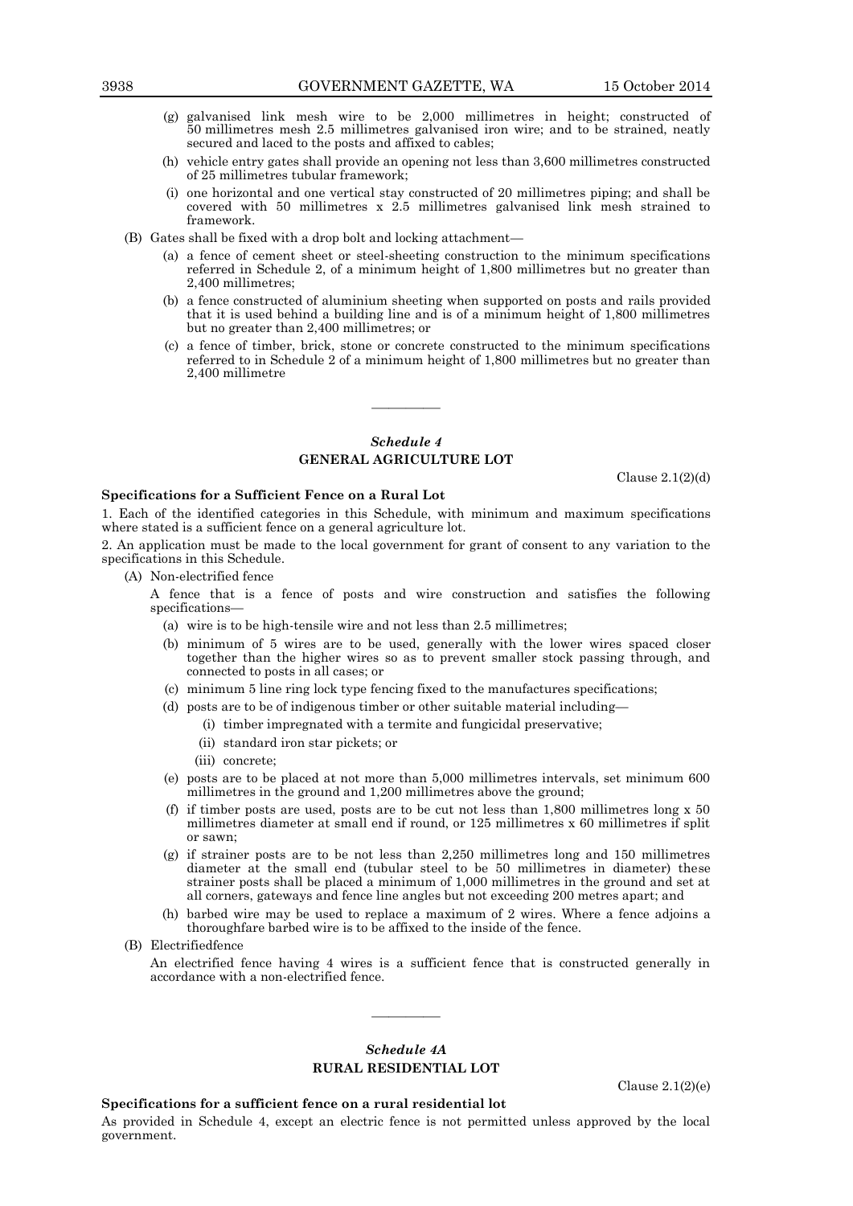(g) galvanised link mesh wire to be 2,000 millimetres in height; constructed of 50 millimetres mesh 2.5 millimetres galvanised iron wire; and to be strained, neatly secured and laced to the posts and affixed to cables;

(h) vehicle entry gates shall provide an opening not less than 3,600 millimetres constructed of 25 millimetres tubular framework;

(i) one horizontal and one vertical stay constructed of 20 millimetres piping; and shall be covered with 50 millimetres x 2.5 millimetres galvanised link mesh strained to framework.

(B) Gates shall be fixed with a drop bolt and locking attachment—

(a) a fence of cement sheet or steel-sheeting construction to the minimum specifications referred in Schedule 2, of a minimum height of 1,800 millimetres but no greater than 2,400 millimetres;

(b) a fence constructed of aluminium sheeting when supported on posts and rails provided that it is used behind a building line and is of a minimum height of 1,800 millimetres but no greater than 2,400 millimetres; or

(c) a fence of timber, brick, stone or concrete constructed to the minimum specifications referred to in Schedule 2 of a minimum height of 1,800 millimetres but no greater than 2,400 millimetre

---

## *Schedule 4*
## GENERAL AGRICULTURE LOT

Clause 2.1(2)(d)

**Specifications for a Sufficient Fence on a Rural Lot**

1. Each of the identified categories in this Schedule, with minimum and maximum specifications where stated is a sufficient fence on a general agriculture lot.

2. An application must be made to the local government for grant of consent to any variation to the specifications in this Schedule.

(A) Non-electrified fence

A fence that is a fence of posts and wire construction and satisfies the following specifications—

(a) wire is to be high-tensile wire and not less than 2.5 millimetres;

(b) minimum of 5 wires are to be used, generally with the lower wires spaced closer together than the higher wires so as to prevent smaller stock passing through, and connected to posts in all cases; or

(c) minimum 5 line ring lock type fencing fixed to the manufactures specifications;

(d) posts are to be of indigenous timber or other suitable material including—

(i) timber impregnated with a termite and fungicidal preservative;

(ii) standard iron star pickets; or

(iii) concrete;

(e) posts are to be placed at not more than 5,000 millimetres intervals, set minimum 600 millimetres in the ground and 1,200 millimetres above the ground;

(f) if timber posts are used, posts are to be cut not less than 1,800 millimetres long x 50 millimetres diameter at small end if round, or 125 millimetres x 60 millimetres if split or sawn;

(g) if strainer posts are to be not less than 2,250 millimetres long and 150 millimetres diameter at the small end (tubular steel to be 50 millimetres in diameter) these strainer posts shall be placed a minimum of 1,000 millimetres in the ground and set at all corners, gateways and fence line angles but not exceeding 200 metres apart; and

(h) barbed wire may be used to replace a maximum of 2 wires. Where a fence adjoins a thoroughfare barbed wire is to be affixed to the inside of the fence.

(B) Electrifiedfence

An electrified fence having 4 wires is a sufficient fence that is constructed generally in accordance with a non-electrified fence.

---

## *Schedule 4A*
## RURAL RESIDENTIAL LOT

Clause 2.1(2)(e)

**Specifications for a sufficient fence on a rural residential lot**

As provided in Schedule 4, except an electric fence is not permitted unless approved by the local government.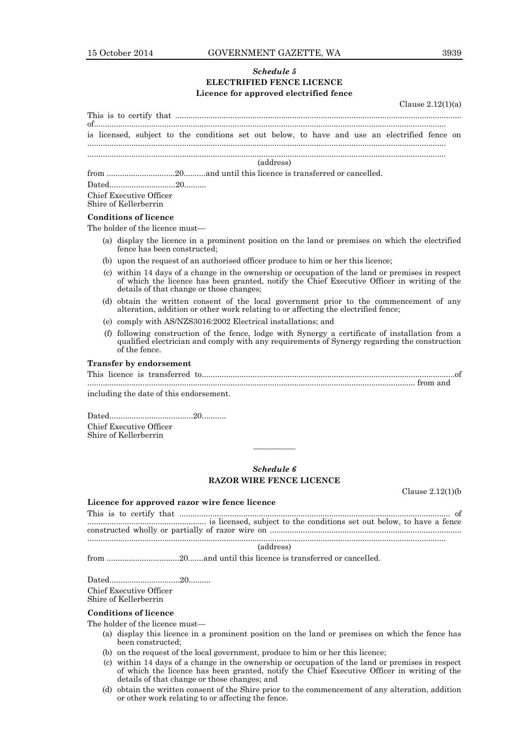*Schedule 5*

**ELECTRIFIED FENCE LICENCE**

**Licence for approved electrified fence**

Clause 2.12(1)(a)

This is to certify that ..................................................................................................................................
of..............................................................................................................................................
is licensed, subject to the conditions set out below, to have and use an electrified fence on ..............................................................................................................................................
..............................................................................................................................................
(address)

from ...............................20..........and until this licence is transferred or cancelled.

Dated..............................20..........

Chief Executive Officer
Shire of Kellerberrin

**Conditions of licence**

The holder of the licence must—

(a) display the licence in a prominent position on the land or premises on which the electrified fence has been constructed;

(b) upon the request of an authorised officer produce to him or her this licence;

(c) within 14 days of a change in the ownership or occupation of the land or premises in respect of which the licence has been granted, notify the Chief Executive Officer in writing of the details of that change or those changes;

(d) obtain the written consent of the local government prior to the commencement of any alteration, addition or other work relating to or affecting the electrified fence;

(e) comply with AS/NZS3016:2002 Electrical installations; and

(f) following construction of the fence, lodge with Synergy a certificate of installation from a qualified electrician and comply with any requirements of Synergy regarding the construction of the fence.

**Transfer by endorsement**

This licence is transferred to..................................................................................................................of
.............................................................................................................................................. from and including the date of this endorsement.

Dated......................................20...........

Chief Executive Officer
Shire of Kellerberrin

---

*Schedule 6*

**RAZOR WIRE FENCE LICENCE**

Clause 2.12(1)(b

**Licence for approved razor wire fence licence**

This is to certify that ......................................................................................................................... of ..................................................... is licensed, subject to the conditions set out below, to have a fence constructed wholly or partially of razor wire on .......................................................................................
..............................................................................................................................................
(address)

from .................................20.......and until this licence is transferred or cancelled.

Dated................................20..........

Chief Executive Officer
Shire of Kellerberrin

**Conditions of licence**

The holder of the licence must—

(a) display this licence in a prominent position on the land or premises on which the fence has been constructed;

(b) on the request of the local government, produce to him or her this licence;

(c) within 14 days of a change in the ownership or occupation of the land or premises in respect of which the licence has been granted, notify the Chief Executive Officer in writing of the details of that change or those changes; and

(d) obtain the written consent of the Shire prior to the commencement of any alteration, addition or other work relating to or affecting the fence.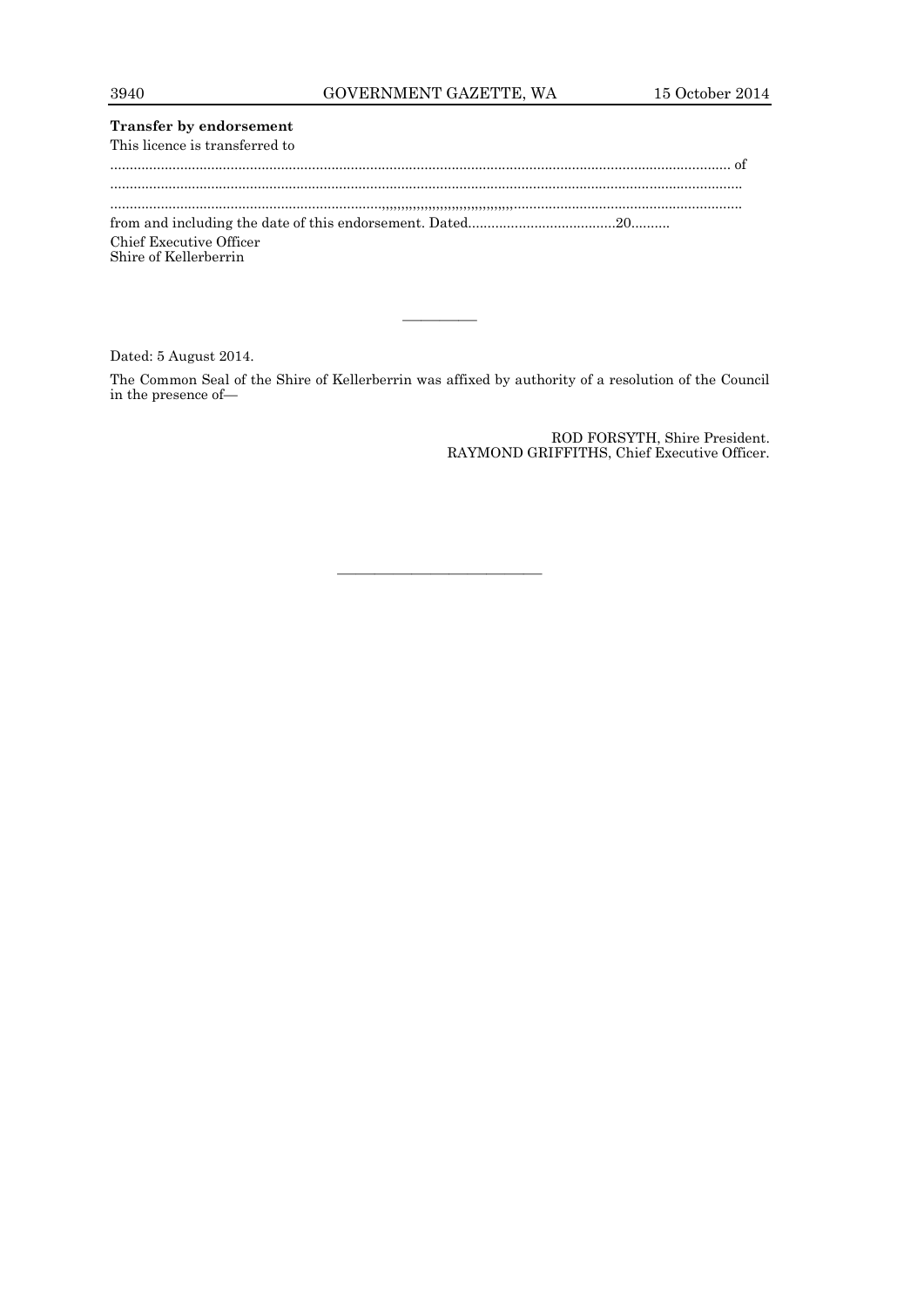**Transfer by endorsement**

This licence is transferred to

................................................................................................................................................................ of

................................................................................................................................................................

.........................................................................,,,,,,,,,,,,,,,,,,,,,,,,,,,,,,,,,,,,,,,,..............................................................

from and including the date of this endorsement. Dated......................................20..........

Chief Executive Officer
Shire of Kellerberrin

---

Dated: 5 August 2014.

The Common Seal of the Shire of Kellerberrin was affixed by authority of a resolution of the Council in the presence of—

ROD FORSYTH, Shire President.
RAYMOND GRIFFITHS, Chief Executive Officer.

---